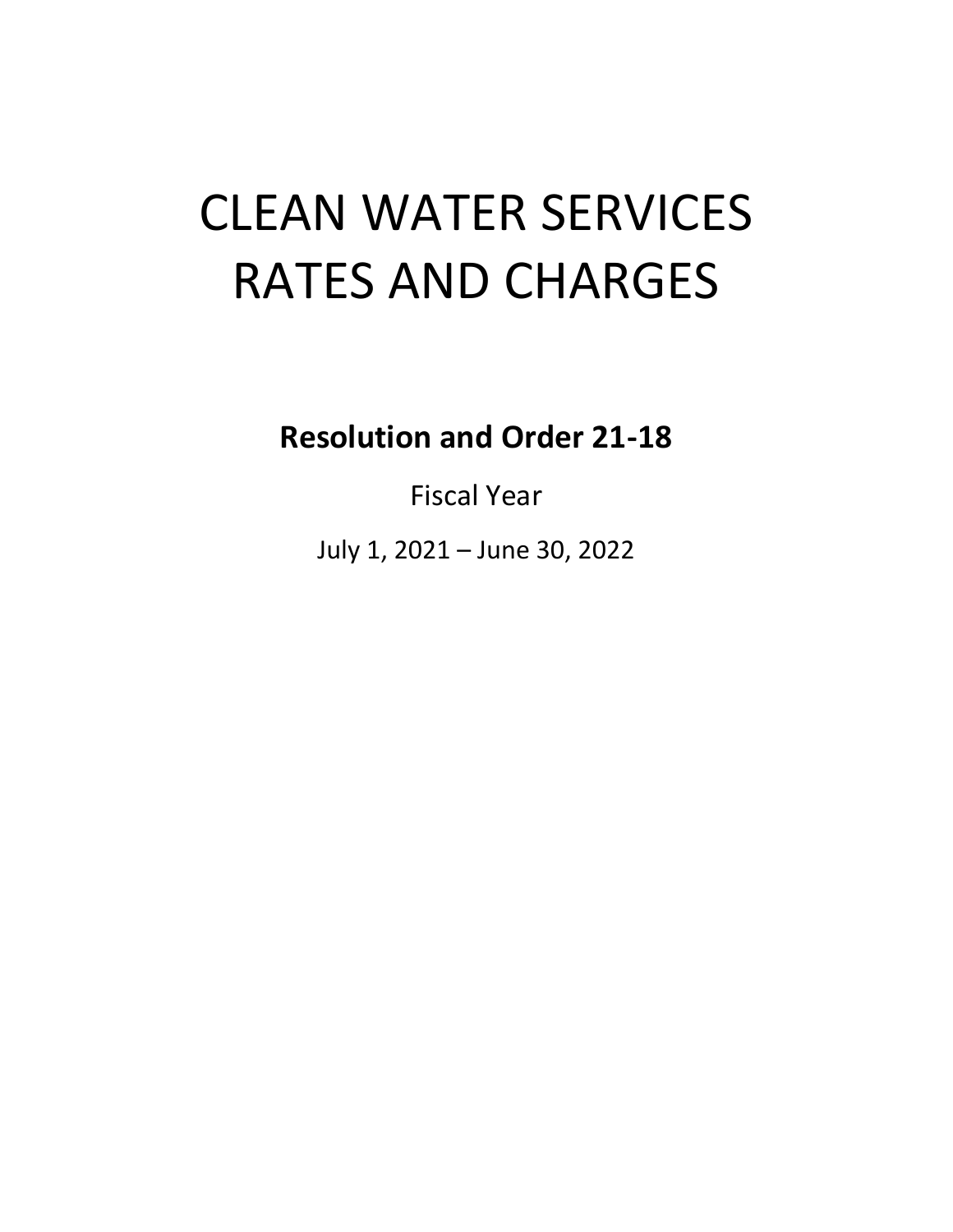# CLEAN WATER SERVICES RATES AND CHARGES

**Resolution and Order 21-18**

Fiscal Year

July 1, 2021 – June 30, 2022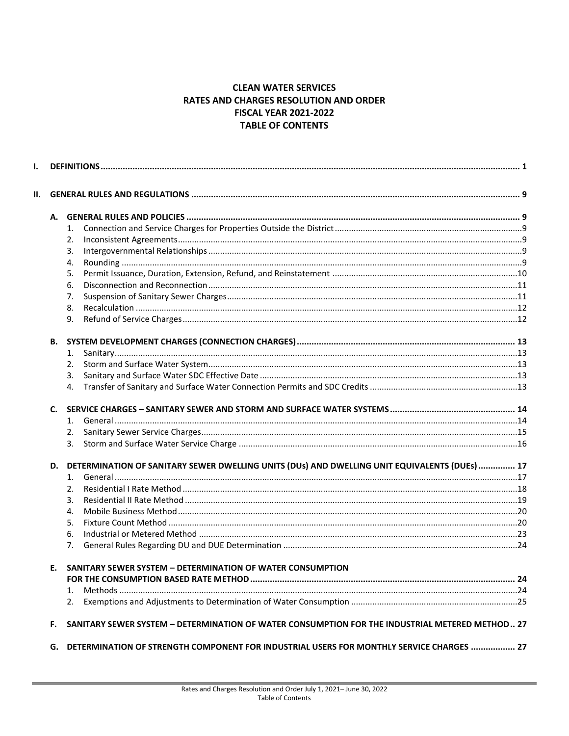# CLEAN WATER SERVICES
# RATES AND CHARGES RESOLUTION AND ORDER
# FISCAL YEAR 2021-2022
# TABLE OF CONTENTS

**I. DEFINITIONS** ..... 1

**II. GENERAL RULES AND REGULATIONS** ..... 9

**A. GENERAL RULES AND POLICIES** ..... 9

1. Connection and Service Charges for Properties Outside the District ..... 9
2. Inconsistent Agreements ..... 9
3. Intergovernmental Relationships ..... 9
4. Rounding ..... 9
5. Permit Issuance, Duration, Extension, Refund, and Reinstatement ..... 10
6. Disconnection and Reconnection ..... 11
7. Suspension of Sanitary Sewer Charges ..... 11
8. Recalculation ..... 12
9. Refund of Service Charges ..... 12

**B. SYSTEM DEVELOPMENT CHARGES (CONNECTION CHARGES)** ..... 13

1. Sanitary ..... 13
2. Storm and Surface Water System ..... 13
3. Sanitary and Surface Water SDC Effective Date ..... 13
4. Transfer of Sanitary and Surface Water Connection Permits and SDC Credits ..... 13

**C. SERVICE CHARGES – SANITARY SEWER AND STORM AND SURFACE WATER SYSTEMS** ..... 14

1. General ..... 14
2. Sanitary Sewer Service Charges ..... 15
3. Storm and Surface Water Service Charge ..... 16

**D. DETERMINATION OF SANITARY SEWER DWELLING UNITS (DUs) AND DWELLING UNIT EQUIVALENTS (DUEs)** ..... 17

1. General ..... 17
2. Residential I Rate Method ..... 18
3. Residential II Rate Method ..... 19
4. Mobile Business Method ..... 20
5. Fixture Count Method ..... 20
6. Industrial or Metered Method ..... 23
7. General Rules Regarding DU and DUE Determination ..... 24

**E. SANITARY SEWER SYSTEM – DETERMINATION OF WATER CONSUMPTION FOR THE CONSUMPTION BASED RATE METHOD** ..... 24

1. Methods ..... 24
2. Exemptions and Adjustments to Determination of Water Consumption ..... 25

**F. SANITARY SEWER SYSTEM – DETERMINATION OF WATER CONSUMPTION FOR THE INDUSTRIAL METERED METHOD** ..... 27

**G. DETERMINATION OF STRENGTH COMPONENT FOR INDUSTRIAL USERS FOR MONTHLY SERVICE CHARGES** ..... 27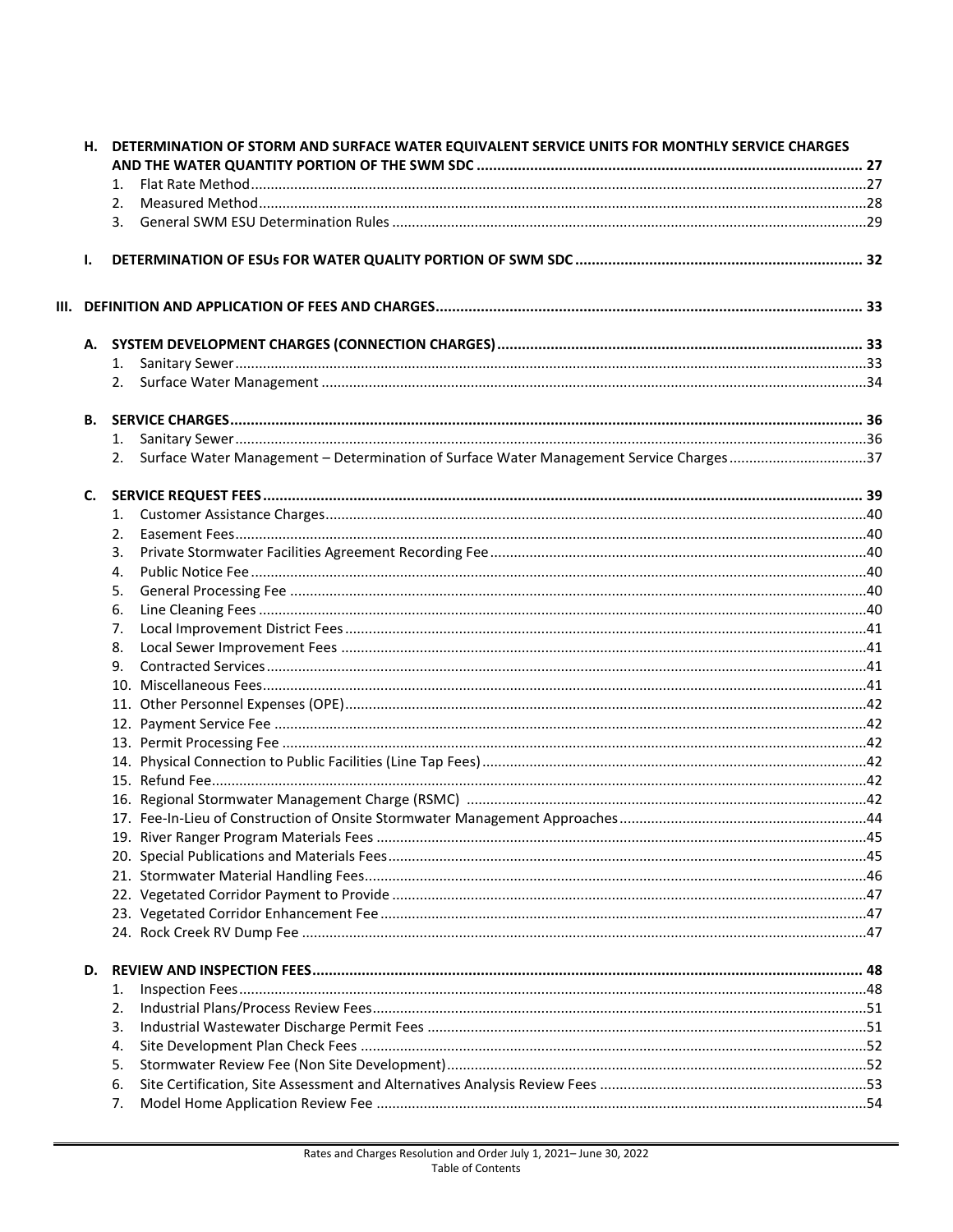**H. DETERMINATION OF STORM AND SURFACE WATER EQUIVALENT SERVICE UNITS FOR MONTHLY SERVICE CHARGES AND THE WATER QUANTITY PORTION OF THE SWM SDC .......... 27**

1. Flat Rate Method .......... 27
2. Measured Method .......... 28
3. General SWM ESU Determination Rules .......... 29

**I. DETERMINATION OF ESUs FOR WATER QUALITY PORTION OF SWM SDC .......... 32**

**III. DEFINITION AND APPLICATION OF FEES AND CHARGES .......... 33**

**A. SYSTEM DEVELOPMENT CHARGES (CONNECTION CHARGES) .......... 33**

1. Sanitary Sewer .......... 33
2. Surface Water Management .......... 34

**B. SERVICE CHARGES .......... 36**

1. Sanitary Sewer .......... 36
2. Surface Water Management – Determination of Surface Water Management Service Charges .......... 37

**C. SERVICE REQUEST FEES .......... 39**

1. Customer Assistance Charges .......... 40
2. Easement Fees .......... 40
3. Private Stormwater Facilities Agreement Recording Fee .......... 40
4. Public Notice Fee .......... 40
5. General Processing Fee .......... 40
6. Line Cleaning Fees .......... 40
7. Local Improvement District Fees .......... 41
8. Local Sewer Improvement Fees .......... 41
9. Contracted Services .......... 41
10. Miscellaneous Fees .......... 41
11. Other Personnel Expenses (OPE) .......... 42
12. Payment Service Fee .......... 42
13. Permit Processing Fee .......... 42
14. Physical Connection to Public Facilities (Line Tap Fees) .......... 42
15. Refund Fee .......... 42
16. Regional Stormwater Management Charge (RSMC) .......... 42
17. Fee-In-Lieu of Construction of Onsite Stormwater Management Approaches .......... 44
19. River Ranger Program Materials Fees .......... 45
20. Special Publications and Materials Fees .......... 45
21. Stormwater Material Handling Fees .......... 46
22. Vegetated Corridor Payment to Provide .......... 47
23. Vegetated Corridor Enhancement Fee .......... 47
24. Rock Creek RV Dump Fee .......... 47

**D. REVIEW AND INSPECTION FEES .......... 48**

1. Inspection Fees .......... 48
2. Industrial Plans/Process Review Fees .......... 51
3. Industrial Wastewater Discharge Permit Fees .......... 51
4. Site Development Plan Check Fees .......... 52
5. Stormwater Review Fee (Non Site Development) .......... 52
6. Site Certification, Site Assessment and Alternatives Analysis Review Fees .......... 53
7. Model Home Application Review Fee .......... 54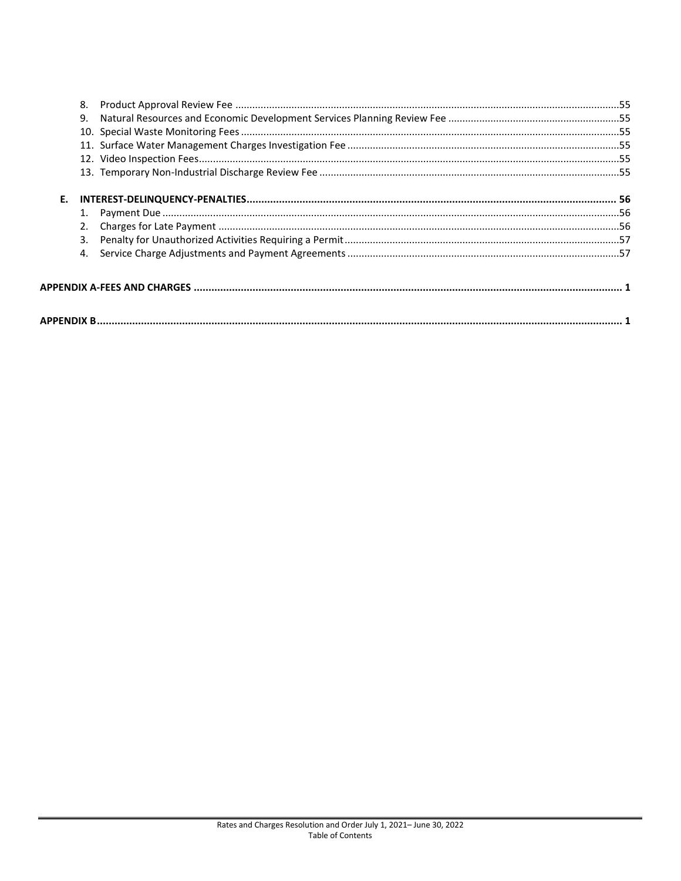8. Product Approval Review Fee .......................................................................................................................................55
9. Natural Resources and Economic Development Services Planning Review Fee ............................................................55
10. Special Waste Monitoring Fees .....................................................................................................................................55
11. Surface Water Management Charges Investigation Fee ................................................................................................55
12. Video Inspection Fees....................................................................................................................................................55
13. Temporary Non-Industrial Discharge Review Fee .........................................................................................................55

**E. INTEREST-DELINQUENCY-PENALTIES............................................................................................................................ 56**

1. Payment Due ................................................................................................................................................................56
2. Charges for Late Payment .............................................................................................................................................56
3. Penalty for Unauthorized Activities Requiring a Permit.................................................................................................57
4. Service Charge Adjustments and Payment Agreements ................................................................................................57

**APPENDIX A-FEES AND CHARGES ................................................................................................................................ 1**

**APPENDIX B................................................................................................................................................................. 1**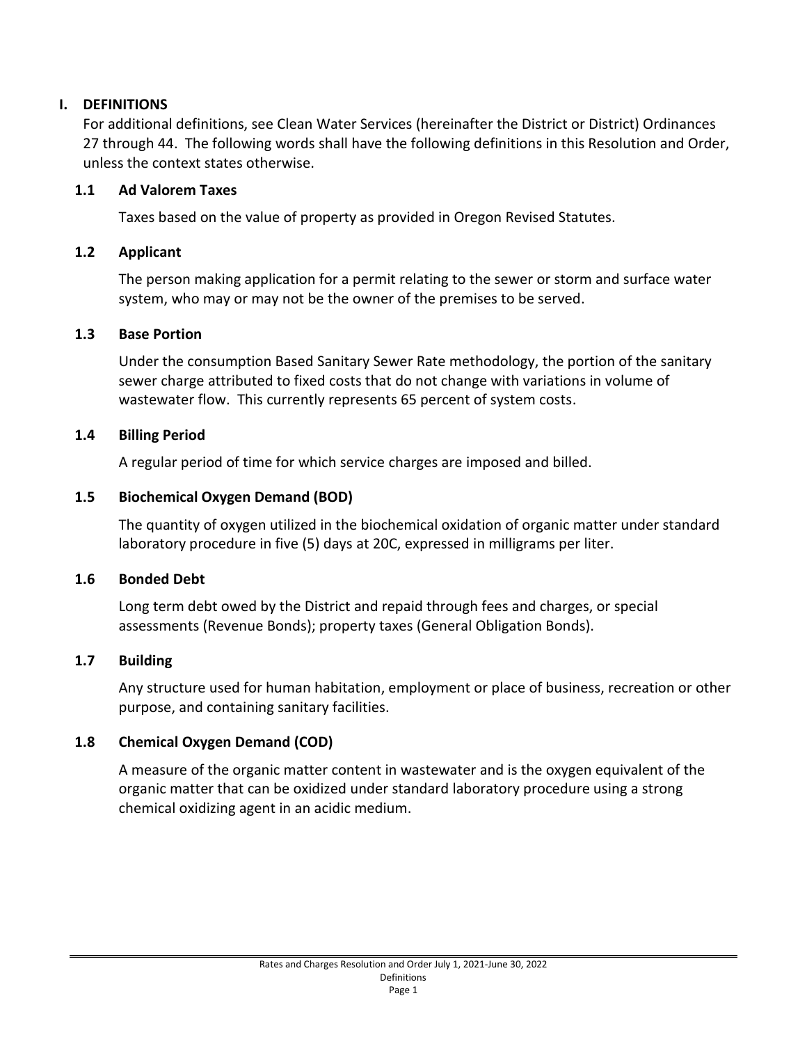# I. DEFINITIONS

For additional definitions, see Clean Water Services (hereinafter the District or District) Ordinances 27 through 44. The following words shall have the following definitions in this Resolution and Order, unless the context states otherwise.

## 1.1 Ad Valorem Taxes

Taxes based on the value of property as provided in Oregon Revised Statutes.

## 1.2 Applicant

The person making application for a permit relating to the sewer or storm and surface water system, who may or may not be the owner of the premises to be served.

## 1.3 Base Portion

Under the consumption Based Sanitary Sewer Rate methodology, the portion of the sanitary sewer charge attributed to fixed costs that do not change with variations in volume of wastewater flow. This currently represents 65 percent of system costs.

## 1.4 Billing Period

A regular period of time for which service charges are imposed and billed.

## 1.5 Biochemical Oxygen Demand (BOD)

The quantity of oxygen utilized in the biochemical oxidation of organic matter under standard laboratory procedure in five (5) days at 20C, expressed in milligrams per liter.

## 1.6 Bonded Debt

Long term debt owed by the District and repaid through fees and charges, or special assessments (Revenue Bonds); property taxes (General Obligation Bonds).

## 1.7 Building

Any structure used for human habitation, employment or place of business, recreation or other purpose, and containing sanitary facilities.

## 1.8 Chemical Oxygen Demand (COD)

A measure of the organic matter content in wastewater and is the oxygen equivalent of the organic matter that can be oxidized under standard laboratory procedure using a strong chemical oxidizing agent in an acidic medium.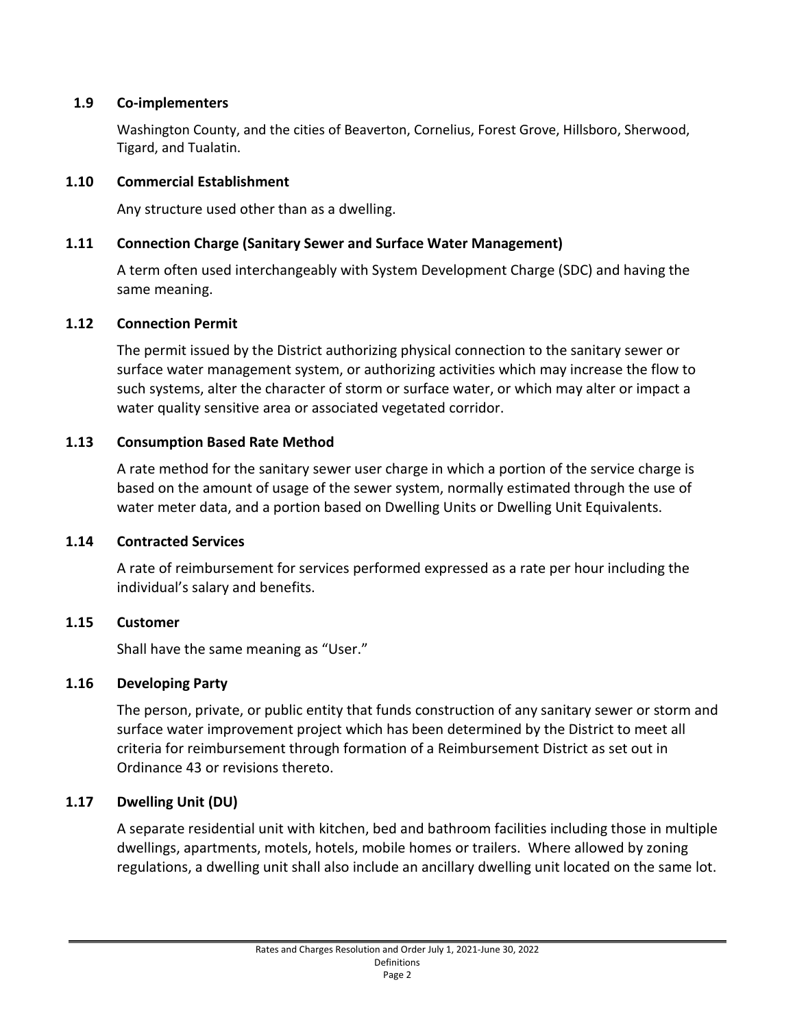### 1.9 Co-implementers

Washington County, and the cities of Beaverton, Cornelius, Forest Grove, Hillsboro, Sherwood, Tigard, and Tualatin.

### 1.10 Commercial Establishment

Any structure used other than as a dwelling.

### 1.11 Connection Charge (Sanitary Sewer and Surface Water Management)

A term often used interchangeably with System Development Charge (SDC) and having the same meaning.

### 1.12 Connection Permit

The permit issued by the District authorizing physical connection to the sanitary sewer or surface water management system, or authorizing activities which may increase the flow to such systems, alter the character of storm or surface water, or which may alter or impact a water quality sensitive area or associated vegetated corridor.

### 1.13 Consumption Based Rate Method

A rate method for the sanitary sewer user charge in which a portion of the service charge is based on the amount of usage of the sewer system, normally estimated through the use of water meter data, and a portion based on Dwelling Units or Dwelling Unit Equivalents.

### 1.14 Contracted Services

A rate of reimbursement for services performed expressed as a rate per hour including the individual's salary and benefits.

### 1.15 Customer

Shall have the same meaning as "User."

### 1.16 Developing Party

The person, private, or public entity that funds construction of any sanitary sewer or storm and surface water improvement project which has been determined by the District to meet all criteria for reimbursement through formation of a Reimbursement District as set out in Ordinance 43 or revisions thereto.

### 1.17 Dwelling Unit (DU)

A separate residential unit with kitchen, bed and bathroom facilities including those in multiple dwellings, apartments, motels, hotels, mobile homes or trailers. Where allowed by zoning regulations, a dwelling unit shall also include an ancillary dwelling unit located on the same lot.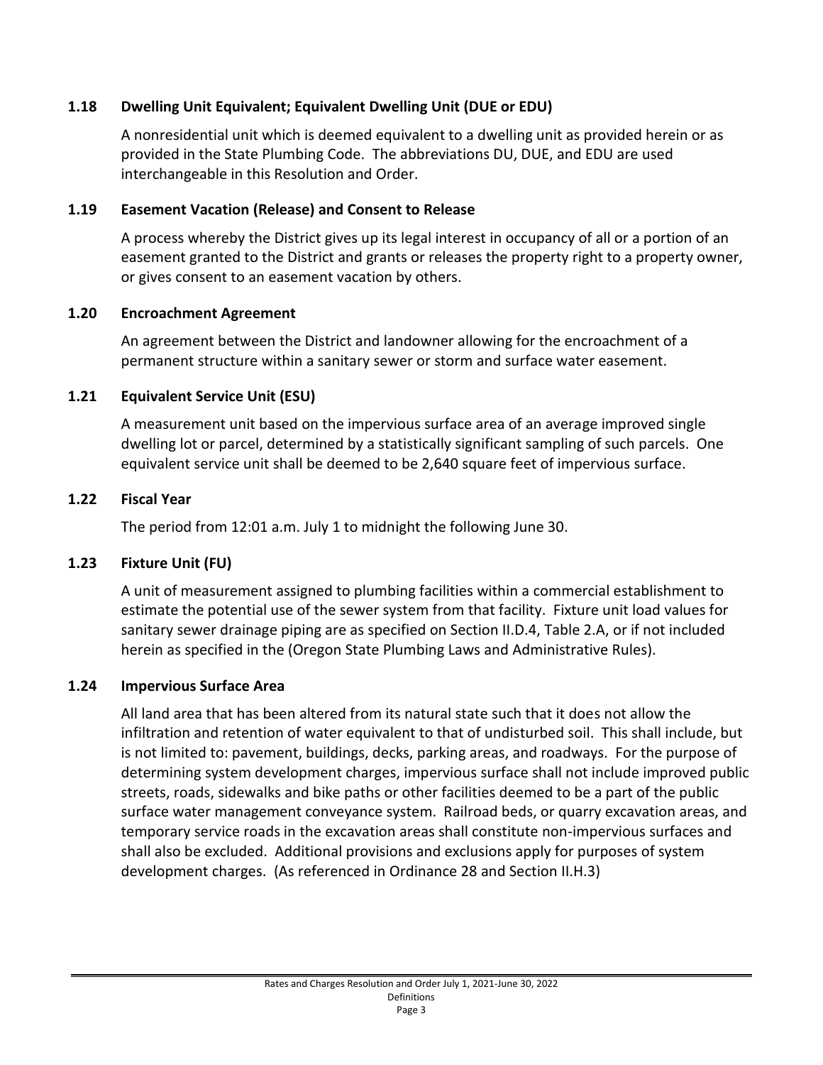### 1.18 Dwelling Unit Equivalent; Equivalent Dwelling Unit (DUE or EDU)

A nonresidential unit which is deemed equivalent to a dwelling unit as provided herein or as provided in the State Plumbing Code. The abbreviations DU, DUE, and EDU are used interchangeable in this Resolution and Order.

### 1.19 Easement Vacation (Release) and Consent to Release

A process whereby the District gives up its legal interest in occupancy of all or a portion of an easement granted to the District and grants or releases the property right to a property owner, or gives consent to an easement vacation by others.

### 1.20 Encroachment Agreement

An agreement between the District and landowner allowing for the encroachment of a permanent structure within a sanitary sewer or storm and surface water easement.

### 1.21 Equivalent Service Unit (ESU)

A measurement unit based on the impervious surface area of an average improved single dwelling lot or parcel, determined by a statistically significant sampling of such parcels. One equivalent service unit shall be deemed to be 2,640 square feet of impervious surface.

### 1.22 Fiscal Year

The period from 12:01 a.m. July 1 to midnight the following June 30.

### 1.23 Fixture Unit (FU)

A unit of measurement assigned to plumbing facilities within a commercial establishment to estimate the potential use of the sewer system from that facility. Fixture unit load values for sanitary sewer drainage piping are as specified on Section II.D.4, Table 2.A, or if not included herein as specified in the (Oregon State Plumbing Laws and Administrative Rules).

### 1.24 Impervious Surface Area

All land area that has been altered from its natural state such that it does not allow the infiltration and retention of water equivalent to that of undisturbed soil. This shall include, but is not limited to: pavement, buildings, decks, parking areas, and roadways. For the purpose of determining system development charges, impervious surface shall not include improved public streets, roads, sidewalks and bike paths or other facilities deemed to be a part of the public surface water management conveyance system. Railroad beds, or quarry excavation areas, and temporary service roads in the excavation areas shall constitute non-impervious surfaces and shall also be excluded. Additional provisions and exclusions apply for purposes of system development charges. (As referenced in Ordinance 28 and Section II.H.3)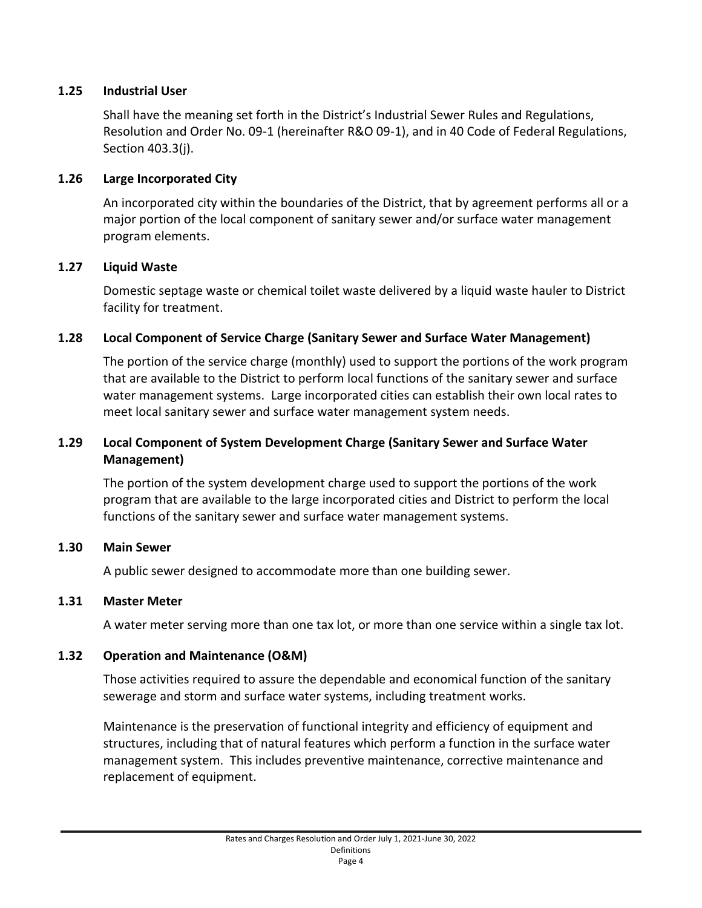### 1.25 Industrial User

Shall have the meaning set forth in the District's Industrial Sewer Rules and Regulations, Resolution and Order No. 09-1 (hereinafter R&O 09-1), and in 40 Code of Federal Regulations, Section 403.3(j).

### 1.26 Large Incorporated City

An incorporated city within the boundaries of the District, that by agreement performs all or a major portion of the local component of sanitary sewer and/or surface water management program elements.

### 1.27 Liquid Waste

Domestic septage waste or chemical toilet waste delivered by a liquid waste hauler to District facility for treatment.

### 1.28 Local Component of Service Charge (Sanitary Sewer and Surface Water Management)

The portion of the service charge (monthly) used to support the portions of the work program that are available to the District to perform local functions of the sanitary sewer and surface water management systems. Large incorporated cities can establish their own local rates to meet local sanitary sewer and surface water management system needs.

### 1.29 Local Component of System Development Charge (Sanitary Sewer and Surface Water Management)

The portion of the system development charge used to support the portions of the work program that are available to the large incorporated cities and District to perform the local functions of the sanitary sewer and surface water management systems.

### 1.30 Main Sewer

A public sewer designed to accommodate more than one building sewer.

### 1.31 Master Meter

A water meter serving more than one tax lot, or more than one service within a single tax lot.

### 1.32 Operation and Maintenance (O&M)

Those activities required to assure the dependable and economical function of the sanitary sewerage and storm and surface water systems, including treatment works.

Maintenance is the preservation of functional integrity and efficiency of equipment and structures, including that of natural features which perform a function in the surface water management system. This includes preventive maintenance, corrective maintenance and replacement of equipment.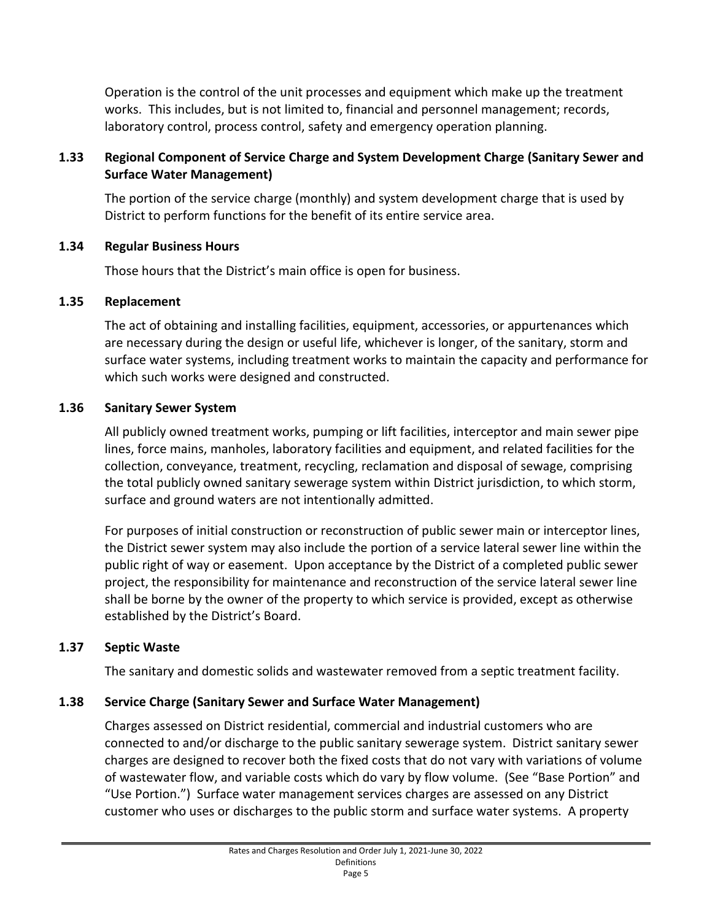Operation is the control of the unit processes and equipment which make up the treatment works. This includes, but is not limited to, financial and personnel management; records, laboratory control, process control, safety and emergency operation planning.

### 1.33 Regional Component of Service Charge and System Development Charge (Sanitary Sewer and Surface Water Management)

The portion of the service charge (monthly) and system development charge that is used by District to perform functions for the benefit of its entire service area.

### 1.34 Regular Business Hours

Those hours that the District's main office is open for business.

### 1.35 Replacement

The act of obtaining and installing facilities, equipment, accessories, or appurtenances which are necessary during the design or useful life, whichever is longer, of the sanitary, storm and surface water systems, including treatment works to maintain the capacity and performance for which such works were designed and constructed.

### 1.36 Sanitary Sewer System

All publicly owned treatment works, pumping or lift facilities, interceptor and main sewer pipe lines, force mains, manholes, laboratory facilities and equipment, and related facilities for the collection, conveyance, treatment, recycling, reclamation and disposal of sewage, comprising the total publicly owned sanitary sewerage system within District jurisdiction, to which storm, surface and ground waters are not intentionally admitted.

For purposes of initial construction or reconstruction of public sewer main or interceptor lines, the District sewer system may also include the portion of a service lateral sewer line within the public right of way or easement. Upon acceptance by the District of a completed public sewer project, the responsibility for maintenance and reconstruction of the service lateral sewer line shall be borne by the owner of the property to which service is provided, except as otherwise established by the District's Board.

### 1.37 Septic Waste

The sanitary and domestic solids and wastewater removed from a septic treatment facility.

### 1.38 Service Charge (Sanitary Sewer and Surface Water Management)

Charges assessed on District residential, commercial and industrial customers who are connected to and/or discharge to the public sanitary sewerage system. District sanitary sewer charges are designed to recover both the fixed costs that do not vary with variations of volume of wastewater flow, and variable costs which do vary by flow volume. (See "Base Portion" and "Use Portion.") Surface water management services charges are assessed on any District customer who uses or discharges to the public storm and surface water systems. A property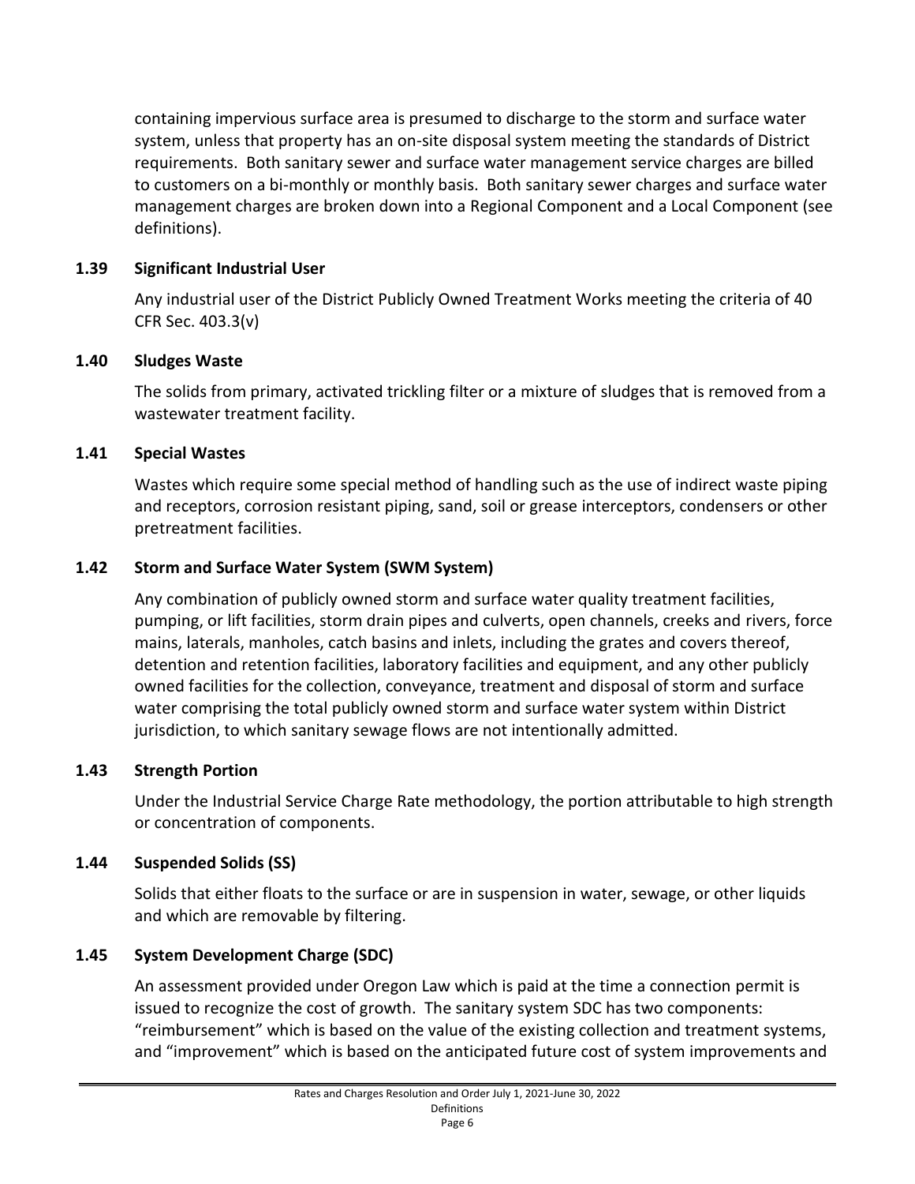containing impervious surface area is presumed to discharge to the storm and surface water system, unless that property has an on-site disposal system meeting the standards of District requirements. Both sanitary sewer and surface water management service charges are billed to customers on a bi-monthly or monthly basis. Both sanitary sewer charges and surface water management charges are broken down into a Regional Component and a Local Component (see definitions).

### 1.39 Significant Industrial User

Any industrial user of the District Publicly Owned Treatment Works meeting the criteria of 40 CFR Sec. 403.3(v)

### 1.40 Sludges Waste

The solids from primary, activated trickling filter or a mixture of sludges that is removed from a wastewater treatment facility.

### 1.41 Special Wastes

Wastes which require some special method of handling such as the use of indirect waste piping and receptors, corrosion resistant piping, sand, soil or grease interceptors, condensers or other pretreatment facilities.

### 1.42 Storm and Surface Water System (SWM System)

Any combination of publicly owned storm and surface water quality treatment facilities, pumping, or lift facilities, storm drain pipes and culverts, open channels, creeks and rivers, force mains, laterals, manholes, catch basins and inlets, including the grates and covers thereof, detention and retention facilities, laboratory facilities and equipment, and any other publicly owned facilities for the collection, conveyance, treatment and disposal of storm and surface water comprising the total publicly owned storm and surface water system within District jurisdiction, to which sanitary sewage flows are not intentionally admitted.

### 1.43 Strength Portion

Under the Industrial Service Charge Rate methodology, the portion attributable to high strength or concentration of components.

### 1.44 Suspended Solids (SS)

Solids that either floats to the surface or are in suspension in water, sewage, or other liquids and which are removable by filtering.

### 1.45 System Development Charge (SDC)

An assessment provided under Oregon Law which is paid at the time a connection permit is issued to recognize the cost of growth. The sanitary system SDC has two components: "reimbursement" which is based on the value of the existing collection and treatment systems, and "improvement" which is based on the anticipated future cost of system improvements and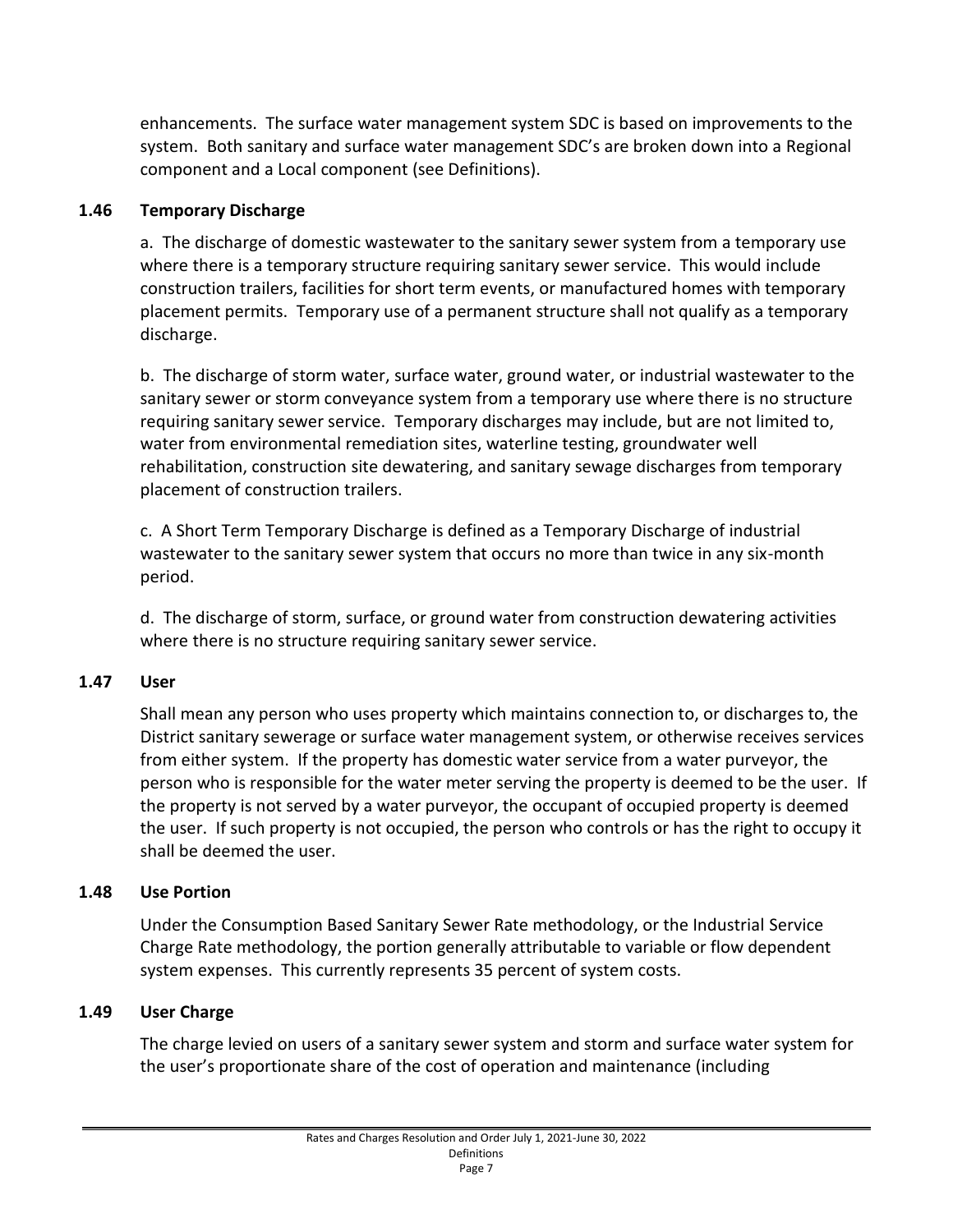enhancements. The surface water management system SDC is based on improvements to the system. Both sanitary and surface water management SDC's are broken down into a Regional component and a Local component (see Definitions).

### 1.46 Temporary Discharge

a. The discharge of domestic wastewater to the sanitary sewer system from a temporary use where there is a temporary structure requiring sanitary sewer service. This would include construction trailers, facilities for short term events, or manufactured homes with temporary placement permits. Temporary use of a permanent structure shall not qualify as a temporary discharge.

b. The discharge of storm water, surface water, ground water, or industrial wastewater to the sanitary sewer or storm conveyance system from a temporary use where there is no structure requiring sanitary sewer service. Temporary discharges may include, but are not limited to, water from environmental remediation sites, waterline testing, groundwater well rehabilitation, construction site dewatering, and sanitary sewage discharges from temporary placement of construction trailers.

c. A Short Term Temporary Discharge is defined as a Temporary Discharge of industrial wastewater to the sanitary sewer system that occurs no more than twice in any six-month period.

d. The discharge of storm, surface, or ground water from construction dewatering activities where there is no structure requiring sanitary sewer service.

### 1.47 User

Shall mean any person who uses property which maintains connection to, or discharges to, the District sanitary sewerage or surface water management system, or otherwise receives services from either system. If the property has domestic water service from a water purveyor, the person who is responsible for the water meter serving the property is deemed to be the user. If the property is not served by a water purveyor, the occupant of occupied property is deemed the user. If such property is not occupied, the person who controls or has the right to occupy it shall be deemed the user.

### 1.48 Use Portion

Under the Consumption Based Sanitary Sewer Rate methodology, or the Industrial Service Charge Rate methodology, the portion generally attributable to variable or flow dependent system expenses. This currently represents 35 percent of system costs.

### 1.49 User Charge

The charge levied on users of a sanitary sewer system and storm and surface water system for the user's proportionate share of the cost of operation and maintenance (including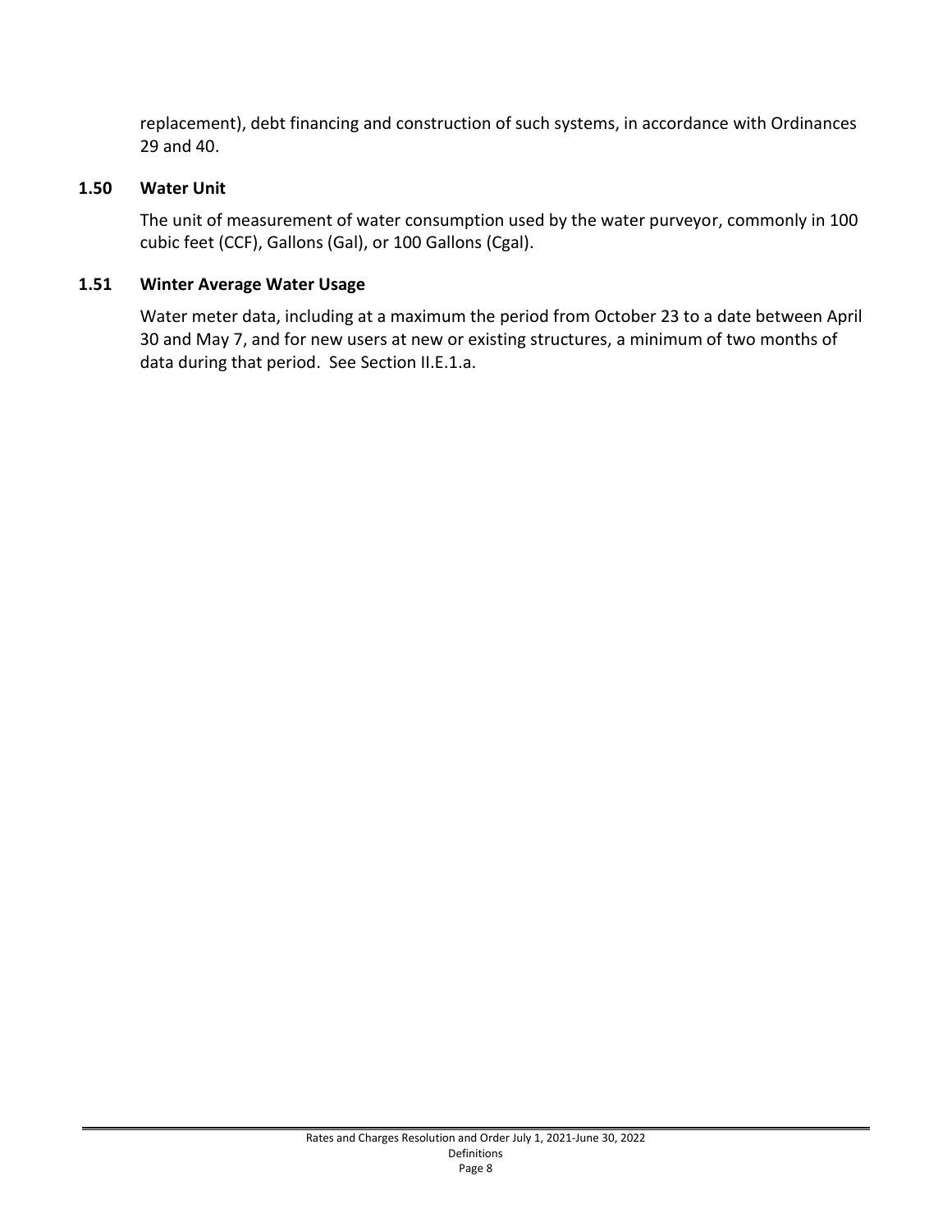replacement), debt financing and construction of such systems, in accordance with Ordinances 29 and 40.

### 1.50 Water Unit

The unit of measurement of water consumption used by the water purveyor, commonly in 100 cubic feet (CCF), Gallons (Gal), or 100 Gallons (Cgal).

### 1.51 Winter Average Water Usage

Water meter data, including at a maximum the period from October 23 to a date between April 30 and May 7, and for new users at new or existing structures, a minimum of two months of data during that period. See Section II.E.1.a.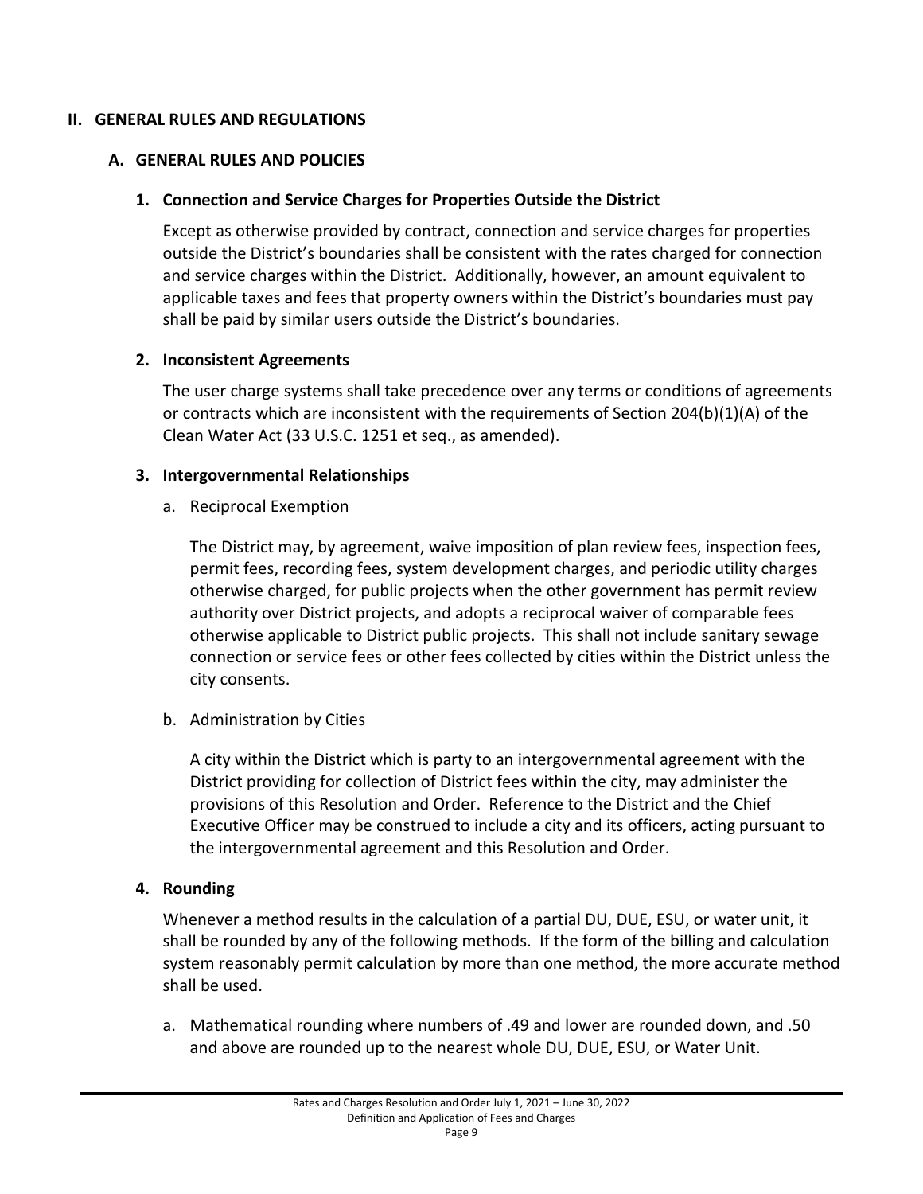# II. GENERAL RULES AND REGULATIONS

## A. GENERAL RULES AND POLICIES

### 1. Connection and Service Charges for Properties Outside the District

Except as otherwise provided by contract, connection and service charges for properties outside the District's boundaries shall be consistent with the rates charged for connection and service charges within the District. Additionally, however, an amount equivalent to applicable taxes and fees that property owners within the District's boundaries must pay shall be paid by similar users outside the District's boundaries.

### 2. Inconsistent Agreements

The user charge systems shall take precedence over any terms or conditions of agreements or contracts which are inconsistent with the requirements of Section 204(b)(1)(A) of the Clean Water Act (33 U.S.C. 1251 et seq., as amended).

### 3. Intergovernmental Relationships

a. Reciprocal Exemption

The District may, by agreement, waive imposition of plan review fees, inspection fees, permit fees, recording fees, system development charges, and periodic utility charges otherwise charged, for public projects when the other government has permit review authority over District projects, and adopts a reciprocal waiver of comparable fees otherwise applicable to District public projects. This shall not include sanitary sewage connection or service fees or other fees collected by cities within the District unless the city consents.

b. Administration by Cities

A city within the District which is party to an intergovernmental agreement with the District providing for collection of District fees within the city, may administer the provisions of this Resolution and Order. Reference to the District and the Chief Executive Officer may be construed to include a city and its officers, acting pursuant to the intergovernmental agreement and this Resolution and Order.

### 4. Rounding

Whenever a method results in the calculation of a partial DU, DUE, ESU, or water unit, it shall be rounded by any of the following methods. If the form of the billing and calculation system reasonably permit calculation by more than one method, the more accurate method shall be used.

a. Mathematical rounding where numbers of .49 and lower are rounded down, and .50 and above are rounded up to the nearest whole DU, DUE, ESU, or Water Unit.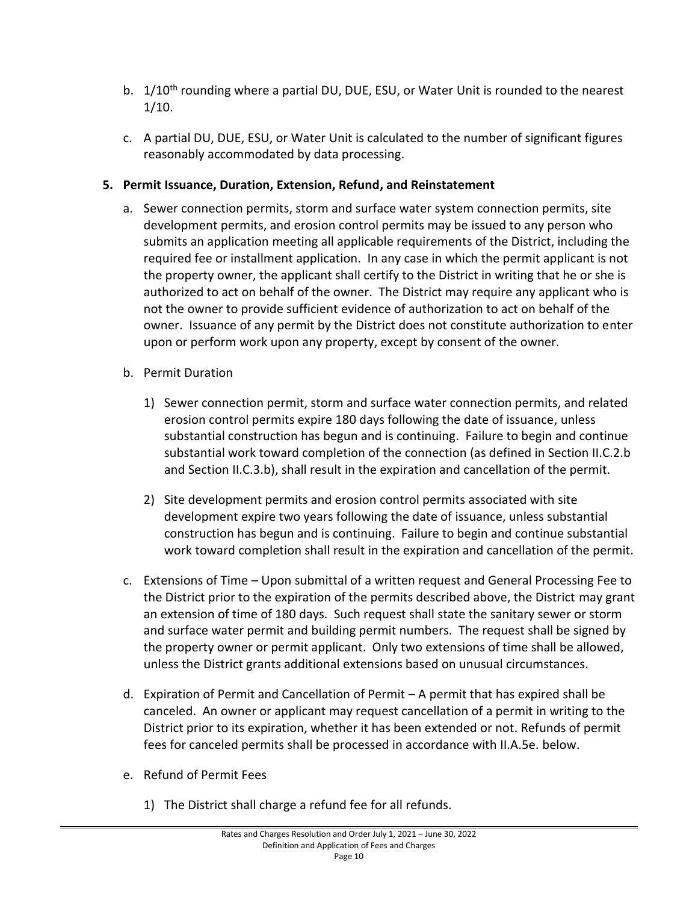b. 1/10th rounding where a partial DU, DUE, ESU, or Water Unit is rounded to the nearest 1/10.

c. A partial DU, DUE, ESU, or Water Unit is calculated to the number of significant figures reasonably accommodated by data processing.

**5. Permit Issuance, Duration, Extension, Refund, and Reinstatement**

a. Sewer connection permits, storm and surface water system connection permits, site development permits, and erosion control permits may be issued to any person who submits an application meeting all applicable requirements of the District, including the required fee or installment application. In any case in which the permit applicant is not the property owner, the applicant shall certify to the District in writing that he or she is authorized to act on behalf of the owner. The District may require any applicant who is not the owner to provide sufficient evidence of authorization to act on behalf of the owner. Issuance of any permit by the District does not constitute authorization to enter upon or perform work upon any property, except by consent of the owner.

b. Permit Duration

1) Sewer connection permit, storm and surface water connection permits, and related erosion control permits expire 180 days following the date of issuance, unless substantial construction has begun and is continuing. Failure to begin and continue substantial work toward completion of the connection (as defined in Section II.C.2.b and Section II.C.3.b), shall result in the expiration and cancellation of the permit.

2) Site development permits and erosion control permits associated with site development expire two years following the date of issuance, unless substantial construction has begun and is continuing. Failure to begin and continue substantial work toward completion shall result in the expiration and cancellation of the permit.

c. Extensions of Time – Upon submittal of a written request and General Processing Fee to the District prior to the expiration of the permits described above, the District may grant an extension of time of 180 days. Such request shall state the sanitary sewer or storm and surface water permit and building permit numbers. The request shall be signed by the property owner or permit applicant. Only two extensions of time shall be allowed, unless the District grants additional extensions based on unusual circumstances.

d. Expiration of Permit and Cancellation of Permit – A permit that has expired shall be canceled. An owner or applicant may request cancellation of a permit in writing to the District prior to its expiration, whether it has been extended or not. Refunds of permit fees for canceled permits shall be processed in accordance with II.A.5e. below.

e. Refund of Permit Fees

1) The District shall charge a refund fee for all refunds.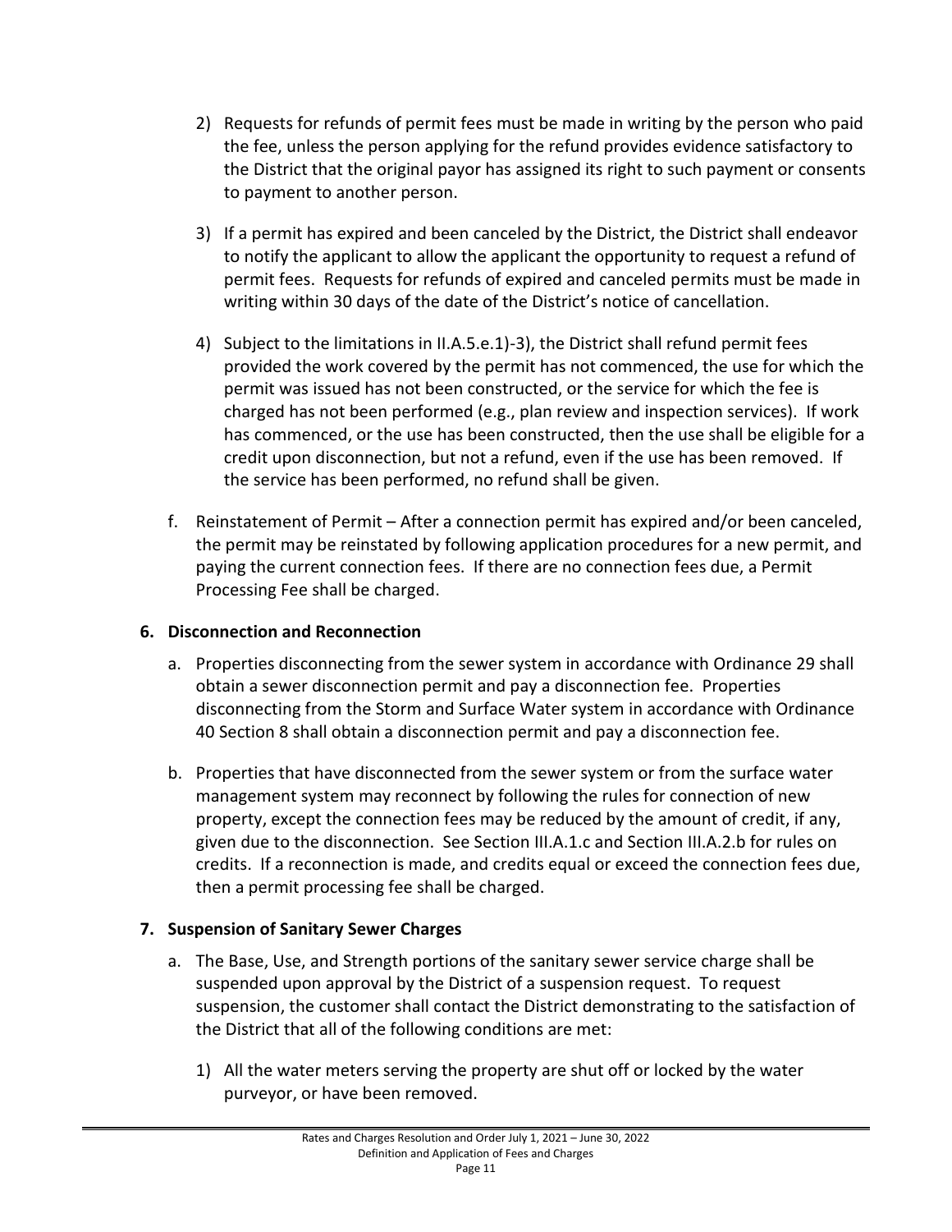2) Requests for refunds of permit fees must be made in writing by the person who paid the fee, unless the person applying for the refund provides evidence satisfactory to the District that the original payor has assigned its right to such payment or consents to payment to another person.

3) If a permit has expired and been canceled by the District, the District shall endeavor to notify the applicant to allow the applicant the opportunity to request a refund of permit fees. Requests for refunds of expired and canceled permits must be made in writing within 30 days of the date of the District's notice of cancellation.

4) Subject to the limitations in II.A.5.e.1)-3), the District shall refund permit fees provided the work covered by the permit has not commenced, the use for which the permit was issued has not been constructed, or the service for which the fee is charged has not been performed (e.g., plan review and inspection services). If work has commenced, or the use has been constructed, then the use shall be eligible for a credit upon disconnection, but not a refund, even if the use has been removed. If the service has been performed, no refund shall be given.

f. Reinstatement of Permit – After a connection permit has expired and/or been canceled, the permit may be reinstated by following application procedures for a new permit, and paying the current connection fees. If there are no connection fees due, a Permit Processing Fee shall be charged.

### 6. Disconnection and Reconnection

a. Properties disconnecting from the sewer system in accordance with Ordinance 29 shall obtain a sewer disconnection permit and pay a disconnection fee. Properties disconnecting from the Storm and Surface Water system in accordance with Ordinance 40 Section 8 shall obtain a disconnection permit and pay a disconnection fee.

b. Properties that have disconnected from the sewer system or from the surface water management system may reconnect by following the rules for connection of new property, except the connection fees may be reduced by the amount of credit, if any, given due to the disconnection. See Section III.A.1.c and Section III.A.2.b for rules on credits. If a reconnection is made, and credits equal or exceed the connection fees due, then a permit processing fee shall be charged.

### 7. Suspension of Sanitary Sewer Charges

a. The Base, Use, and Strength portions of the sanitary sewer service charge shall be suspended upon approval by the District of a suspension request. To request suspension, the customer shall contact the District demonstrating to the satisfaction of the District that all of the following conditions are met:

1) All the water meters serving the property are shut off or locked by the water purveyor, or have been removed.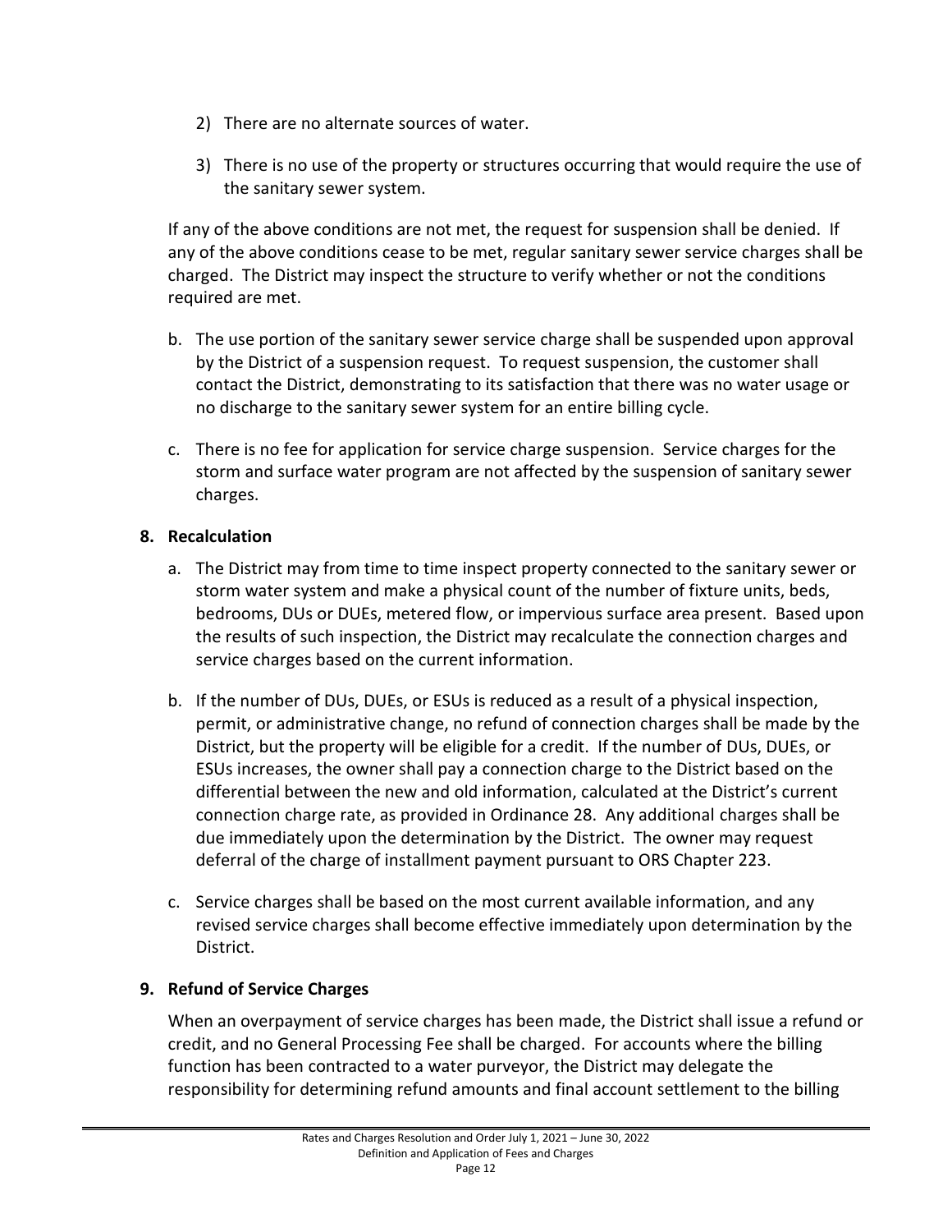2) There are no alternate sources of water.

3) There is no use of the property or structures occurring that would require the use of the sanitary sewer system.

If any of the above conditions are not met, the request for suspension shall be denied. If any of the above conditions cease to be met, regular sanitary sewer service charges shall be charged. The District may inspect the structure to verify whether or not the conditions required are met.

b. The use portion of the sanitary sewer service charge shall be suspended upon approval by the District of a suspension request. To request suspension, the customer shall contact the District, demonstrating to its satisfaction that there was no water usage or no discharge to the sanitary sewer system for an entire billing cycle.

c. There is no fee for application for service charge suspension. Service charges for the storm and surface water program are not affected by the suspension of sanitary sewer charges.

**8. Recalculation**

a. The District may from time to time inspect property connected to the sanitary sewer or storm water system and make a physical count of the number of fixture units, beds, bedrooms, DUs or DUEs, metered flow, or impervious surface area present. Based upon the results of such inspection, the District may recalculate the connection charges and service charges based on the current information.

b. If the number of DUs, DUEs, or ESUs is reduced as a result of a physical inspection, permit, or administrative change, no refund of connection charges shall be made by the District, but the property will be eligible for a credit. If the number of DUs, DUEs, or ESUs increases, the owner shall pay a connection charge to the District based on the differential between the new and old information, calculated at the District's current connection charge rate, as provided in Ordinance 28. Any additional charges shall be due immediately upon the determination by the District. The owner may request deferral of the charge of installment payment pursuant to ORS Chapter 223.

c. Service charges shall be based on the most current available information, and any revised service charges shall become effective immediately upon determination by the District.

**9. Refund of Service Charges**

When an overpayment of service charges has been made, the District shall issue a refund or credit, and no General Processing Fee shall be charged. For accounts where the billing function has been contracted to a water purveyor, the District may delegate the responsibility for determining refund amounts and final account settlement to the billing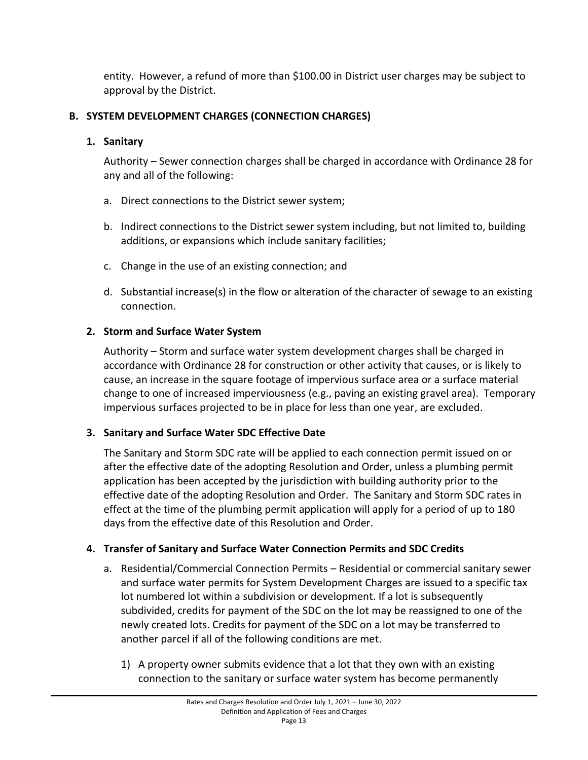entity. However, a refund of more than $100.00 in District user charges may be subject to approval by the District.

## B. SYSTEM DEVELOPMENT CHARGES (CONNECTION CHARGES)

### 1. Sanitary

Authority – Sewer connection charges shall be charged in accordance with Ordinance 28 for any and all of the following:

a. Direct connections to the District sewer system;

b. Indirect connections to the District sewer system including, but not limited to, building additions, or expansions which include sanitary facilities;

c. Change in the use of an existing connection; and

d. Substantial increase(s) in the flow or alteration of the character of sewage to an existing connection.

### 2. Storm and Surface Water System

Authority – Storm and surface water system development charges shall be charged in accordance with Ordinance 28 for construction or other activity that causes, or is likely to cause, an increase in the square footage of impervious surface area or a surface material change to one of increased imperviousness (e.g., paving an existing gravel area). Temporary impervious surfaces projected to be in place for less than one year, are excluded.

### 3. Sanitary and Surface Water SDC Effective Date

The Sanitary and Storm SDC rate will be applied to each connection permit issued on or after the effective date of the adopting Resolution and Order, unless a plumbing permit application has been accepted by the jurisdiction with building authority prior to the effective date of the adopting Resolution and Order. The Sanitary and Storm SDC rates in effect at the time of the plumbing permit application will apply for a period of up to 180 days from the effective date of this Resolution and Order.

### 4. Transfer of Sanitary and Surface Water Connection Permits and SDC Credits

a. Residential/Commercial Connection Permits – Residential or commercial sanitary sewer and surface water permits for System Development Charges are issued to a specific tax lot numbered lot within a subdivision or development. If a lot is subsequently subdivided, credits for payment of the SDC on the lot may be reassigned to one of the newly created lots. Credits for payment of the SDC on a lot may be transferred to another parcel if all of the following conditions are met.

   1) A property owner submits evidence that a lot that they own with an existing connection to the sanitary or surface water system has become permanently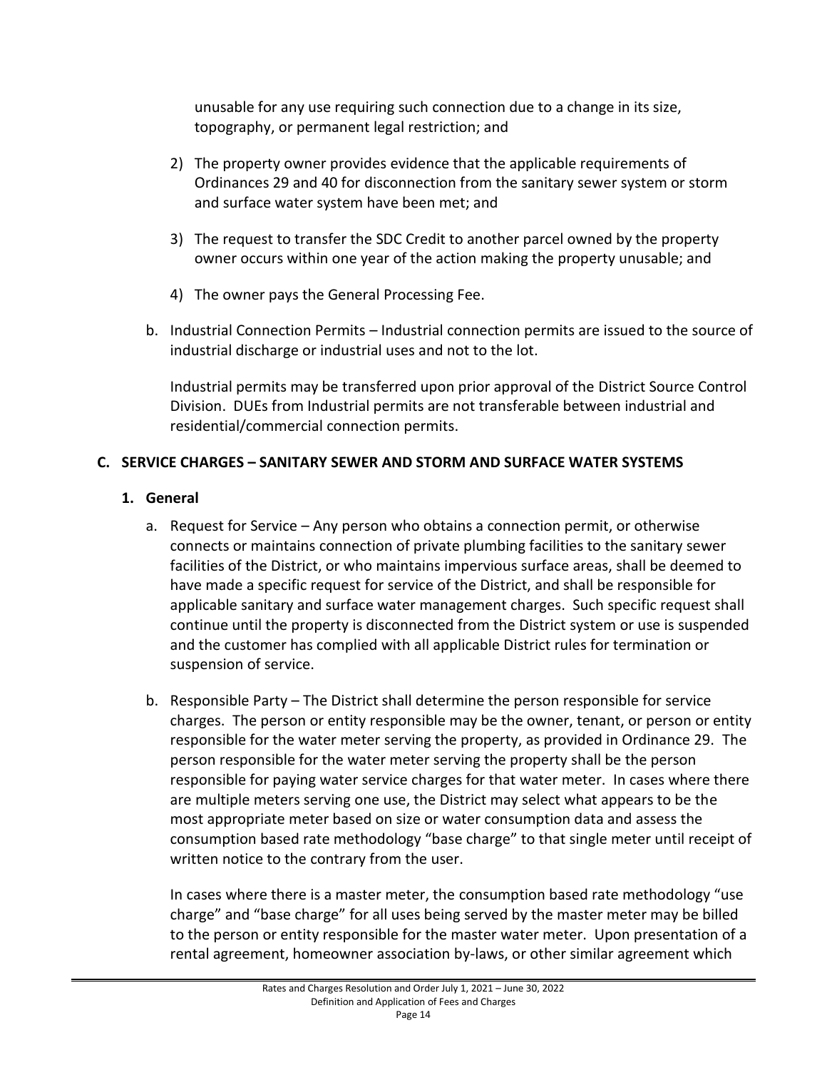unusable for any use requiring such connection due to a change in its size, topography, or permanent legal restriction; and

2) The property owner provides evidence that the applicable requirements of Ordinances 29 and 40 for disconnection from the sanitary sewer system or storm and surface water system have been met; and

3) The request to transfer the SDC Credit to another parcel owned by the property owner occurs within one year of the action making the property unusable; and

4) The owner pays the General Processing Fee.

b. Industrial Connection Permits – Industrial connection permits are issued to the source of industrial discharge or industrial uses and not to the lot.

Industrial permits may be transferred upon prior approval of the District Source Control Division. DUEs from Industrial permits are not transferable between industrial and residential/commercial connection permits.

## C. SERVICE CHARGES – SANITARY SEWER AND STORM AND SURFACE WATER SYSTEMS

### 1. General

a. Request for Service – Any person who obtains a connection permit, or otherwise connects or maintains connection of private plumbing facilities to the sanitary sewer facilities of the District, or who maintains impervious surface areas, shall be deemed to have made a specific request for service of the District, and shall be responsible for applicable sanitary and surface water management charges. Such specific request shall continue until the property is disconnected from the District system or use is suspended and the customer has complied with all applicable District rules for termination or suspension of service.

b. Responsible Party – The District shall determine the person responsible for service charges. The person or entity responsible may be the owner, tenant, or person or entity responsible for the water meter serving the property, as provided in Ordinance 29. The person responsible for the water meter serving the property shall be the person responsible for paying water service charges for that water meter. In cases where there are multiple meters serving one use, the District may select what appears to be the most appropriate meter based on size or water consumption data and assess the consumption based rate methodology "base charge" to that single meter until receipt of written notice to the contrary from the user.

In cases where there is a master meter, the consumption based rate methodology "use charge" and "base charge" for all uses being served by the master meter may be billed to the person or entity responsible for the master water meter. Upon presentation of a rental agreement, homeowner association by-laws, or other similar agreement which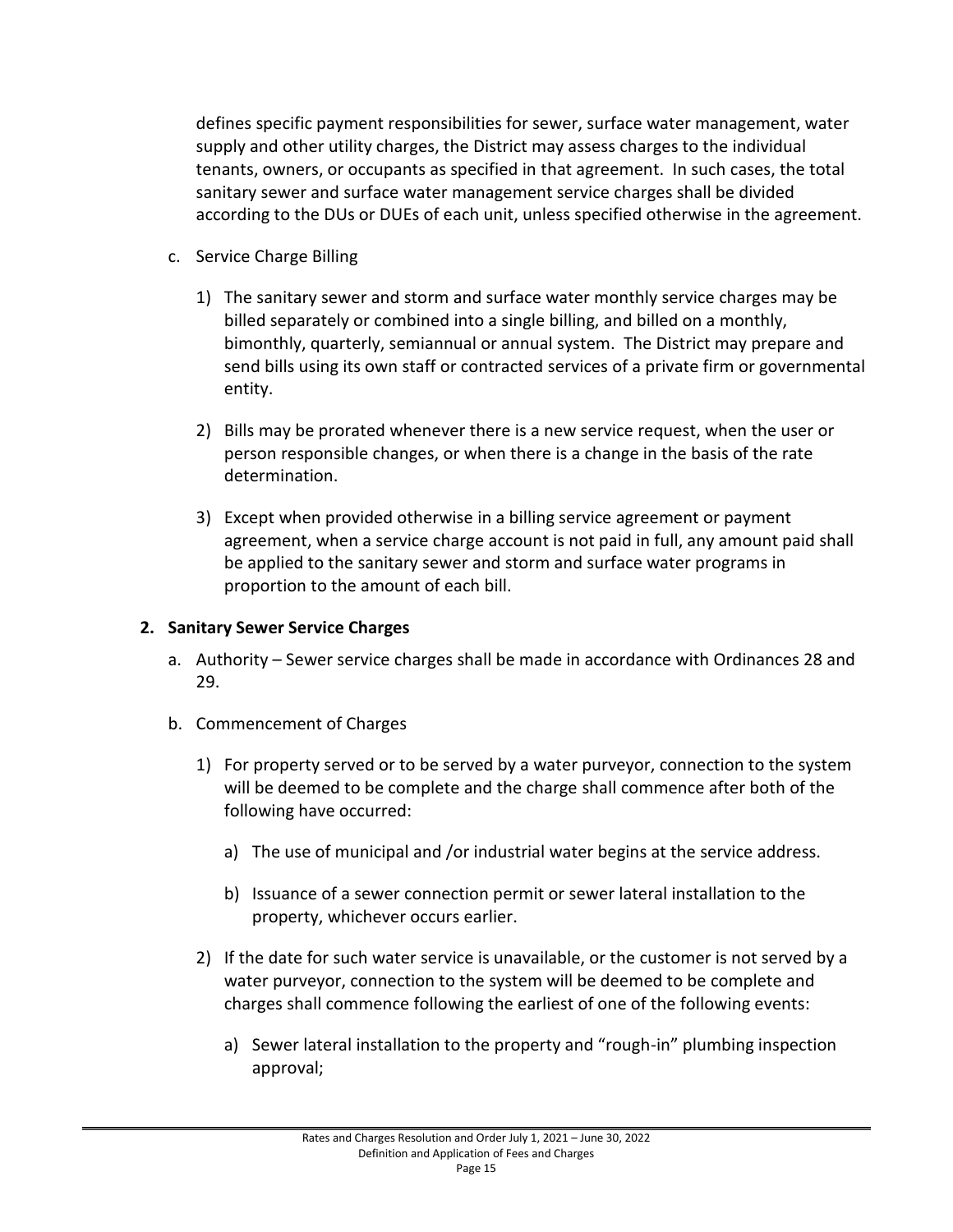defines specific payment responsibilities for sewer, surface water management, water supply and other utility charges, the District may assess charges to the individual tenants, owners, or occupants as specified in that agreement. In such cases, the total sanitary sewer and surface water management service charges shall be divided according to the DUs or DUEs of each unit, unless specified otherwise in the agreement.

c. Service Charge Billing

   1) The sanitary sewer and storm and surface water monthly service charges may be billed separately or combined into a single billing, and billed on a monthly, bimonthly, quarterly, semiannual or annual system. The District may prepare and send bills using its own staff or contracted services of a private firm or governmental entity.

   2) Bills may be prorated whenever there is a new service request, when the user or person responsible changes, or when there is a change in the basis of the rate determination.

   3) Except when provided otherwise in a billing service agreement or payment agreement, when a service charge account is not paid in full, any amount paid shall be applied to the sanitary sewer and storm and surface water programs in proportion to the amount of each bill.

## 2. Sanitary Sewer Service Charges

a. Authority – Sewer service charges shall be made in accordance with Ordinances 28 and 29.

b. Commencement of Charges

   1) For property served or to be served by a water purveyor, connection to the system will be deemed to be complete and the charge shall commence after both of the following have occurred:

      a) The use of municipal and /or industrial water begins at the service address.

      b) Issuance of a sewer connection permit or sewer lateral installation to the property, whichever occurs earlier.

   2) If the date for such water service is unavailable, or the customer is not served by a water purveyor, connection to the system will be deemed to be complete and charges shall commence following the earliest of one of the following events:

      a) Sewer lateral installation to the property and "rough-in" plumbing inspection approval;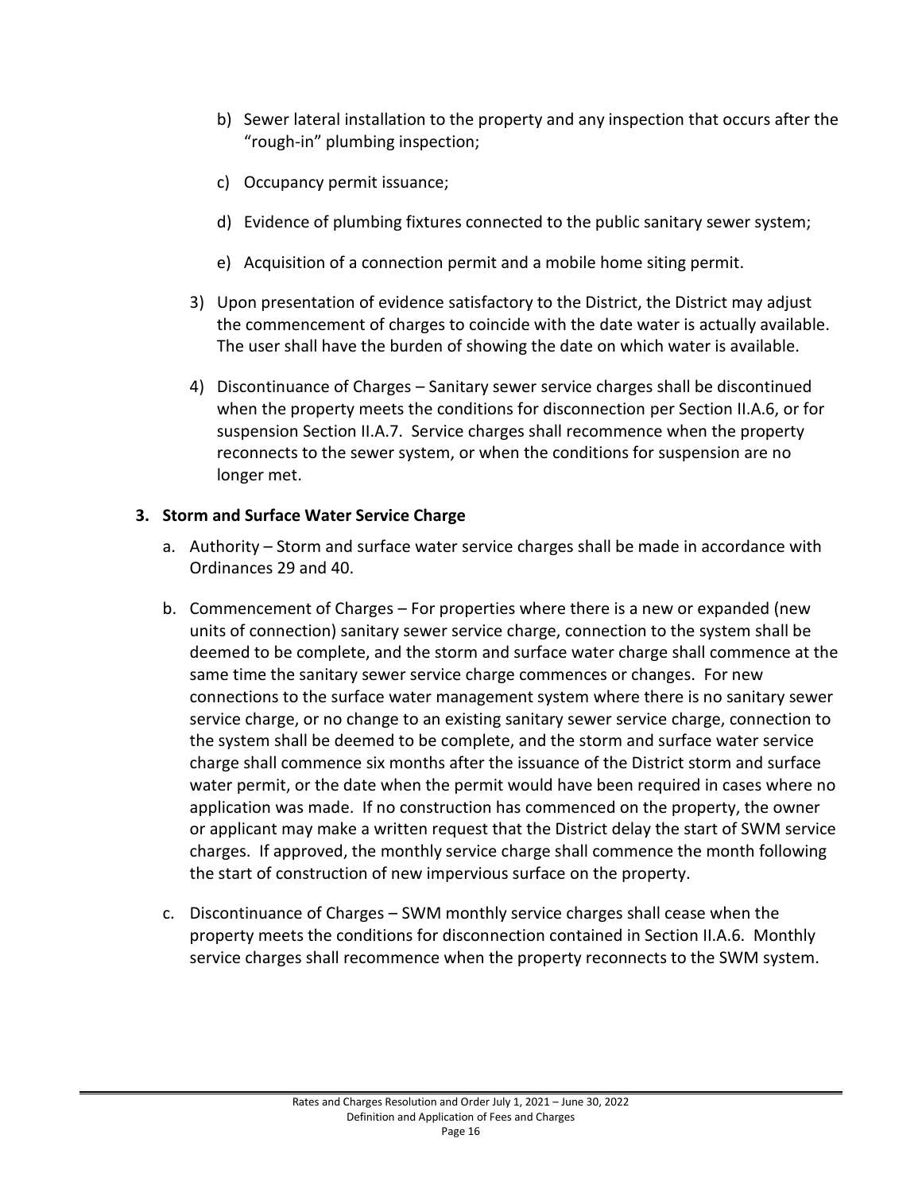b) Sewer lateral installation to the property and any inspection that occurs after the "rough-in" plumbing inspection;

   c) Occupancy permit issuance;

   d) Evidence of plumbing fixtures connected to the public sanitary sewer system;

   e) Acquisition of a connection permit and a mobile home siting permit.

3) Upon presentation of evidence satisfactory to the District, the District may adjust the commencement of charges to coincide with the date water is actually available. The user shall have the burden of showing the date on which water is available.

4) Discontinuance of Charges – Sanitary sewer service charges shall be discontinued when the property meets the conditions for disconnection per Section II.A.6, or for suspension Section II.A.7. Service charges shall recommence when the property reconnects to the sewer system, or when the conditions for suspension are no longer met.

**3. Storm and Surface Water Service Charge**

a. Authority – Storm and surface water service charges shall be made in accordance with Ordinances 29 and 40.

b. Commencement of Charges – For properties where there is a new or expanded (new units of connection) sanitary sewer service charge, connection to the system shall be deemed to be complete, and the storm and surface water charge shall commence at the same time the sanitary sewer service charge commences or changes. For new connections to the surface water management system where there is no sanitary sewer service charge, or no change to an existing sanitary sewer service charge, connection to the system shall be deemed to be complete, and the storm and surface water service charge shall commence six months after the issuance of the District storm and surface water permit, or the date when the permit would have been required in cases where no application was made. If no construction has commenced on the property, the owner or applicant may make a written request that the District delay the start of SWM service charges. If approved, the monthly service charge shall commence the month following the start of construction of new impervious surface on the property.

c. Discontinuance of Charges – SWM monthly service charges shall cease when the property meets the conditions for disconnection contained in Section II.A.6. Monthly service charges shall recommence when the property reconnects to the SWM system.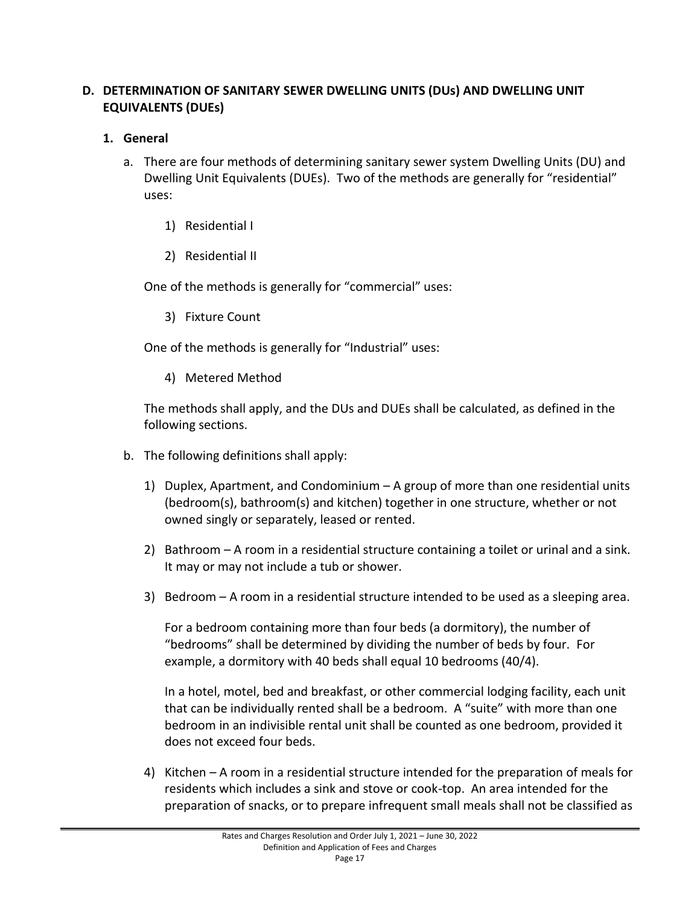## D. DETERMINATION OF SANITARY SEWER DWELLING UNITS (DUs) AND DWELLING UNIT EQUIVALENTS (DUEs)

### 1. General

a. There are four methods of determining sanitary sewer system Dwelling Units (DU) and Dwelling Unit Equivalents (DUEs). Two of the methods are generally for "residential" uses:

   1) Residential I

   2) Residential II

   One of the methods is generally for "commercial" uses:

   3) Fixture Count

   One of the methods is generally for "Industrial" uses:

   4) Metered Method

   The methods shall apply, and the DUs and DUEs shall be calculated, as defined in the following sections.

b. The following definitions shall apply:

   1) Duplex, Apartment, and Condominium – A group of more than one residential units (bedroom(s), bathroom(s) and kitchen) together in one structure, whether or not owned singly or separately, leased or rented.

   2) Bathroom – A room in a residential structure containing a toilet or urinal and a sink. It may or may not include a tub or shower.

   3) Bedroom – A room in a residential structure intended to be used as a sleeping area.

      For a bedroom containing more than four beds (a dormitory), the number of "bedrooms" shall be determined by dividing the number of beds by four. For example, a dormitory with 40 beds shall equal 10 bedrooms (40/4).

      In a hotel, motel, bed and breakfast, or other commercial lodging facility, each unit that can be individually rented shall be a bedroom. A "suite" with more than one bedroom in an indivisible rental unit shall be counted as one bedroom, provided it does not exceed four beds.

   4) Kitchen – A room in a residential structure intended for the preparation of meals for residents which includes a sink and stove or cook-top. An area intended for the preparation of snacks, or to prepare infrequent small meals shall not be classified as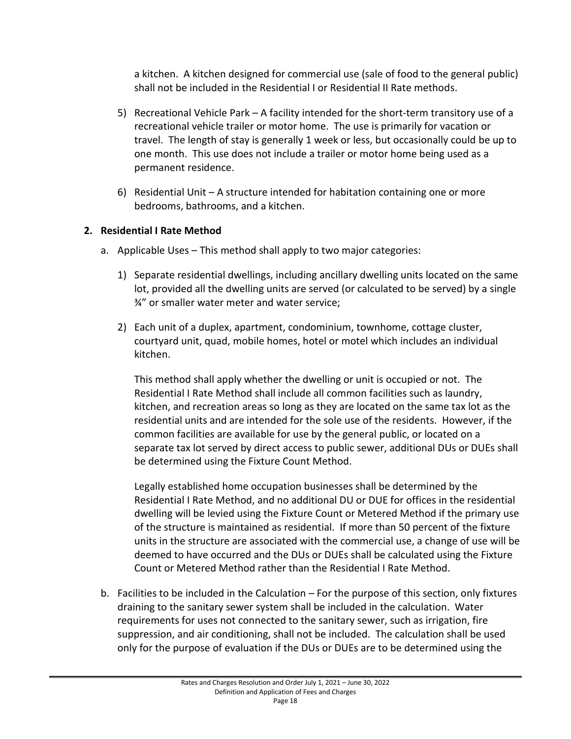a kitchen. A kitchen designed for commercial use (sale of food to the general public) shall not be included in the Residential I or Residential II Rate methods.

5) Recreational Vehicle Park – A facility intended for the short-term transitory use of a recreational vehicle trailer or motor home. The use is primarily for vacation or travel. The length of stay is generally 1 week or less, but occasionally could be up to one month. This use does not include a trailer or motor home being used as a permanent residence.

6) Residential Unit – A structure intended for habitation containing one or more bedrooms, bathrooms, and a kitchen.

**2. Residential I Rate Method**

a. Applicable Uses – This method shall apply to two major categories:

1) Separate residential dwellings, including ancillary dwelling units located on the same lot, provided all the dwelling units are served (or calculated to be served) by a single ¾" or smaller water meter and water service;

2) Each unit of a duplex, apartment, condominium, townhome, cottage cluster, courtyard unit, quad, mobile homes, hotel or motel which includes an individual kitchen.

This method shall apply whether the dwelling or unit is occupied or not. The Residential I Rate Method shall include all common facilities such as laundry, kitchen, and recreation areas so long as they are located on the same tax lot as the residential units and are intended for the sole use of the residents. However, if the common facilities are available for use by the general public, or located on a separate tax lot served by direct access to public sewer, additional DUs or DUEs shall be determined using the Fixture Count Method.

Legally established home occupation businesses shall be determined by the Residential I Rate Method, and no additional DU or DUE for offices in the residential dwelling will be levied using the Fixture Count or Metered Method if the primary use of the structure is maintained as residential. If more than 50 percent of the fixture units in the structure are associated with the commercial use, a change of use will be deemed to have occurred and the DUs or DUEs shall be calculated using the Fixture Count or Metered Method rather than the Residential I Rate Method.

b. Facilities to be included in the Calculation – For the purpose of this section, only fixtures draining to the sanitary sewer system shall be included in the calculation. Water requirements for uses not connected to the sanitary sewer, such as irrigation, fire suppression, and air conditioning, shall not be included. The calculation shall be used only for the purpose of evaluation if the DUs or DUEs are to be determined using the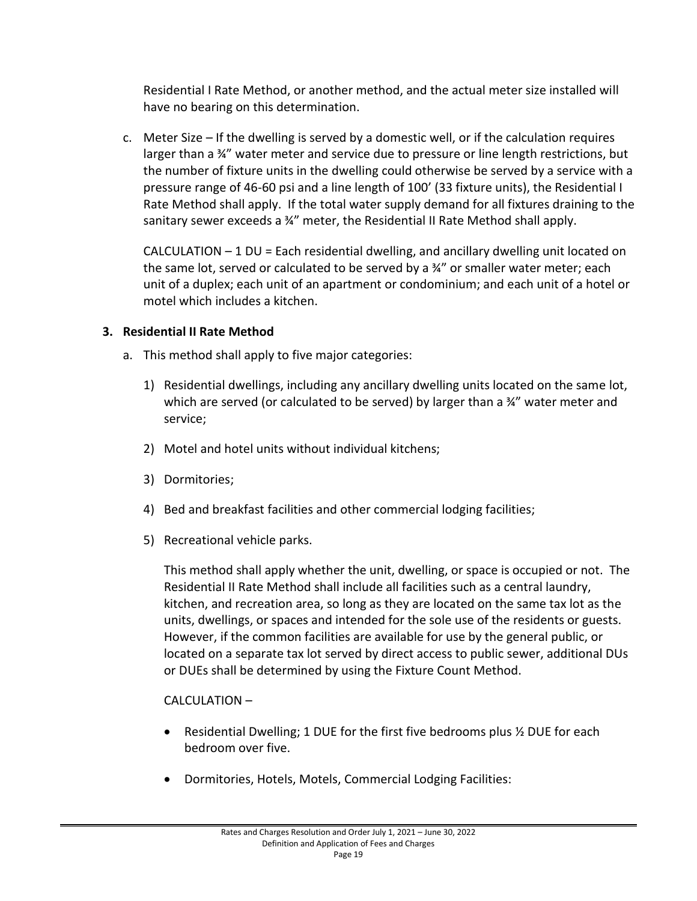Residential I Rate Method, or another method, and the actual meter size installed will have no bearing on this determination.

c. Meter Size – If the dwelling is served by a domestic well, or if the calculation requires larger than a ¾" water meter and service due to pressure or line length restrictions, but the number of fixture units in the dwelling could otherwise be served by a service with a pressure range of 46-60 psi and a line length of 100' (33 fixture units), the Residential I Rate Method shall apply. If the total water supply demand for all fixtures draining to the sanitary sewer exceeds a ¾" meter, the Residential II Rate Method shall apply.

   CALCULATION – 1 DU = Each residential dwelling, and ancillary dwelling unit located on the same lot, served or calculated to be served by a ¾" or smaller water meter; each unit of a duplex; each unit of an apartment or condominium; and each unit of a hotel or motel which includes a kitchen.

**3. Residential II Rate Method**

a. This method shall apply to five major categories:

   1) Residential dwellings, including any ancillary dwelling units located on the same lot, which are served (or calculated to be served) by larger than a ¾" water meter and service;

   2) Motel and hotel units without individual kitchens;

   3) Dormitories;

   4) Bed and breakfast facilities and other commercial lodging facilities;

   5) Recreational vehicle parks.

   This method shall apply whether the unit, dwelling, or space is occupied or not. The Residential II Rate Method shall include all facilities such as a central laundry, kitchen, and recreation area, so long as they are located on the same tax lot as the units, dwellings, or spaces and intended for the sole use of the residents or guests. However, if the common facilities are available for use by the general public, or located on a separate tax lot served by direct access to public sewer, additional DUs or DUEs shall be determined by using the Fixture Count Method.

   CALCULATION –

   - Residential Dwelling; 1 DUE for the first five bedrooms plus ½ DUE for each bedroom over five.
   - Dormitories, Hotels, Motels, Commercial Lodging Facilities: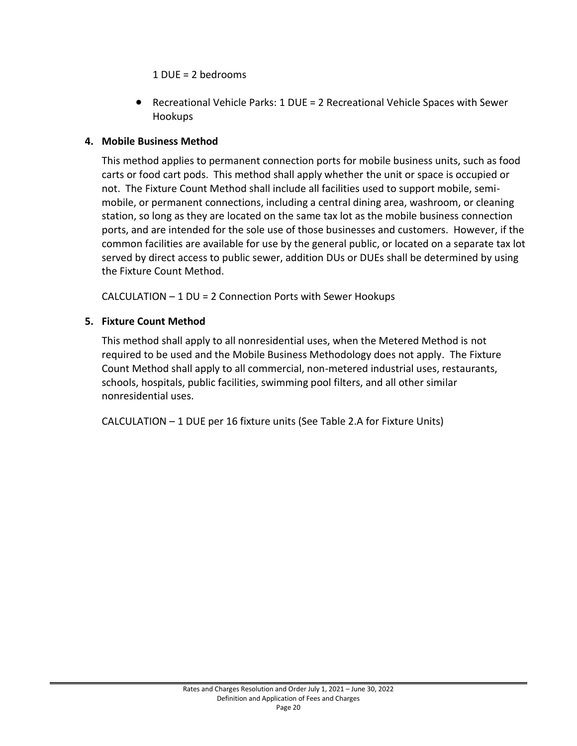1 DUE = 2 bedrooms

- Recreational Vehicle Parks: 1 DUE = 2 Recreational Vehicle Spaces with Sewer Hookups

**4. Mobile Business Method**

This method applies to permanent connection ports for mobile business units, such as food carts or food cart pods. This method shall apply whether the unit or space is occupied or not. The Fixture Count Method shall include all facilities used to support mobile, semi-mobile, or permanent connections, including a central dining area, washroom, or cleaning station, so long as they are located on the same tax lot as the mobile business connection ports, and are intended for the sole use of those businesses and customers. However, if the common facilities are available for use by the general public, or located on a separate tax lot served by direct access to public sewer, addition DUs or DUEs shall be determined by using the Fixture Count Method.

CALCULATION – 1 DU = 2 Connection Ports with Sewer Hookups

**5. Fixture Count Method**

This method shall apply to all nonresidential uses, when the Metered Method is not required to be used and the Mobile Business Methodology does not apply. The Fixture Count Method shall apply to all commercial, non-metered industrial uses, restaurants, schools, hospitals, public facilities, swimming pool filters, and all other similar nonresidential uses.

CALCULATION – 1 DUE per 16 fixture units (See Table 2.A for Fixture Units)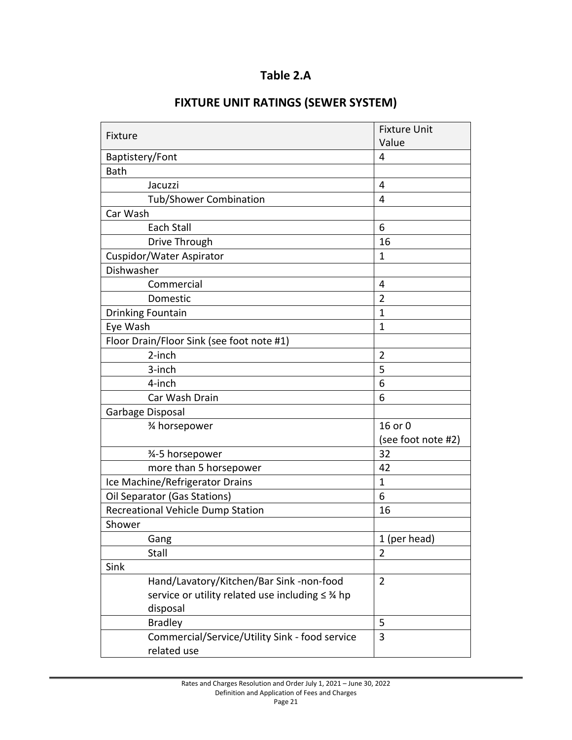## Table 2.A

## FIXTURE UNIT RATINGS (SEWER SYSTEM)

| Fixture | Fixture Unit Value |
|---|---|
| Baptistery/Font | 4 |
| Bath | |
| Jacuzzi | 4 |
| Tub/Shower Combination | 4 |
| Car Wash | |
| Each Stall | 6 |
| Drive Through | 16 |
| Cuspidor/Water Aspirator | 1 |
| Dishwasher | |
| Commercial | 4 |
| Domestic | 2 |
| Drinking Fountain | 1 |
| Eye Wash | 1 |
| Floor Drain/Floor Sink (see foot note #1) | |
| 2-inch | 2 |
| 3-inch | 5 |
| 4-inch | 6 |
| Car Wash Drain | 6 |
| Garbage Disposal | |
| ¾ horsepower | 16 or 0 (see foot note #2) |
| ¾-5 horsepower | 32 |
| more than 5 horsepower | 42 |
| Ice Machine/Refrigerator Drains | 1 |
| Oil Separator (Gas Stations) | 6 |
| Recreational Vehicle Dump Station | 16 |
| Shower | |
| Gang | 1 (per head) |
| Stall | 2 |
| Sink | |
| Hand/Lavatory/Kitchen/Bar Sink -non-food service or utility related use including ≤ ¾ hp disposal | 2 |
| Bradley | 5 |
| Commercial/Service/Utility Sink - food service related use | 3 |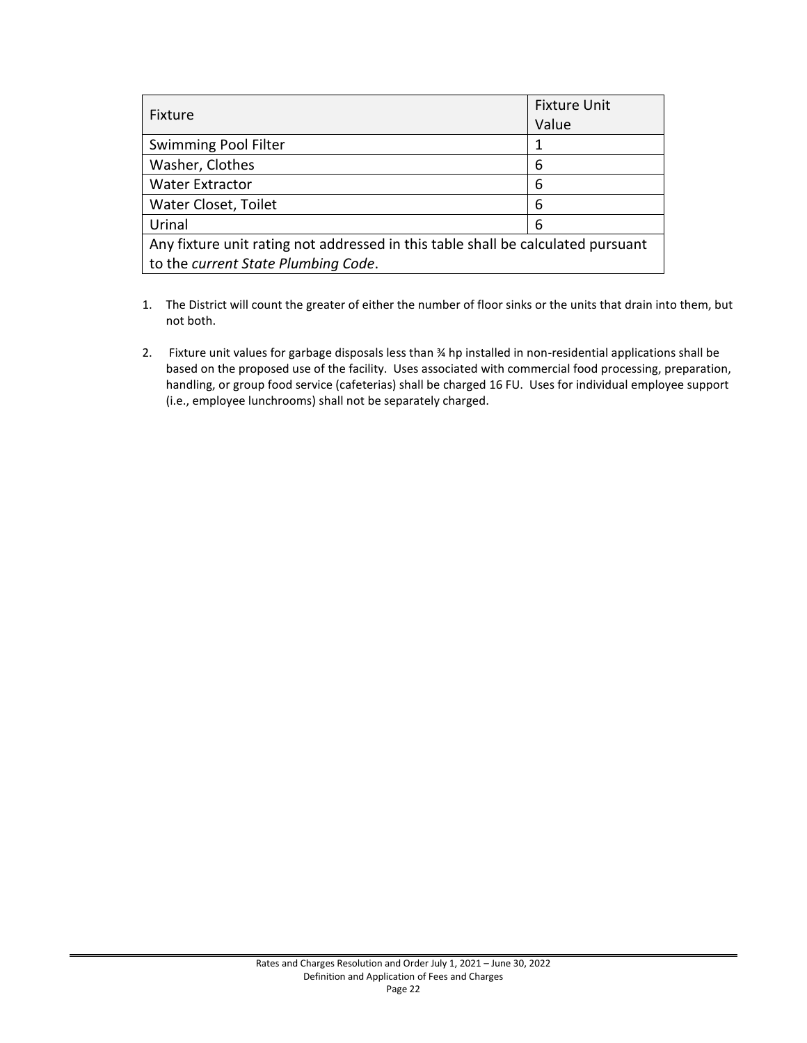| Fixture | Fixture Unit Value |
| --- | --- |
| Swimming Pool Filter | 1 |
| Washer, Clothes | 6 |
| Water Extractor | 6 |
| Water Closet, Toilet | 6 |
| Urinal | 6 |
| Any fixture unit rating not addressed in this table shall be calculated pursuant to the *current State Plumbing Code*. | |

1. The District will count the greater of either the number of floor sinks or the units that drain into them, but not both.

2. Fixture unit values for garbage disposals less than ¾ hp installed in non-residential applications shall be based on the proposed use of the facility. Uses associated with commercial food processing, preparation, handling, or group food service (cafeterias) shall be charged 16 FU. Uses for individual employee support (i.e., employee lunchrooms) shall not be separately charged.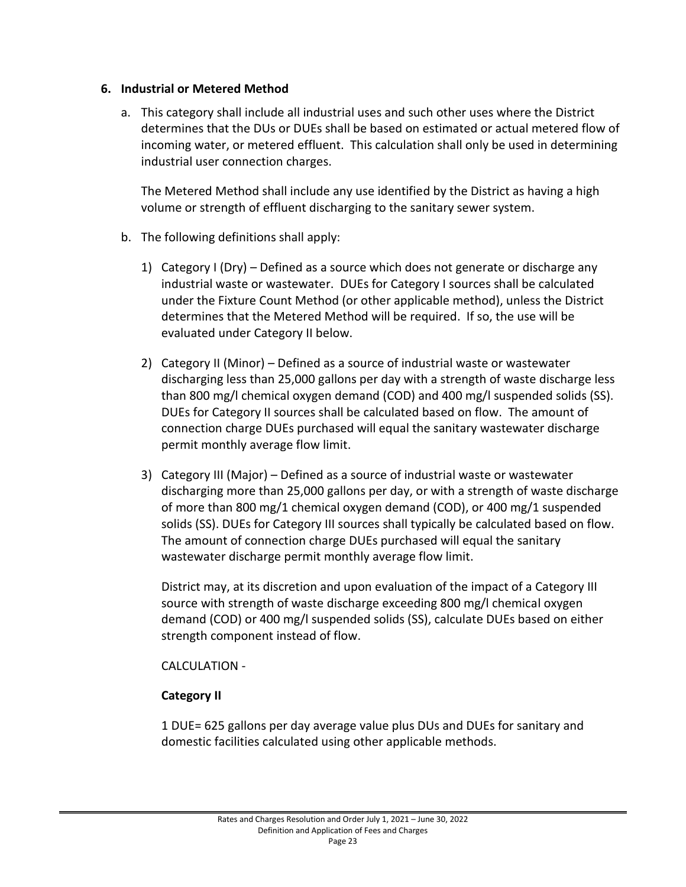## 6. Industrial or Metered Method

a. This category shall include all industrial uses and such other uses where the District determines that the DUs or DUEs shall be based on estimated or actual metered flow of incoming water, or metered effluent. This calculation shall only be used in determining industrial user connection charges.

   The Metered Method shall include any use identified by the District as having a high volume or strength of effluent discharging to the sanitary sewer system.

b. The following definitions shall apply:

   1) Category I (Dry) – Defined as a source which does not generate or discharge any industrial waste or wastewater. DUEs for Category I sources shall be calculated under the Fixture Count Method (or other applicable method), unless the District determines that the Metered Method will be required. If so, the use will be evaluated under Category II below.

   2) Category II (Minor) – Defined as a source of industrial waste or wastewater discharging less than 25,000 gallons per day with a strength of waste discharge less than 800 mg/l chemical oxygen demand (COD) and 400 mg/l suspended solids (SS). DUEs for Category II sources shall be calculated based on flow. The amount of connection charge DUEs purchased will equal the sanitary wastewater discharge permit monthly average flow limit.

   3) Category III (Major) – Defined as a source of industrial waste or wastewater discharging more than 25,000 gallons per day, or with a strength of waste discharge of more than 800 mg/1 chemical oxygen demand (COD), or 400 mg/1 suspended solids (SS). DUEs for Category III sources shall typically be calculated based on flow. The amount of connection charge DUEs purchased will equal the sanitary wastewater discharge permit monthly average flow limit.

      District may, at its discretion and upon evaluation of the impact of a Category III source with strength of waste discharge exceeding 800 mg/l chemical oxygen demand (COD) or 400 mg/l suspended solids (SS), calculate DUEs based on either strength component instead of flow.

      CALCULATION -

      **Category II**

      1 DUE= 625 gallons per day average value plus DUs and DUEs for sanitary and domestic facilities calculated using other applicable methods.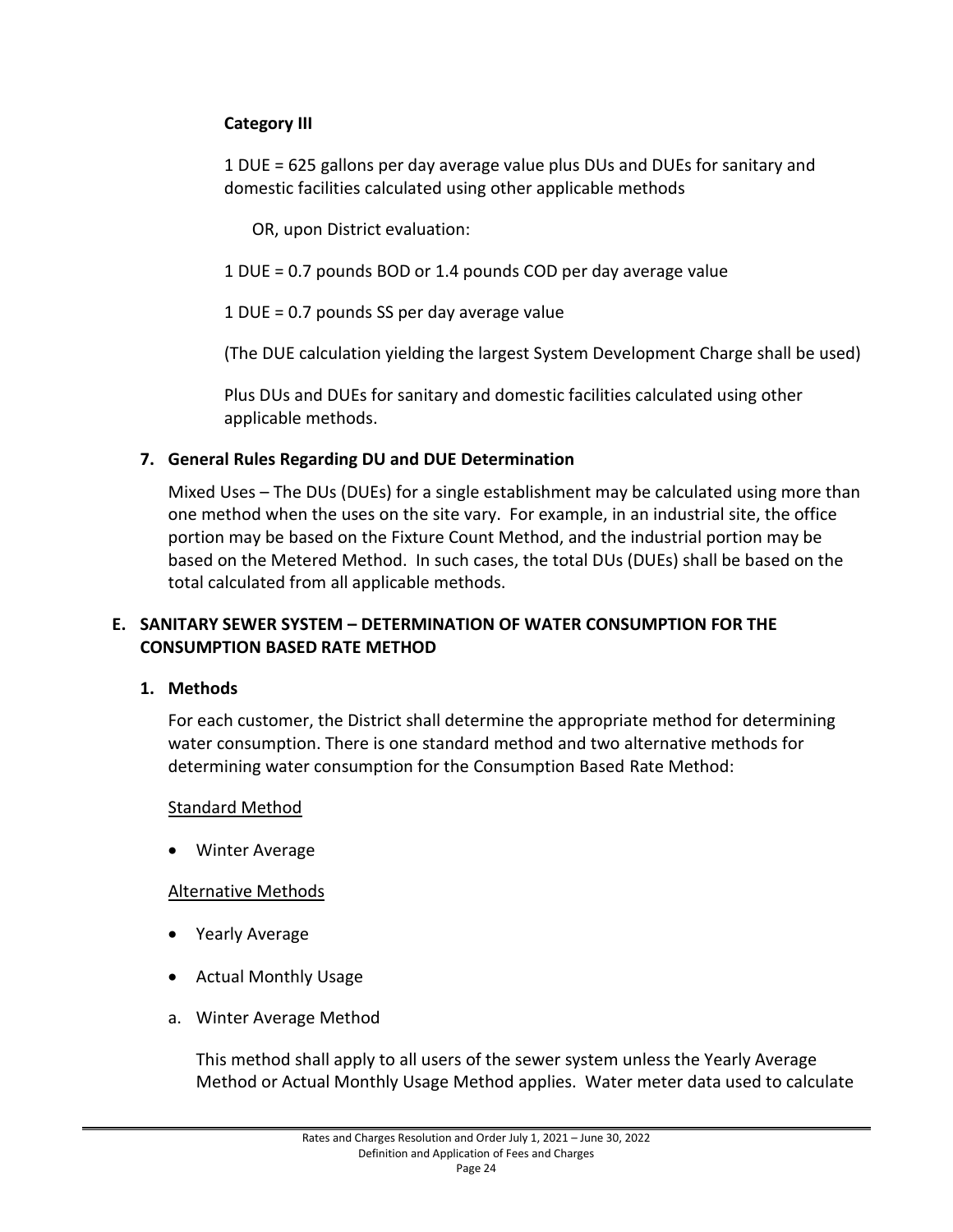**Category III**

1 DUE = 625 gallons per day average value plus DUs and DUEs for sanitary and domestic facilities calculated using other applicable methods

OR, upon District evaluation:

1 DUE = 0.7 pounds BOD or 1.4 pounds COD per day average value

1 DUE = 0.7 pounds SS per day average value

(The DUE calculation yielding the largest System Development Charge shall be used)

Plus DUs and DUEs for sanitary and domestic facilities calculated using other applicable methods.

### 7. General Rules Regarding DU and DUE Determination

Mixed Uses – The DUs (DUEs) for a single establishment may be calculated using more than one method when the uses on the site vary. For example, in an industrial site, the office portion may be based on the Fixture Count Method, and the industrial portion may be based on the Metered Method. In such cases, the total DUs (DUEs) shall be based on the total calculated from all applicable methods.

## E. SANITARY SEWER SYSTEM – DETERMINATION OF WATER CONSUMPTION FOR THE CONSUMPTION BASED RATE METHOD

### 1. Methods

For each customer, the District shall determine the appropriate method for determining water consumption. There is one standard method and two alternative methods for determining water consumption for the Consumption Based Rate Method:

<u>Standard Method</u>

- Winter Average

<u>Alternative Methods</u>

- Yearly Average
- Actual Monthly Usage

a. Winter Average Method

This method shall apply to all users of the sewer system unless the Yearly Average Method or Actual Monthly Usage Method applies. Water meter data used to calculate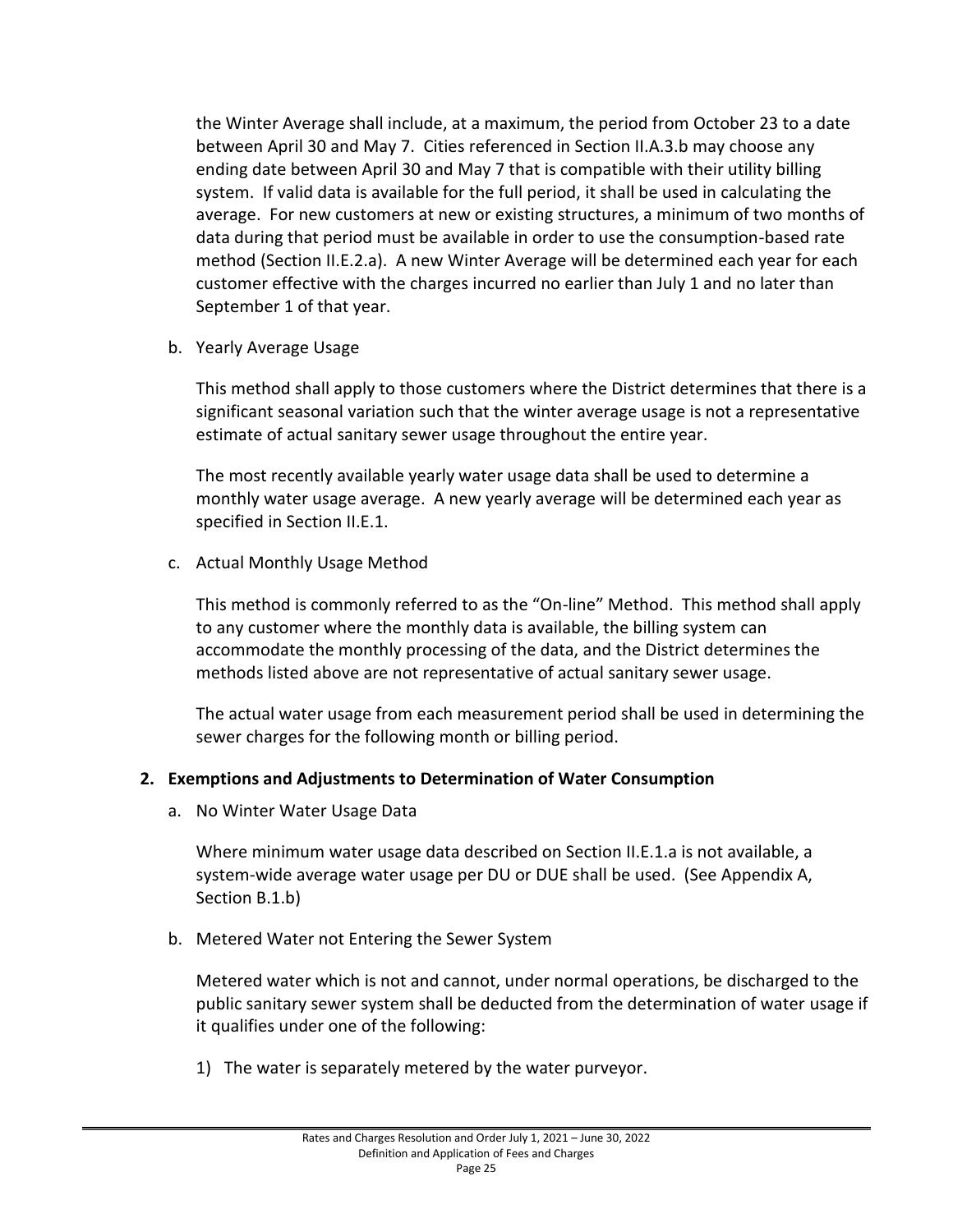the Winter Average shall include, at a maximum, the period from October 23 to a date between April 30 and May 7. Cities referenced in Section II.A.3.b may choose any ending date between April 30 and May 7 that is compatible with their utility billing system. If valid data is available for the full period, it shall be used in calculating the average. For new customers at new or existing structures, a minimum of two months of data during that period must be available in order to use the consumption-based rate method (Section II.E.2.a). A new Winter Average will be determined each year for each customer effective with the charges incurred no earlier than July 1 and no later than September 1 of that year.

b. Yearly Average Usage

This method shall apply to those customers where the District determines that there is a significant seasonal variation such that the winter average usage is not a representative estimate of actual sanitary sewer usage throughout the entire year.

The most recently available yearly water usage data shall be used to determine a monthly water usage average. A new yearly average will be determined each year as specified in Section II.E.1.

c. Actual Monthly Usage Method

This method is commonly referred to as the "On-line" Method. This method shall apply to any customer where the monthly data is available, the billing system can accommodate the monthly processing of the data, and the District determines the methods listed above are not representative of actual sanitary sewer usage.

The actual water usage from each measurement period shall be used in determining the sewer charges for the following month or billing period.

**2. Exemptions and Adjustments to Determination of Water Consumption**

a. No Winter Water Usage Data

Where minimum water usage data described on Section II.E.1.a is not available, a system-wide average water usage per DU or DUE shall be used. (See Appendix A, Section B.1.b)

b. Metered Water not Entering the Sewer System

Metered water which is not and cannot, under normal operations, be discharged to the public sanitary sewer system shall be deducted from the determination of water usage if it qualifies under one of the following:

1) The water is separately metered by the water purveyor.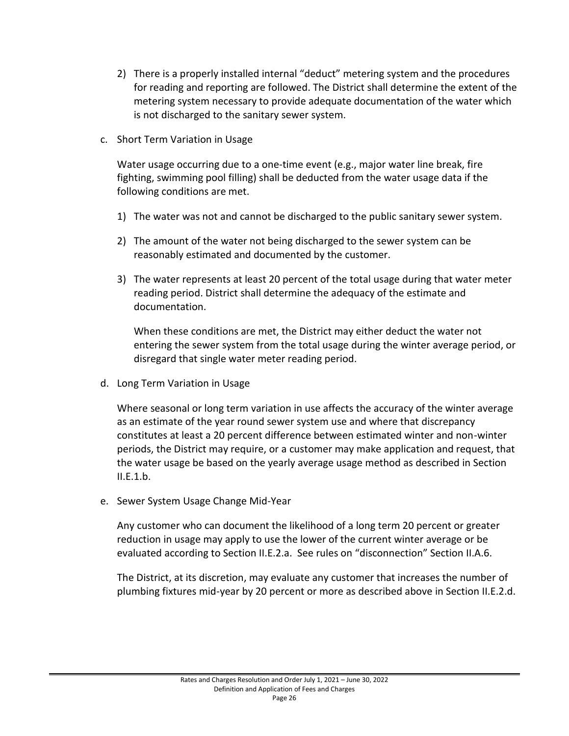2) There is a properly installed internal "deduct" metering system and the procedures for reading and reporting are followed. The District shall determine the extent of the metering system necessary to provide adequate documentation of the water which is not discharged to the sanitary sewer system.

c. Short Term Variation in Usage

Water usage occurring due to a one-time event (e.g., major water line break, fire fighting, swimming pool filling) shall be deducted from the water usage data if the following conditions are met.

1) The water was not and cannot be discharged to the public sanitary sewer system.

2) The amount of the water not being discharged to the sewer system can be reasonably estimated and documented by the customer.

3) The water represents at least 20 percent of the total usage during that water meter reading period. District shall determine the adequacy of the estimate and documentation.

When these conditions are met, the District may either deduct the water not entering the sewer system from the total usage during the winter average period, or disregard that single water meter reading period.

d. Long Term Variation in Usage

Where seasonal or long term variation in use affects the accuracy of the winter average as an estimate of the year round sewer system use and where that discrepancy constitutes at least a 20 percent difference between estimated winter and non-winter periods, the District may require, or a customer may make application and request, that the water usage be based on the yearly average usage method as described in Section II.E.1.b.

e. Sewer System Usage Change Mid-Year

Any customer who can document the likelihood of a long term 20 percent or greater reduction in usage may apply to use the lower of the current winter average or be evaluated according to Section II.E.2.a. See rules on "disconnection" Section II.A.6.

The District, at its discretion, may evaluate any customer that increases the number of plumbing fixtures mid-year by 20 percent or more as described above in Section II.E.2.d.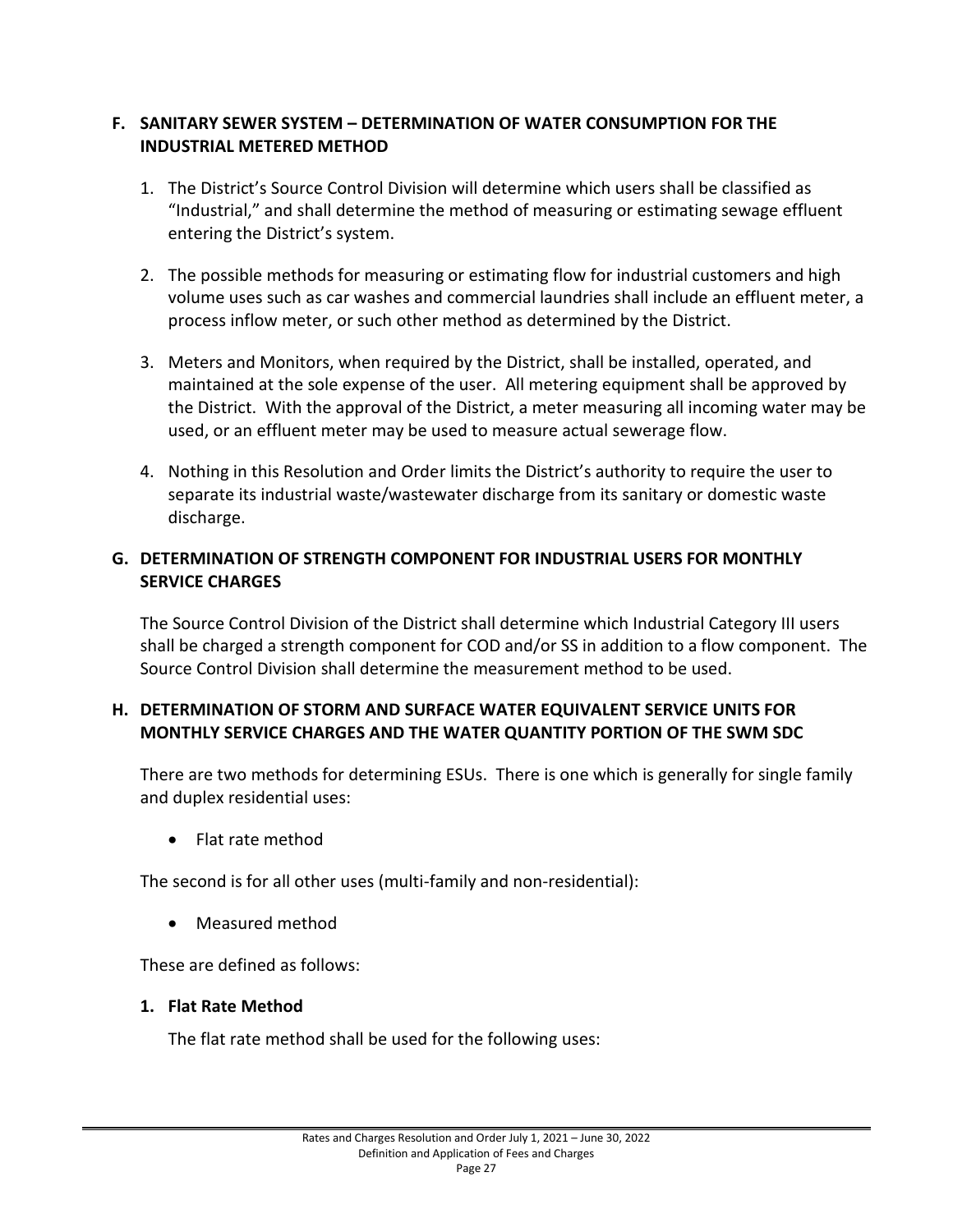## F. SANITARY SEWER SYSTEM – DETERMINATION OF WATER CONSUMPTION FOR THE INDUSTRIAL METERED METHOD

1. The District's Source Control Division will determine which users shall be classified as "Industrial," and shall determine the method of measuring or estimating sewage effluent entering the District's system.

2. The possible methods for measuring or estimating flow for industrial customers and high volume uses such as car washes and commercial laundries shall include an effluent meter, a process inflow meter, or such other method as determined by the District.

3. Meters and Monitors, when required by the District, shall be installed, operated, and maintained at the sole expense of the user. All metering equipment shall be approved by the District. With the approval of the District, a meter measuring all incoming water may be used, or an effluent meter may be used to measure actual sewerage flow.

4. Nothing in this Resolution and Order limits the District's authority to require the user to separate its industrial waste/wastewater discharge from its sanitary or domestic waste discharge.

## G. DETERMINATION OF STRENGTH COMPONENT FOR INDUSTRIAL USERS FOR MONTHLY SERVICE CHARGES

The Source Control Division of the District shall determine which Industrial Category III users shall be charged a strength component for COD and/or SS in addition to a flow component. The Source Control Division shall determine the measurement method to be used.

## H. DETERMINATION OF STORM AND SURFACE WATER EQUIVALENT SERVICE UNITS FOR MONTHLY SERVICE CHARGES AND THE WATER QUANTITY PORTION OF THE SWM SDC

There are two methods for determining ESUs. There is one which is generally for single family and duplex residential uses:

- Flat rate method

The second is for all other uses (multi-family and non-residential):

- Measured method

These are defined as follows:

### 1. Flat Rate Method

The flat rate method shall be used for the following uses: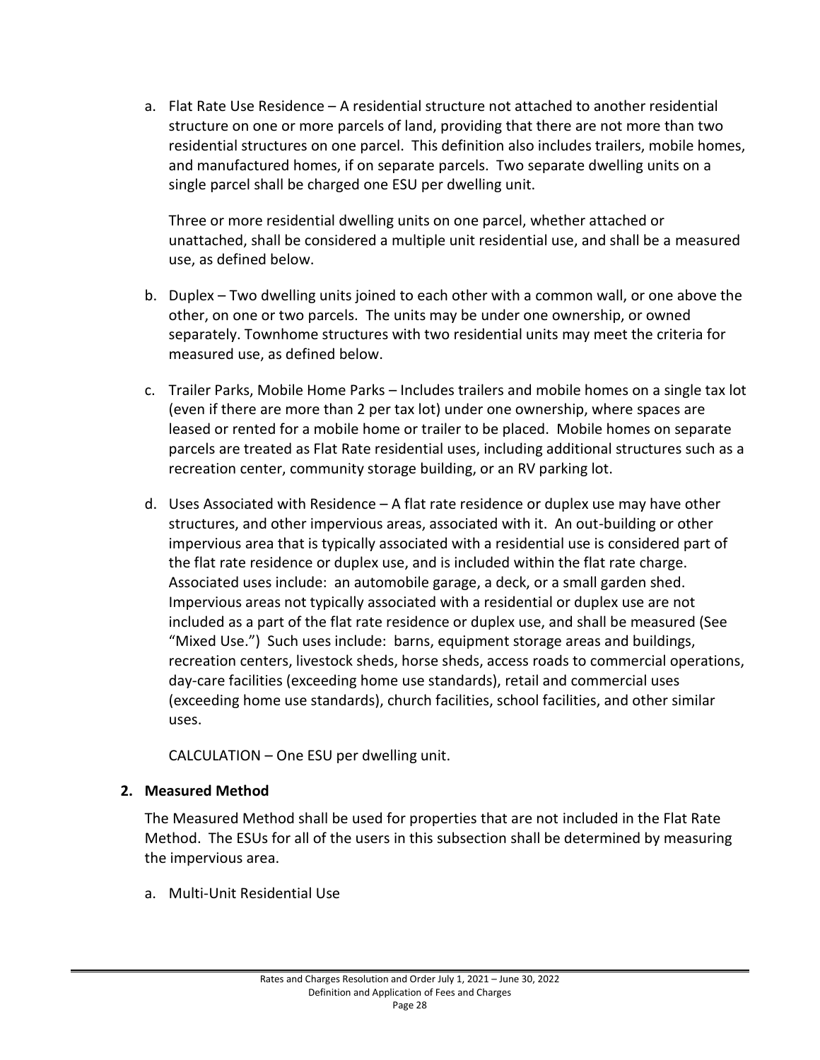a. Flat Rate Use Residence – A residential structure not attached to another residential structure on one or more parcels of land, providing that there are not more than two residential structures on one parcel. This definition also includes trailers, mobile homes, and manufactured homes, if on separate parcels. Two separate dwelling units on a single parcel shall be charged one ESU per dwelling unit.

   Three or more residential dwelling units on one parcel, whether attached or unattached, shall be considered a multiple unit residential use, and shall be a measured use, as defined below.

b. Duplex – Two dwelling units joined to each other with a common wall, or one above the other, on one or two parcels. The units may be under one ownership, or owned separately. Townhome structures with two residential units may meet the criteria for measured use, as defined below.

c. Trailer Parks, Mobile Home Parks – Includes trailers and mobile homes on a single tax lot (even if there are more than 2 per tax lot) under one ownership, where spaces are leased or rented for a mobile home or trailer to be placed. Mobile homes on separate parcels are treated as Flat Rate residential uses, including additional structures such as a recreation center, community storage building, or an RV parking lot.

d. Uses Associated with Residence – A flat rate residence or duplex use may have other structures, and other impervious areas, associated with it. An out-building or other impervious area that is typically associated with a residential use is considered part of the flat rate residence or duplex use, and is included within the flat rate charge. Associated uses include: an automobile garage, a deck, or a small garden shed. Impervious areas not typically associated with a residential or duplex use are not included as a part of the flat rate residence or duplex use, and shall be measured (See "Mixed Use.") Such uses include: barns, equipment storage areas and buildings, recreation centers, livestock sheds, horse sheds, access roads to commercial operations, day-care facilities (exceeding home use standards), retail and commercial uses (exceeding home use standards), church facilities, school facilities, and other similar uses.

   CALCULATION – One ESU per dwelling unit.

**2. Measured Method**

The Measured Method shall be used for properties that are not included in the Flat Rate Method. The ESUs for all of the users in this subsection shall be determined by measuring the impervious area.

a. Multi-Unit Residential Use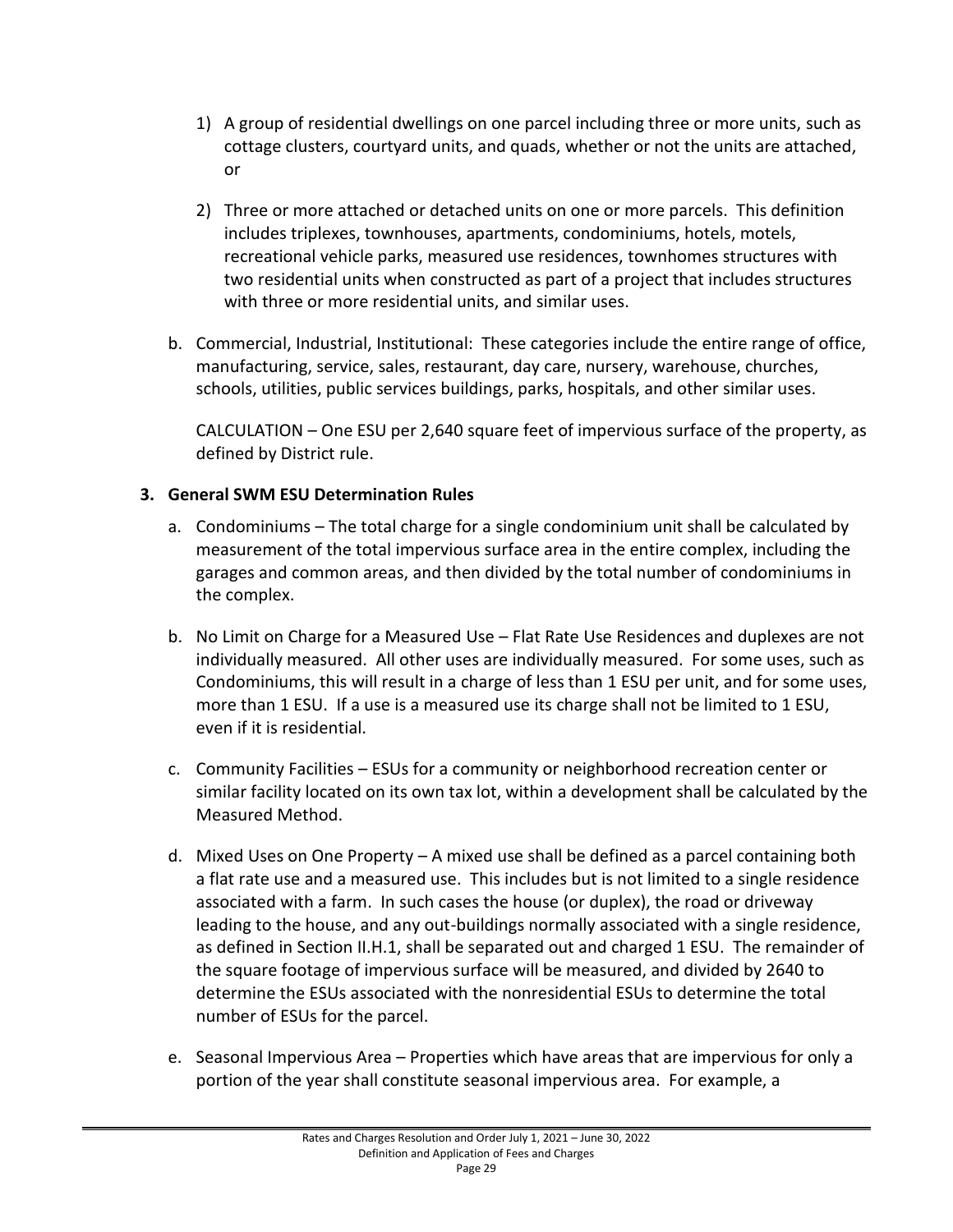1) A group of residential dwellings on one parcel including three or more units, such as cottage clusters, courtyard units, and quads, whether or not the units are attached, or

2) Three or more attached or detached units on one or more parcels. This definition includes triplexes, townhouses, apartments, condominiums, hotels, motels, recreational vehicle parks, measured use residences, townhomes structures with two residential units when constructed as part of a project that includes structures with three or more residential units, and similar uses.

b. Commercial, Industrial, Institutional: These categories include the entire range of office, manufacturing, service, sales, restaurant, day care, nursery, warehouse, churches, schools, utilities, public services buildings, parks, hospitals, and other similar uses.

   CALCULATION – One ESU per 2,640 square feet of impervious surface of the property, as defined by District rule.

**3. General SWM ESU Determination Rules**

a. Condominiums – The total charge for a single condominium unit shall be calculated by measurement of the total impervious surface area in the entire complex, including the garages and common areas, and then divided by the total number of condominiums in the complex.

b. No Limit on Charge for a Measured Use – Flat Rate Use Residences and duplexes are not individually measured. All other uses are individually measured. For some uses, such as Condominiums, this will result in a charge of less than 1 ESU per unit, and for some uses, more than 1 ESU. If a use is a measured use its charge shall not be limited to 1 ESU, even if it is residential.

c. Community Facilities – ESUs for a community or neighborhood recreation center or similar facility located on its own tax lot, within a development shall be calculated by the Measured Method.

d. Mixed Uses on One Property – A mixed use shall be defined as a parcel containing both a flat rate use and a measured use. This includes but is not limited to a single residence associated with a farm. In such cases the house (or duplex), the road or driveway leading to the house, and any out-buildings normally associated with a single residence, as defined in Section II.H.1, shall be separated out and charged 1 ESU. The remainder of the square footage of impervious surface will be measured, and divided by 2640 to determine the ESUs associated with the nonresidential ESUs to determine the total number of ESUs for the parcel.

e. Seasonal Impervious Area – Properties which have areas that are impervious for only a portion of the year shall constitute seasonal impervious area. For example, a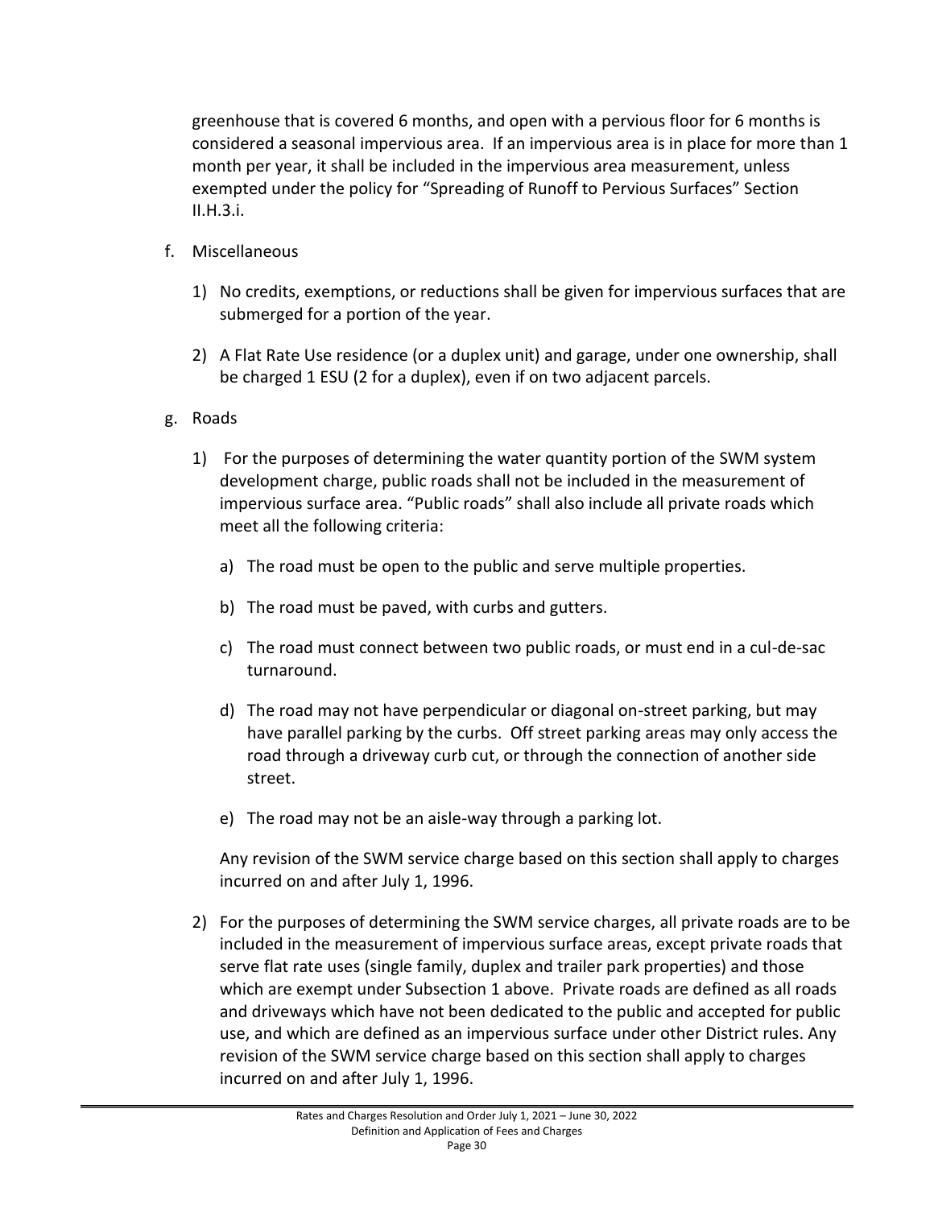greenhouse that is covered 6 months, and open with a pervious floor for 6 months is considered a seasonal impervious area. If an impervious area is in place for more than 1 month per year, it shall be included in the impervious area measurement, unless exempted under the policy for "Spreading of Runoff to Pervious Surfaces" Section II.H.3.i.

f. Miscellaneous

   1) No credits, exemptions, or reductions shall be given for impervious surfaces that are submerged for a portion of the year.

   2) A Flat Rate Use residence (or a duplex unit) and garage, under one ownership, shall be charged 1 ESU (2 for a duplex), even if on two adjacent parcels.

g. Roads

   1) For the purposes of determining the water quantity portion of the SWM system development charge, public roads shall not be included in the measurement of impervious surface area. "Public roads" shall also include all private roads which meet all the following criteria:

      a) The road must be open to the public and serve multiple properties.

      b) The road must be paved, with curbs and gutters.

      c) The road must connect between two public roads, or must end in a cul-de-sac turnaround.

      d) The road may not have perpendicular or diagonal on-street parking, but may have parallel parking by the curbs. Off street parking areas may only access the road through a driveway curb cut, or through the connection of another side street.

      e) The road may not be an aisle-way through a parking lot.

      Any revision of the SWM service charge based on this section shall apply to charges incurred on and after July 1, 1996.

   2) For the purposes of determining the SWM service charges, all private roads are to be included in the measurement of impervious surface areas, except private roads that serve flat rate uses (single family, duplex and trailer park properties) and those which are exempt under Subsection 1 above. Private roads are defined as all roads and driveways which have not been dedicated to the public and accepted for public use, and which are defined as an impervious surface under other District rules. Any revision of the SWM service charge based on this section shall apply to charges incurred on and after July 1, 1996.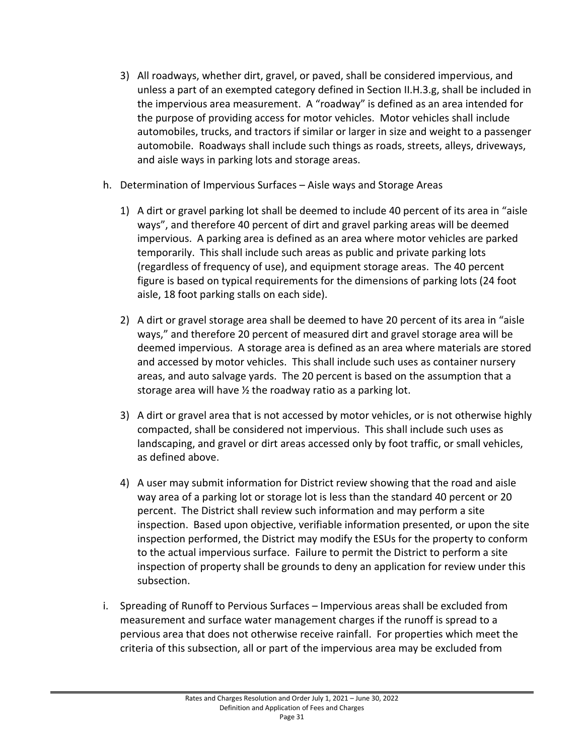3) All roadways, whether dirt, gravel, or paved, shall be considered impervious, and unless a part of an exempted category defined in Section II.H.3.g, shall be included in the impervious area measurement. A "roadway" is defined as an area intended for the purpose of providing access for motor vehicles. Motor vehicles shall include automobiles, trucks, and tractors if similar or larger in size and weight to a passenger automobile. Roadways shall include such things as roads, streets, alleys, driveways, and aisle ways in parking lots and storage areas.

h. Determination of Impervious Surfaces – Aisle ways and Storage Areas

1) A dirt or gravel parking lot shall be deemed to include 40 percent of its area in "aisle ways", and therefore 40 percent of dirt and gravel parking areas will be deemed impervious. A parking area is defined as an area where motor vehicles are parked temporarily. This shall include such areas as public and private parking lots (regardless of frequency of use), and equipment storage areas. The 40 percent figure is based on typical requirements for the dimensions of parking lots (24 foot aisle, 18 foot parking stalls on each side).

2) A dirt or gravel storage area shall be deemed to have 20 percent of its area in "aisle ways," and therefore 20 percent of measured dirt and gravel storage area will be deemed impervious. A storage area is defined as an area where materials are stored and accessed by motor vehicles. This shall include such uses as container nursery areas, and auto salvage yards. The 20 percent is based on the assumption that a storage area will have ½ the roadway ratio as a parking lot.

3) A dirt or gravel area that is not accessed by motor vehicles, or is not otherwise highly compacted, shall be considered not impervious. This shall include such uses as landscaping, and gravel or dirt areas accessed only by foot traffic, or small vehicles, as defined above.

4) A user may submit information for District review showing that the road and aisle way area of a parking lot or storage lot is less than the standard 40 percent or 20 percent. The District shall review such information and may perform a site inspection. Based upon objective, verifiable information presented, or upon the site inspection performed, the District may modify the ESUs for the property to conform to the actual impervious surface. Failure to permit the District to perform a site inspection of property shall be grounds to deny an application for review under this subsection.

i. Spreading of Runoff to Pervious Surfaces – Impervious areas shall be excluded from measurement and surface water management charges if the runoff is spread to a pervious area that does not otherwise receive rainfall. For properties which meet the criteria of this subsection, all or part of the impervious area may be excluded from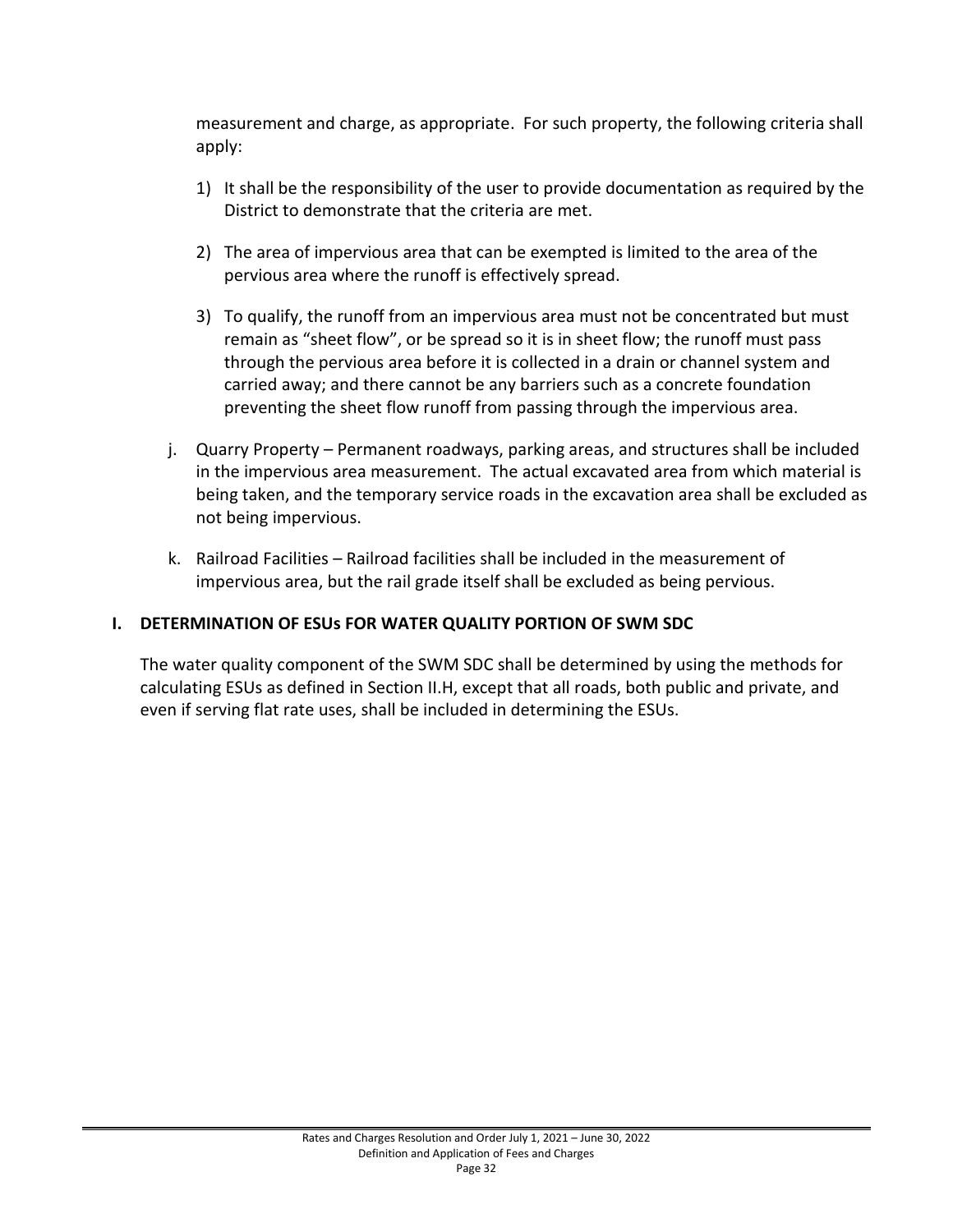measurement and charge, as appropriate. For such property, the following criteria shall apply:

1) It shall be the responsibility of the user to provide documentation as required by the District to demonstrate that the criteria are met.

2) The area of impervious area that can be exempted is limited to the area of the pervious area where the runoff is effectively spread.

3) To qualify, the runoff from an impervious area must not be concentrated but must remain as "sheet flow", or be spread so it is in sheet flow; the runoff must pass through the pervious area before it is collected in a drain or channel system and carried away; and there cannot be any barriers such as a concrete foundation preventing the sheet flow runoff from passing through the impervious area.

j. Quarry Property – Permanent roadways, parking areas, and structures shall be included in the impervious area measurement. The actual excavated area from which material is being taken, and the temporary service roads in the excavation area shall be excluded as not being impervious.

k. Railroad Facilities – Railroad facilities shall be included in the measurement of impervious area, but the rail grade itself shall be excluded as being pervious.

## I. DETERMINATION OF ESUs FOR WATER QUALITY PORTION OF SWM SDC

The water quality component of the SWM SDC shall be determined by using the methods for calculating ESUs as defined in Section II.H, except that all roads, both public and private, and even if serving flat rate uses, shall be included in determining the ESUs.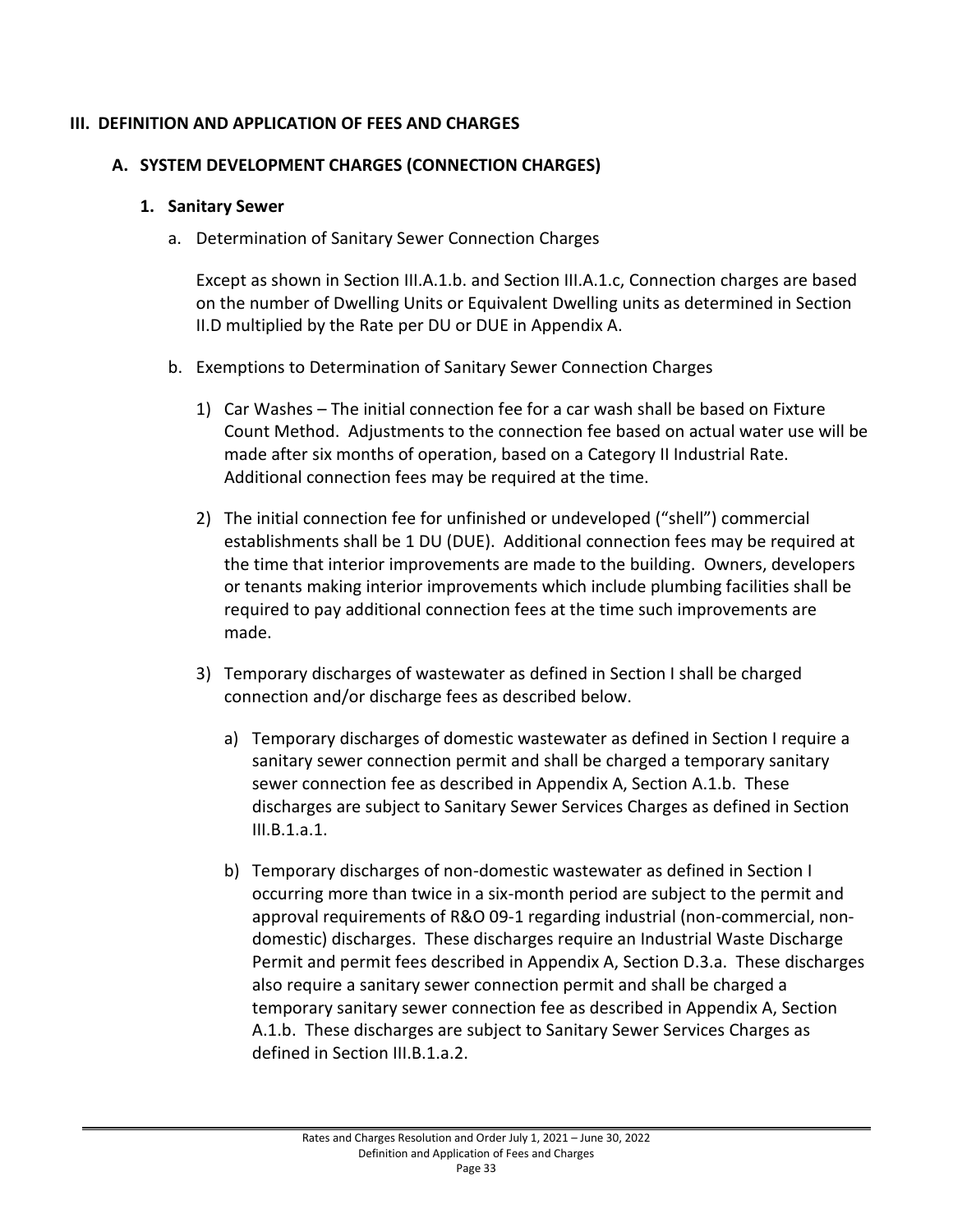# III. DEFINITION AND APPLICATION OF FEES AND CHARGES

## A. SYSTEM DEVELOPMENT CHARGES (CONNECTION CHARGES)

### 1. Sanitary Sewer

a. Determination of Sanitary Sewer Connection Charges

Except as shown in Section III.A.1.b. and Section III.A.1.c, Connection charges are based on the number of Dwelling Units or Equivalent Dwelling units as determined in Section II.D multiplied by the Rate per DU or DUE in Appendix A.

b. Exemptions to Determination of Sanitary Sewer Connection Charges

1) Car Washes – The initial connection fee for a car wash shall be based on Fixture Count Method. Adjustments to the connection fee based on actual water use will be made after six months of operation, based on a Category II Industrial Rate. Additional connection fees may be required at the time.

2) The initial connection fee for unfinished or undeveloped ("shell") commercial establishments shall be 1 DU (DUE). Additional connection fees may be required at the time that interior improvements are made to the building. Owners, developers or tenants making interior improvements which include plumbing facilities shall be required to pay additional connection fees at the time such improvements are made.

3) Temporary discharges of wastewater as defined in Section I shall be charged connection and/or discharge fees as described below.

a) Temporary discharges of domestic wastewater as defined in Section I require a sanitary sewer connection permit and shall be charged a temporary sanitary sewer connection fee as described in Appendix A, Section A.1.b. These discharges are subject to Sanitary Sewer Services Charges as defined in Section III.B.1.a.1.

b) Temporary discharges of non-domestic wastewater as defined in Section I occurring more than twice in a six-month period are subject to the permit and approval requirements of R&O 09-1 regarding industrial (non-commercial, non-domestic) discharges. These discharges require an Industrial Waste Discharge Permit and permit fees described in Appendix A, Section D.3.a. These discharges also require a sanitary sewer connection permit and shall be charged a temporary sanitary sewer connection fee as described in Appendix A, Section A.1.b. These discharges are subject to Sanitary Sewer Services Charges as defined in Section III.B.1.a.2.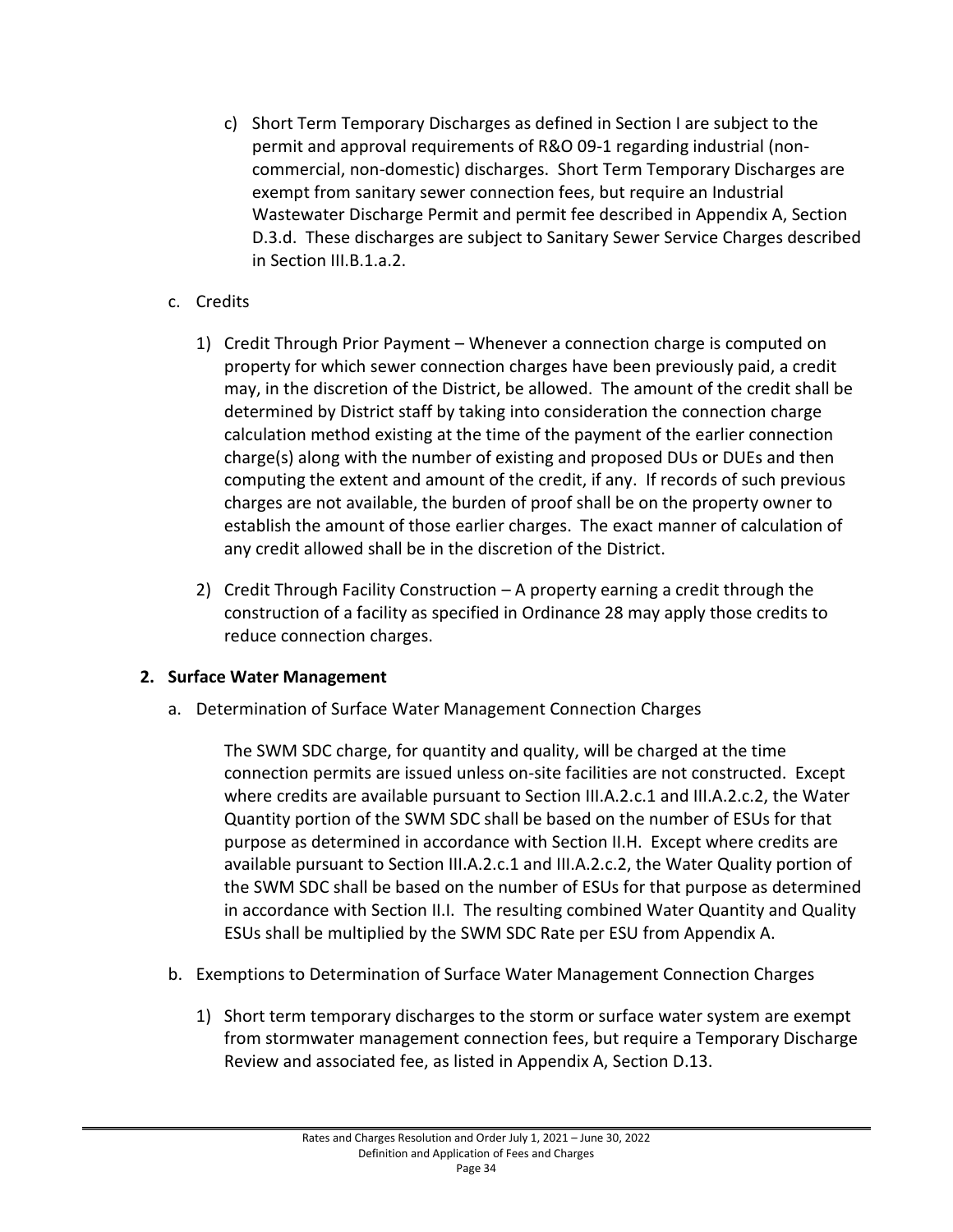c) Short Term Temporary Discharges as defined in Section I are subject to the permit and approval requirements of R&O 09-1 regarding industrial (non-commercial, non-domestic) discharges. Short Term Temporary Discharges are exempt from sanitary sewer connection fees, but require an Industrial Wastewater Discharge Permit and permit fee described in Appendix A, Section D.3.d. These discharges are subject to Sanitary Sewer Service Charges described in Section III.B.1.a.2.

c. Credits

1) Credit Through Prior Payment – Whenever a connection charge is computed on property for which sewer connection charges have been previously paid, a credit may, in the discretion of the District, be allowed. The amount of the credit shall be determined by District staff by taking into consideration the connection charge calculation method existing at the time of the payment of the earlier connection charge(s) along with the number of existing and proposed DUs or DUEs and then computing the extent and amount of the credit, if any. If records of such previous charges are not available, the burden of proof shall be on the property owner to establish the amount of those earlier charges. The exact manner of calculation of any credit allowed shall be in the discretion of the District.

2) Credit Through Facility Construction – A property earning a credit through the construction of a facility as specified in Ordinance 28 may apply those credits to reduce connection charges.

**2. Surface Water Management**

a. Determination of Surface Water Management Connection Charges

The SWM SDC charge, for quantity and quality, will be charged at the time connection permits are issued unless on-site facilities are not constructed. Except where credits are available pursuant to Section III.A.2.c.1 and III.A.2.c.2, the Water Quantity portion of the SWM SDC shall be based on the number of ESUs for that purpose as determined in accordance with Section II.H. Except where credits are available pursuant to Section III.A.2.c.1 and III.A.2.c.2, the Water Quality portion of the SWM SDC shall be based on the number of ESUs for that purpose as determined in accordance with Section II.I. The resulting combined Water Quantity and Quality ESUs shall be multiplied by the SWM SDC Rate per ESU from Appendix A.

b. Exemptions to Determination of Surface Water Management Connection Charges

1) Short term temporary discharges to the storm or surface water system are exempt from stormwater management connection fees, but require a Temporary Discharge Review and associated fee, as listed in Appendix A, Section D.13.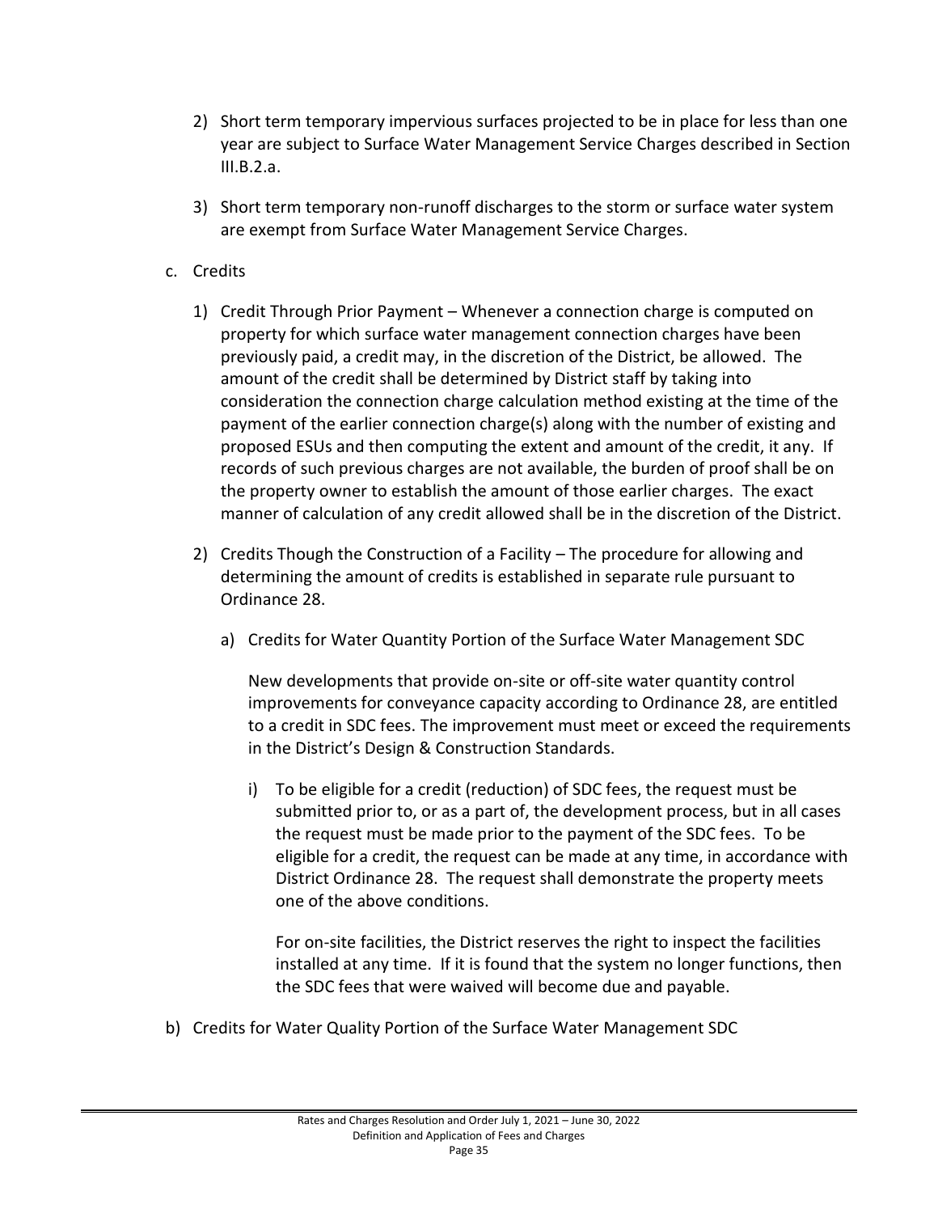2) Short term temporary impervious surfaces projected to be in place for less than one year are subject to Surface Water Management Service Charges described in Section III.B.2.a.

3) Short term temporary non-runoff discharges to the storm or surface water system are exempt from Surface Water Management Service Charges.

c. Credits

1) Credit Through Prior Payment – Whenever a connection charge is computed on property for which surface water management connection charges have been previously paid, a credit may, in the discretion of the District, be allowed. The amount of the credit shall be determined by District staff by taking into consideration the connection charge calculation method existing at the time of the payment of the earlier connection charge(s) along with the number of existing and proposed ESUs and then computing the extent and amount of the credit, it any. If records of such previous charges are not available, the burden of proof shall be on the property owner to establish the amount of those earlier charges. The exact manner of calculation of any credit allowed shall be in the discretion of the District.

2) Credits Though the Construction of a Facility – The procedure for allowing and determining the amount of credits is established in separate rule pursuant to Ordinance 28.

a) Credits for Water Quantity Portion of the Surface Water Management SDC

New developments that provide on-site or off-site water quantity control improvements for conveyance capacity according to Ordinance 28, are entitled to a credit in SDC fees. The improvement must meet or exceed the requirements in the District's Design & Construction Standards.

i) To be eligible for a credit (reduction) of SDC fees, the request must be submitted prior to, or as a part of, the development process, but in all cases the request must be made prior to the payment of the SDC fees. To be eligible for a credit, the request can be made at any time, in accordance with District Ordinance 28. The request shall demonstrate the property meets one of the above conditions.

For on-site facilities, the District reserves the right to inspect the facilities installed at any time. If it is found that the system no longer functions, then the SDC fees that were waived will become due and payable.

b) Credits for Water Quality Portion of the Surface Water Management SDC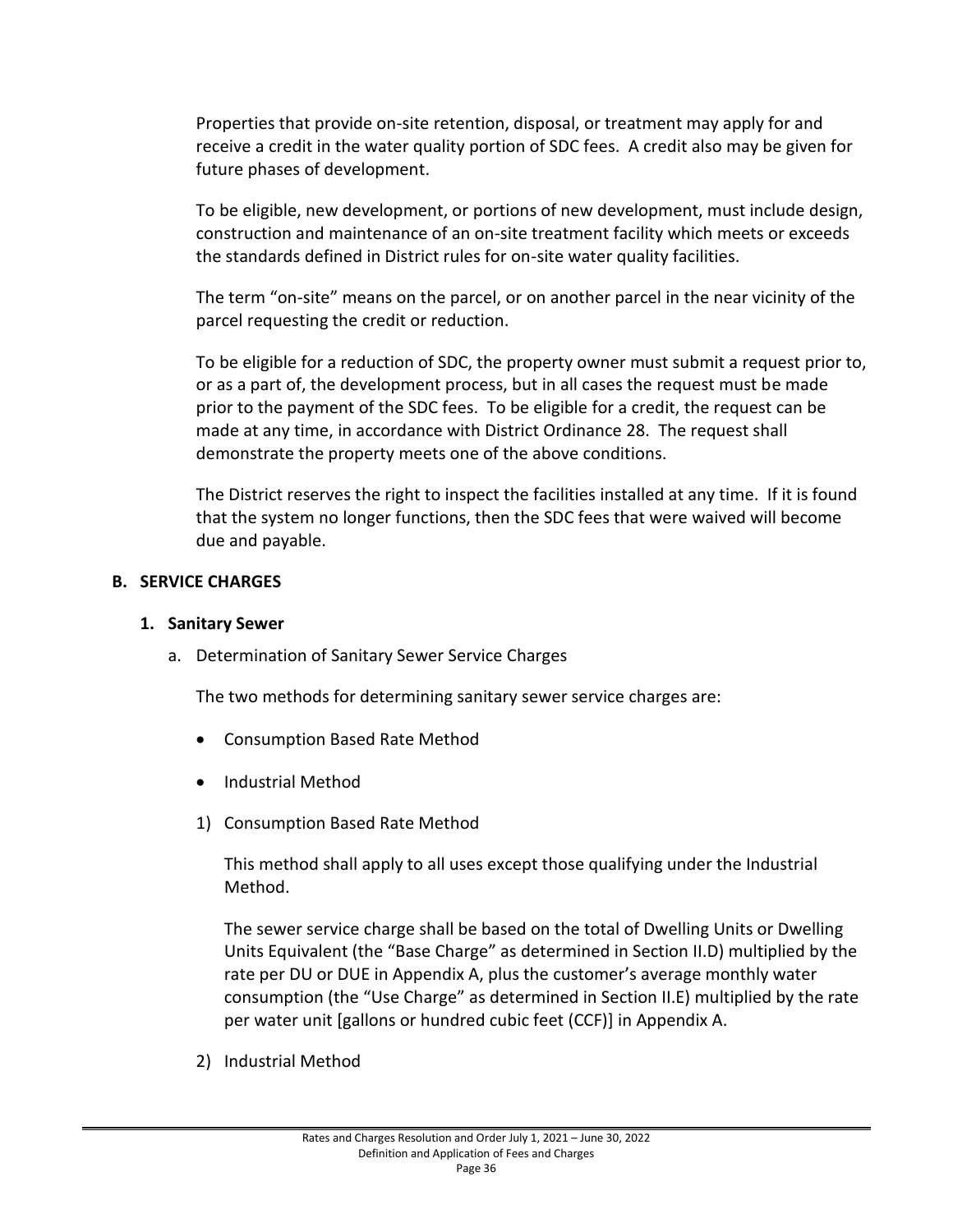Properties that provide on-site retention, disposal, or treatment may apply for and receive a credit in the water quality portion of SDC fees. A credit also may be given for future phases of development.

To be eligible, new development, or portions of new development, must include design, construction and maintenance of an on-site treatment facility which meets or exceeds the standards defined in District rules for on-site water quality facilities.

The term “on-site” means on the parcel, or on another parcel in the near vicinity of the parcel requesting the credit or reduction.

To be eligible for a reduction of SDC, the property owner must submit a request prior to, or as a part of, the development process, but in all cases the request must be made prior to the payment of the SDC fees. To be eligible for a credit, the request can be made at any time, in accordance with District Ordinance 28. The request shall demonstrate the property meets one of the above conditions.

The District reserves the right to inspect the facilities installed at any time. If it is found that the system no longer functions, then the SDC fees that were waived will become due and payable.

## B. SERVICE CHARGES

### 1. Sanitary Sewer

a. Determination of Sanitary Sewer Service Charges

The two methods for determining sanitary sewer service charges are:

- Consumption Based Rate Method
- Industrial Method

1) Consumption Based Rate Method

This method shall apply to all uses except those qualifying under the Industrial Method.

The sewer service charge shall be based on the total of Dwelling Units or Dwelling Units Equivalent (the “Base Charge” as determined in Section II.D) multiplied by the rate per DU or DUE in Appendix A, plus the customer’s average monthly water consumption (the “Use Charge” as determined in Section II.E) multiplied by the rate per water unit [gallons or hundred cubic feet (CCF)] in Appendix A.

2) Industrial Method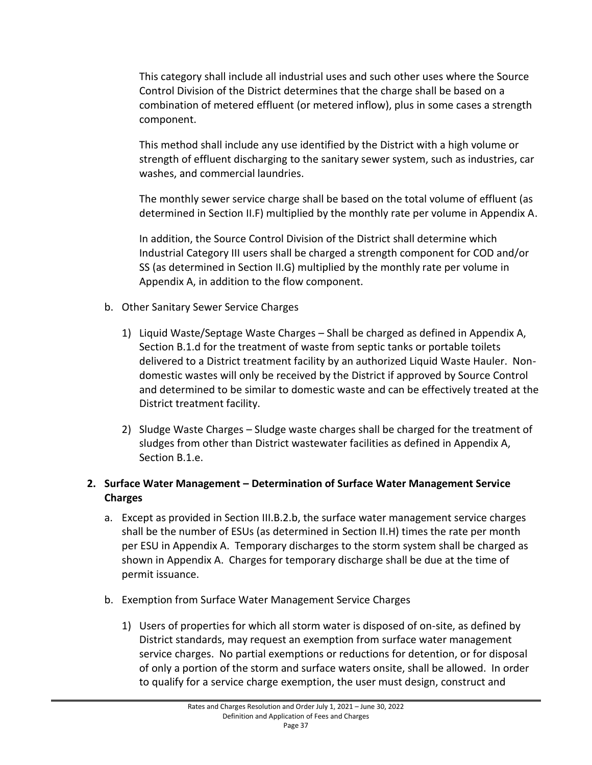This category shall include all industrial uses and such other uses where the Source Control Division of the District determines that the charge shall be based on a combination of metered effluent (or metered inflow), plus in some cases a strength component.

This method shall include any use identified by the District with a high volume or strength of effluent discharging to the sanitary sewer system, such as industries, car washes, and commercial laundries.

The monthly sewer service charge shall be based on the total volume of effluent (as determined in Section II.F) multiplied by the monthly rate per volume in Appendix A.

In addition, the Source Control Division of the District shall determine which Industrial Category III users shall be charged a strength component for COD and/or SS (as determined in Section II.G) multiplied by the monthly rate per volume in Appendix A, in addition to the flow component.

b. Other Sanitary Sewer Service Charges

   1) Liquid Waste/Septage Waste Charges – Shall be charged as defined in Appendix A, Section B.1.d for the treatment of waste from septic tanks or portable toilets delivered to a District treatment facility by an authorized Liquid Waste Hauler. Non-domestic wastes will only be received by the District if approved by Source Control and determined to be similar to domestic waste and can be effectively treated at the District treatment facility.

   2) Sludge Waste Charges – Sludge waste charges shall be charged for the treatment of sludges from other than District wastewater facilities as defined in Appendix A, Section B.1.e.

**2. Surface Water Management – Determination of Surface Water Management Service Charges**

a. Except as provided in Section III.B.2.b, the surface water management service charges shall be the number of ESUs (as determined in Section II.H) times the rate per month per ESU in Appendix A. Temporary discharges to the storm system shall be charged as shown in Appendix A. Charges for temporary discharge shall be due at the time of permit issuance.

b. Exemption from Surface Water Management Service Charges

   1) Users of properties for which all storm water is disposed of on-site, as defined by District standards, may request an exemption from surface water management service charges. No partial exemptions or reductions for detention, or for disposal of only a portion of the storm and surface waters onsite, shall be allowed. In order to qualify for a service charge exemption, the user must design, construct and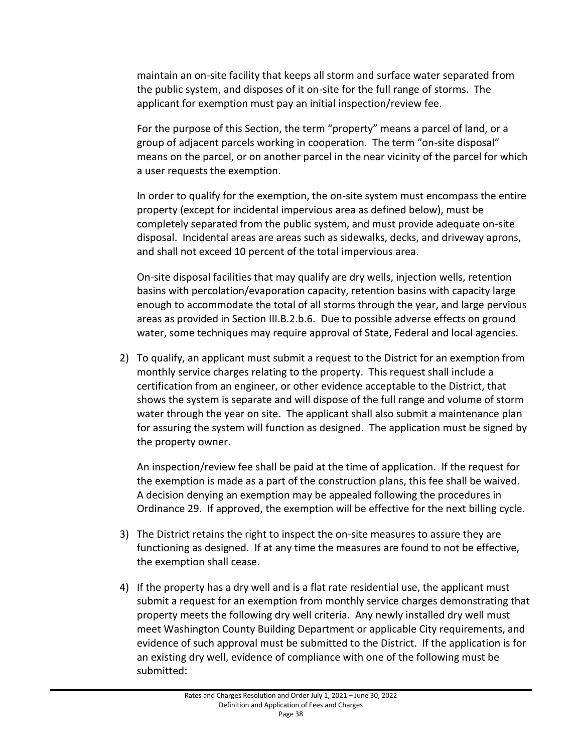maintain an on-site facility that keeps all storm and surface water separated from the public system, and disposes of it on-site for the full range of storms. The applicant for exemption must pay an initial inspection/review fee.

For the purpose of this Section, the term "property" means a parcel of land, or a group of adjacent parcels working in cooperation. The term "on-site disposal" means on the parcel, or on another parcel in the near vicinity of the parcel for which a user requests the exemption.

In order to qualify for the exemption, the on-site system must encompass the entire property (except for incidental impervious area as defined below), must be completely separated from the public system, and must provide adequate on-site disposal. Incidental areas are areas such as sidewalks, decks, and driveway aprons, and shall not exceed 10 percent of the total impervious area.

On-site disposal facilities that may qualify are dry wells, injection wells, retention basins with percolation/evaporation capacity, retention basins with capacity large enough to accommodate the total of all storms through the year, and large pervious areas as provided in Section III.B.2.b.6. Due to possible adverse effects on ground water, some techniques may require approval of State, Federal and local agencies.

2) To qualify, an applicant must submit a request to the District for an exemption from monthly service charges relating to the property. This request shall include a certification from an engineer, or other evidence acceptable to the District, that shows the system is separate and will dispose of the full range and volume of storm water through the year on site. The applicant shall also submit a maintenance plan for assuring the system will function as designed. The application must be signed by the property owner.

   An inspection/review fee shall be paid at the time of application. If the request for the exemption is made as a part of the construction plans, this fee shall be waived. A decision denying an exemption may be appealed following the procedures in Ordinance 29. If approved, the exemption will be effective for the next billing cycle.

3) The District retains the right to inspect the on-site measures to assure they are functioning as designed. If at any time the measures are found to not be effective, the exemption shall cease.

4) If the property has a dry well and is a flat rate residential use, the applicant must submit a request for an exemption from monthly service charges demonstrating that property meets the following dry well criteria. Any newly installed dry well must meet Washington County Building Department or applicable City requirements, and evidence of such approval must be submitted to the District. If the application is for an existing dry well, evidence of compliance with one of the following must be submitted: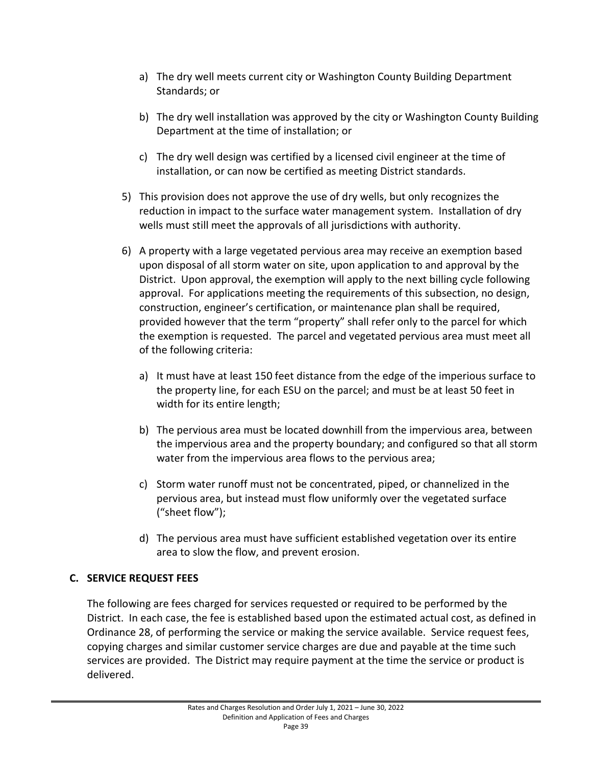a) The dry well meets current city or Washington County Building Department Standards; or

   b) The dry well installation was approved by the city or Washington County Building Department at the time of installation; or

   c) The dry well design was certified by a licensed civil engineer at the time of installation, or can now be certified as meeting District standards.

5) This provision does not approve the use of dry wells, but only recognizes the reduction in impact to the surface water management system. Installation of dry wells must still meet the approvals of all jurisdictions with authority.

6) A property with a large vegetated pervious area may receive an exemption based upon disposal of all storm water on site, upon application to and approval by the District. Upon approval, the exemption will apply to the next billing cycle following approval. For applications meeting the requirements of this subsection, no design, construction, engineer's certification, or maintenance plan shall be required, provided however that the term "property" shall refer only to the parcel for which the exemption is requested. The parcel and vegetated pervious area must meet all of the following criteria:

   a) It must have at least 150 feet distance from the edge of the imperious surface to the property line, for each ESU on the parcel; and must be at least 50 feet in width for its entire length;

   b) The pervious area must be located downhill from the impervious area, between the impervious area and the property boundary; and configured so that all storm water from the impervious area flows to the pervious area;

   c) Storm water runoff must not be concentrated, piped, or channelized in the pervious area, but instead must flow uniformly over the vegetated surface ("sheet flow");

   d) The pervious area must have sufficient established vegetation over its entire area to slow the flow, and prevent erosion.

## C. SERVICE REQUEST FEES

The following are fees charged for services requested or required to be performed by the District. In each case, the fee is established based upon the estimated actual cost, as defined in Ordinance 28, of performing the service or making the service available. Service request fees, copying charges and similar customer service charges are due and payable at the time such services are provided. The District may require payment at the time the service or product is delivered.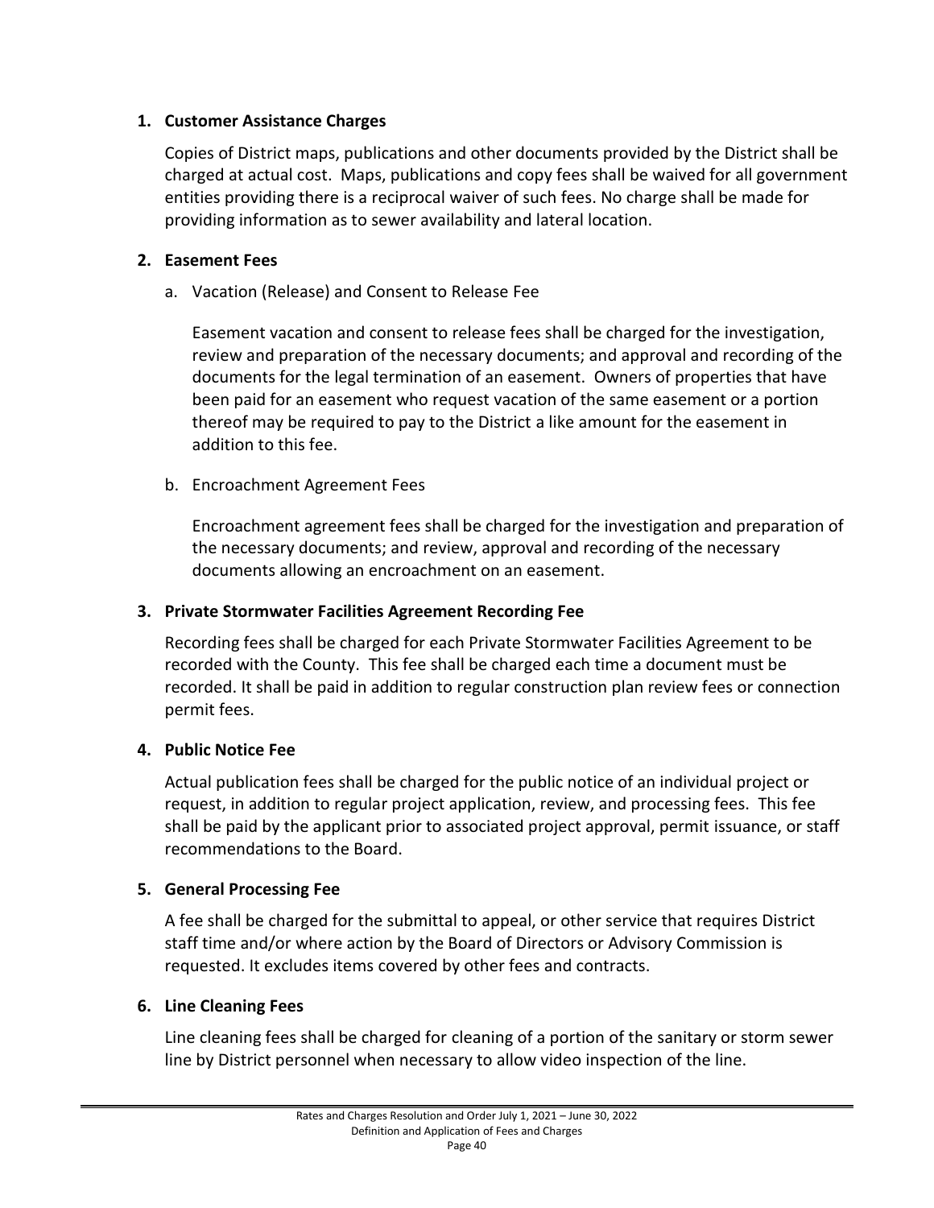**1. Customer Assistance Charges**

Copies of District maps, publications and other documents provided by the District shall be charged at actual cost. Maps, publications and copy fees shall be waived for all government entities providing there is a reciprocal waiver of such fees. No charge shall be made for providing information as to sewer availability and lateral location.

**2. Easement Fees**

a. Vacation (Release) and Consent to Release Fee

Easement vacation and consent to release fees shall be charged for the investigation, review and preparation of the necessary documents; and approval and recording of the documents for the legal termination of an easement. Owners of properties that have been paid for an easement who request vacation of the same easement or a portion thereof may be required to pay to the District a like amount for the easement in addition to this fee.

b. Encroachment Agreement Fees

Encroachment agreement fees shall be charged for the investigation and preparation of the necessary documents; and review, approval and recording of the necessary documents allowing an encroachment on an easement.

**3. Private Stormwater Facilities Agreement Recording Fee**

Recording fees shall be charged for each Private Stormwater Facilities Agreement to be recorded with the County. This fee shall be charged each time a document must be recorded. It shall be paid in addition to regular construction plan review fees or connection permit fees.

**4. Public Notice Fee**

Actual publication fees shall be charged for the public notice of an individual project or request, in addition to regular project application, review, and processing fees. This fee shall be paid by the applicant prior to associated project approval, permit issuance, or staff recommendations to the Board.

**5. General Processing Fee**

A fee shall be charged for the submittal to appeal, or other service that requires District staff time and/or where action by the Board of Directors or Advisory Commission is requested. It excludes items covered by other fees and contracts.

**6. Line Cleaning Fees**

Line cleaning fees shall be charged for cleaning of a portion of the sanitary or storm sewer line by District personnel when necessary to allow video inspection of the line.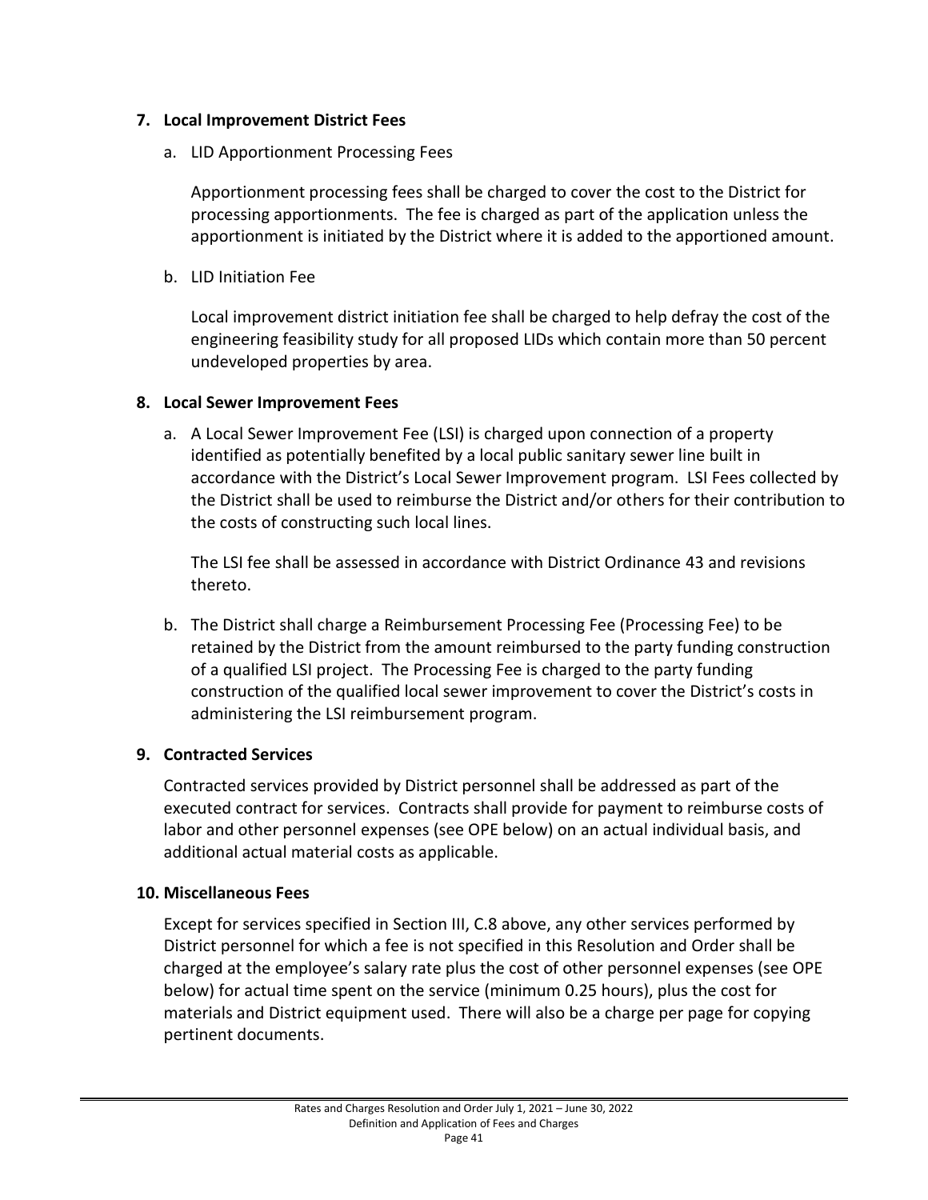**7. Local Improvement District Fees**

a. LID Apportionment Processing Fees

Apportionment processing fees shall be charged to cover the cost to the District for processing apportionments. The fee is charged as part of the application unless the apportionment is initiated by the District where it is added to the apportioned amount.

b. LID Initiation Fee

Local improvement district initiation fee shall be charged to help defray the cost of the engineering feasibility study for all proposed LIDs which contain more than 50 percent undeveloped properties by area.

**8. Local Sewer Improvement Fees**

a. A Local Sewer Improvement Fee (LSI) is charged upon connection of a property identified as potentially benefited by a local public sanitary sewer line built in accordance with the District's Local Sewer Improvement program. LSI Fees collected by the District shall be used to reimburse the District and/or others for their contribution to the costs of constructing such local lines.

The LSI fee shall be assessed in accordance with District Ordinance 43 and revisions thereto.

b. The District shall charge a Reimbursement Processing Fee (Processing Fee) to be retained by the District from the amount reimbursed to the party funding construction of a qualified LSI project. The Processing Fee is charged to the party funding construction of the qualified local sewer improvement to cover the District's costs in administering the LSI reimbursement program.

**9. Contracted Services**

Contracted services provided by District personnel shall be addressed as part of the executed contract for services. Contracts shall provide for payment to reimburse costs of labor and other personnel expenses (see OPE below) on an actual individual basis, and additional actual material costs as applicable.

**10. Miscellaneous Fees**

Except for services specified in Section III, C.8 above, any other services performed by District personnel for which a fee is not specified in this Resolution and Order shall be charged at the employee's salary rate plus the cost of other personnel expenses (see OPE below) for actual time spent on the service (minimum 0.25 hours), plus the cost for materials and District equipment used. There will also be a charge per page for copying pertinent documents.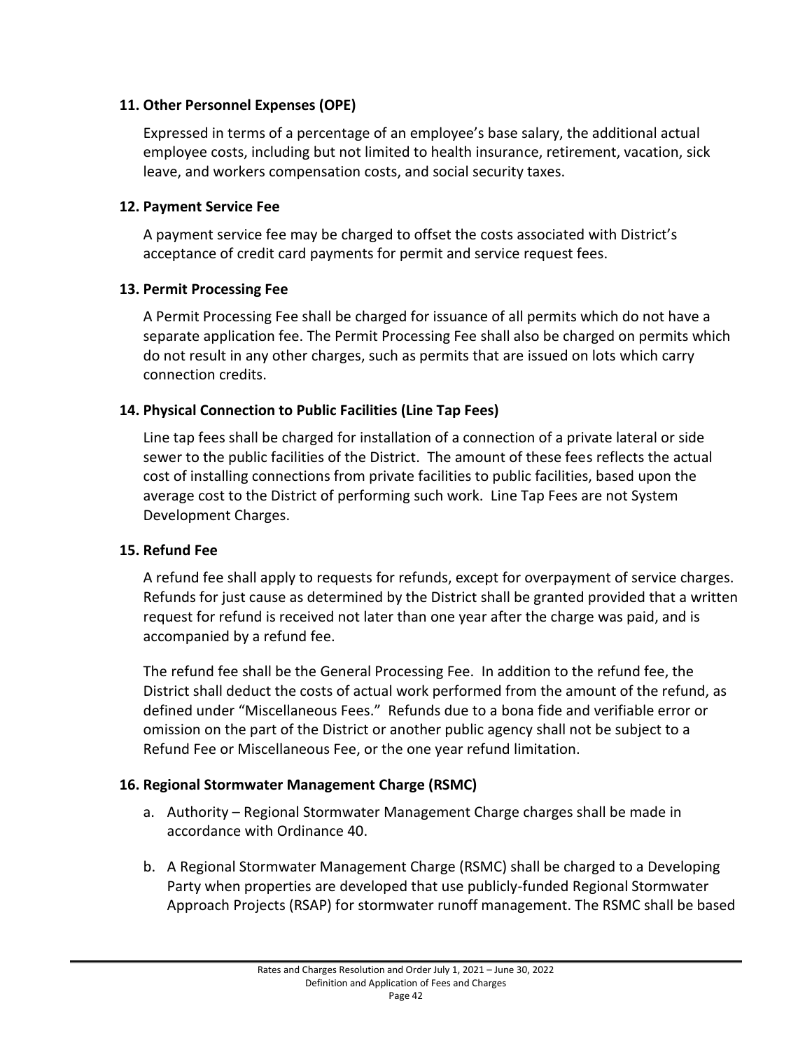### 11. Other Personnel Expenses (OPE)

Expressed in terms of a percentage of an employee's base salary, the additional actual employee costs, including but not limited to health insurance, retirement, vacation, sick leave, and workers compensation costs, and social security taxes.

### 12. Payment Service Fee

A payment service fee may be charged to offset the costs associated with District's acceptance of credit card payments for permit and service request fees.

### 13. Permit Processing Fee

A Permit Processing Fee shall be charged for issuance of all permits which do not have a separate application fee. The Permit Processing Fee shall also be charged on permits which do not result in any other charges, such as permits that are issued on lots which carry connection credits.

### 14. Physical Connection to Public Facilities (Line Tap Fees)

Line tap fees shall be charged for installation of a connection of a private lateral or side sewer to the public facilities of the District. The amount of these fees reflects the actual cost of installing connections from private facilities to public facilities, based upon the average cost to the District of performing such work. Line Tap Fees are not System Development Charges.

### 15. Refund Fee

A refund fee shall apply to requests for refunds, except for overpayment of service charges. Refunds for just cause as determined by the District shall be granted provided that a written request for refund is received not later than one year after the charge was paid, and is accompanied by a refund fee.

The refund fee shall be the General Processing Fee. In addition to the refund fee, the District shall deduct the costs of actual work performed from the amount of the refund, as defined under "Miscellaneous Fees." Refunds due to a bona fide and verifiable error or omission on the part of the District or another public agency shall not be subject to a Refund Fee or Miscellaneous Fee, or the one year refund limitation.

### 16. Regional Stormwater Management Charge (RSMC)

a. Authority – Regional Stormwater Management Charge charges shall be made in accordance with Ordinance 40.

b. A Regional Stormwater Management Charge (RSMC) shall be charged to a Developing Party when properties are developed that use publicly-funded Regional Stormwater Approach Projects (RSAP) for stormwater runoff management. The RSMC shall be based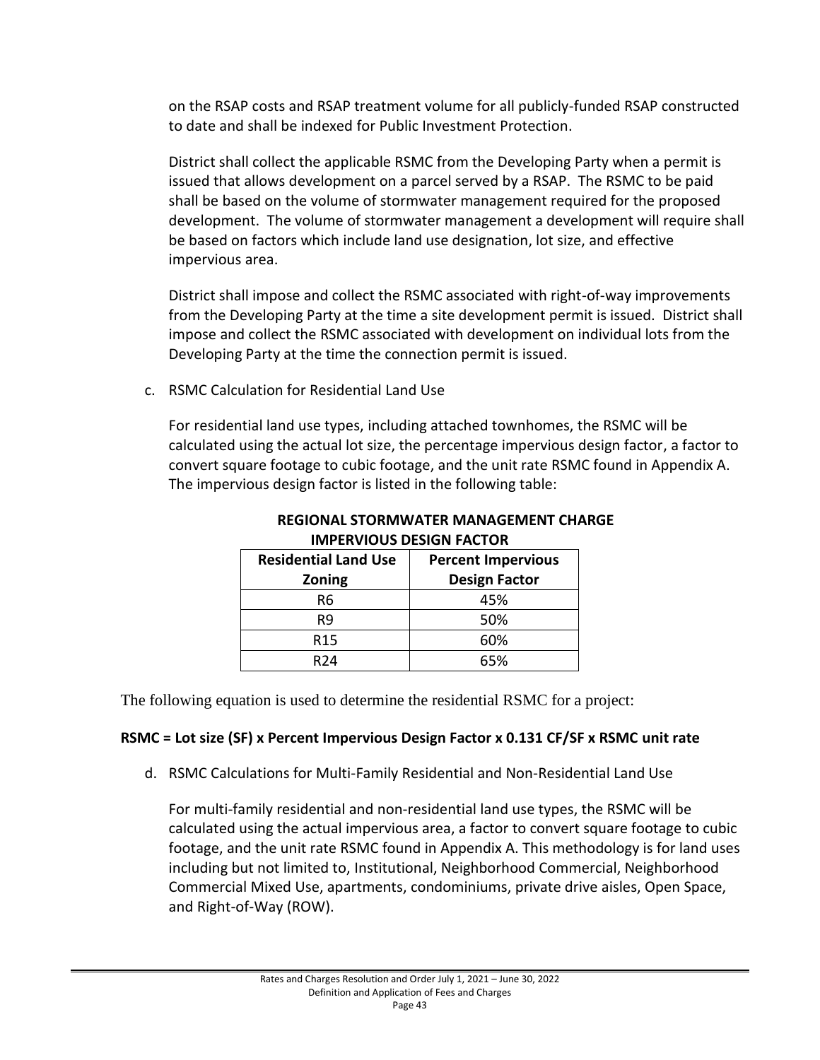on the RSAP costs and RSAP treatment volume for all publicly-funded RSAP constructed to date and shall be indexed for Public Investment Protection.

District shall collect the applicable RSMC from the Developing Party when a permit is issued that allows development on a parcel served by a RSAP. The RSMC to be paid shall be based on the volume of stormwater management required for the proposed development. The volume of stormwater management a development will require shall be based on factors which include land use designation, lot size, and effective impervious area.

District shall impose and collect the RSMC associated with right-of-way improvements from the Developing Party at the time a site development permit is issued. District shall impose and collect the RSMC associated with development on individual lots from the Developing Party at the time the connection permit is issued.

c. RSMC Calculation for Residential Land Use

For residential land use types, including attached townhomes, the RSMC will be calculated using the actual lot size, the percentage impervious design factor, a factor to convert square footage to cubic footage, and the unit rate RSMC found in Appendix A. The impervious design factor is listed in the following table:

**REGIONAL STORMWATER MANAGEMENT CHARGE IMPERVIOUS DESIGN FACTOR**

| Residential Land Use Zoning | Percent Impervious Design Factor |
|---|---|
| R6 | 45% |
| R9 | 50% |
| R15 | 60% |
| R24 | 65% |

The following equation is used to determine the residential RSMC for a project:

**RSMC = Lot size (SF) x Percent Impervious Design Factor x 0.131 CF/SF x RSMC unit rate**

d. RSMC Calculations for Multi-Family Residential and Non-Residential Land Use

For multi-family residential and non-residential land use types, the RSMC will be calculated using the actual impervious area, a factor to convert square footage to cubic footage, and the unit rate RSMC found in Appendix A. This methodology is for land uses including but not limited to, Institutional, Neighborhood Commercial, Neighborhood Commercial Mixed Use, apartments, condominiums, private drive aisles, Open Space, and Right-of-Way (ROW).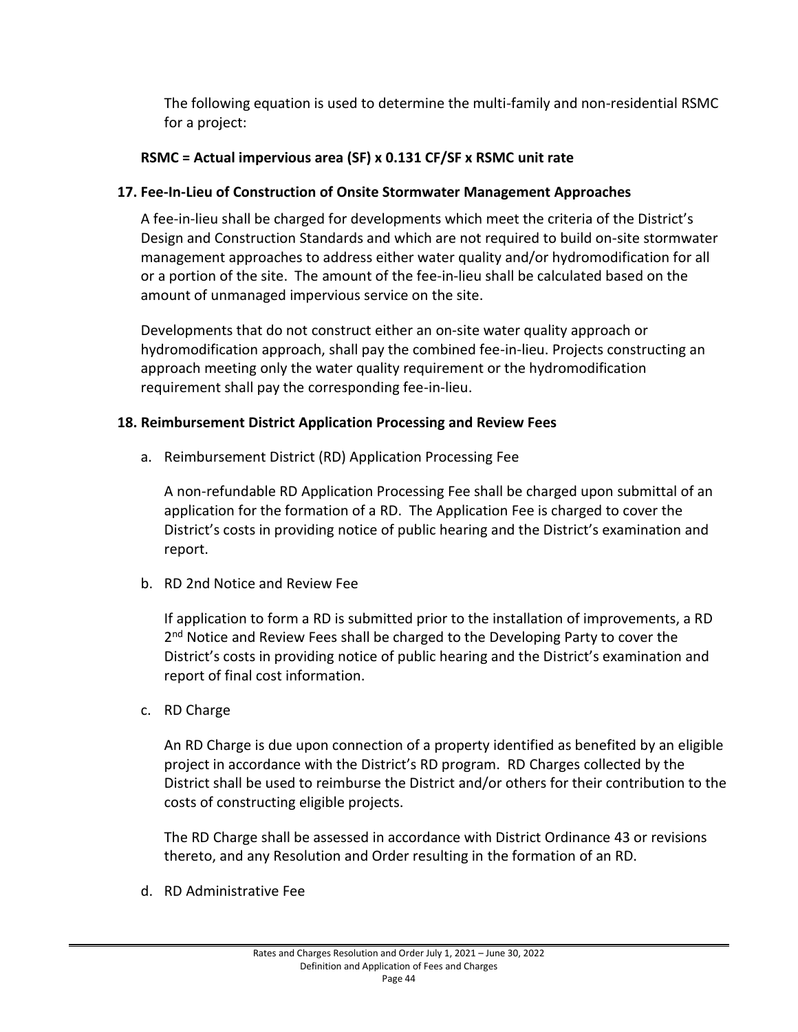The following equation is used to determine the multi-family and non-residential RSMC for a project:

**RSMC = Actual impervious area (SF) x 0.131 CF/SF x RSMC unit rate**

### 17. Fee-In-Lieu of Construction of Onsite Stormwater Management Approaches

A fee-in-lieu shall be charged for developments which meet the criteria of the District's Design and Construction Standards and which are not required to build on-site stormwater management approaches to address either water quality and/or hydromodification for all or a portion of the site. The amount of the fee-in-lieu shall be calculated based on the amount of unmanaged impervious service on the site.

Developments that do not construct either an on-site water quality approach or hydromodification approach, shall pay the combined fee-in-lieu. Projects constructing an approach meeting only the water quality requirement or the hydromodification requirement shall pay the corresponding fee-in-lieu.

### 18. Reimbursement District Application Processing and Review Fees

a. Reimbursement District (RD) Application Processing Fee

   A non-refundable RD Application Processing Fee shall be charged upon submittal of an application for the formation of a RD. The Application Fee is charged to cover the District's costs in providing notice of public hearing and the District's examination and report.

b. RD 2nd Notice and Review Fee

   If application to form a RD is submitted prior to the installation of improvements, a RD 2nd Notice and Review Fees shall be charged to the Developing Party to cover the District's costs in providing notice of public hearing and the District's examination and report of final cost information.

c. RD Charge

   An RD Charge is due upon connection of a property identified as benefited by an eligible project in accordance with the District's RD program. RD Charges collected by the District shall be used to reimburse the District and/or others for their contribution to the costs of constructing eligible projects.

   The RD Charge shall be assessed in accordance with District Ordinance 43 or revisions thereto, and any Resolution and Order resulting in the formation of an RD.

d. RD Administrative Fee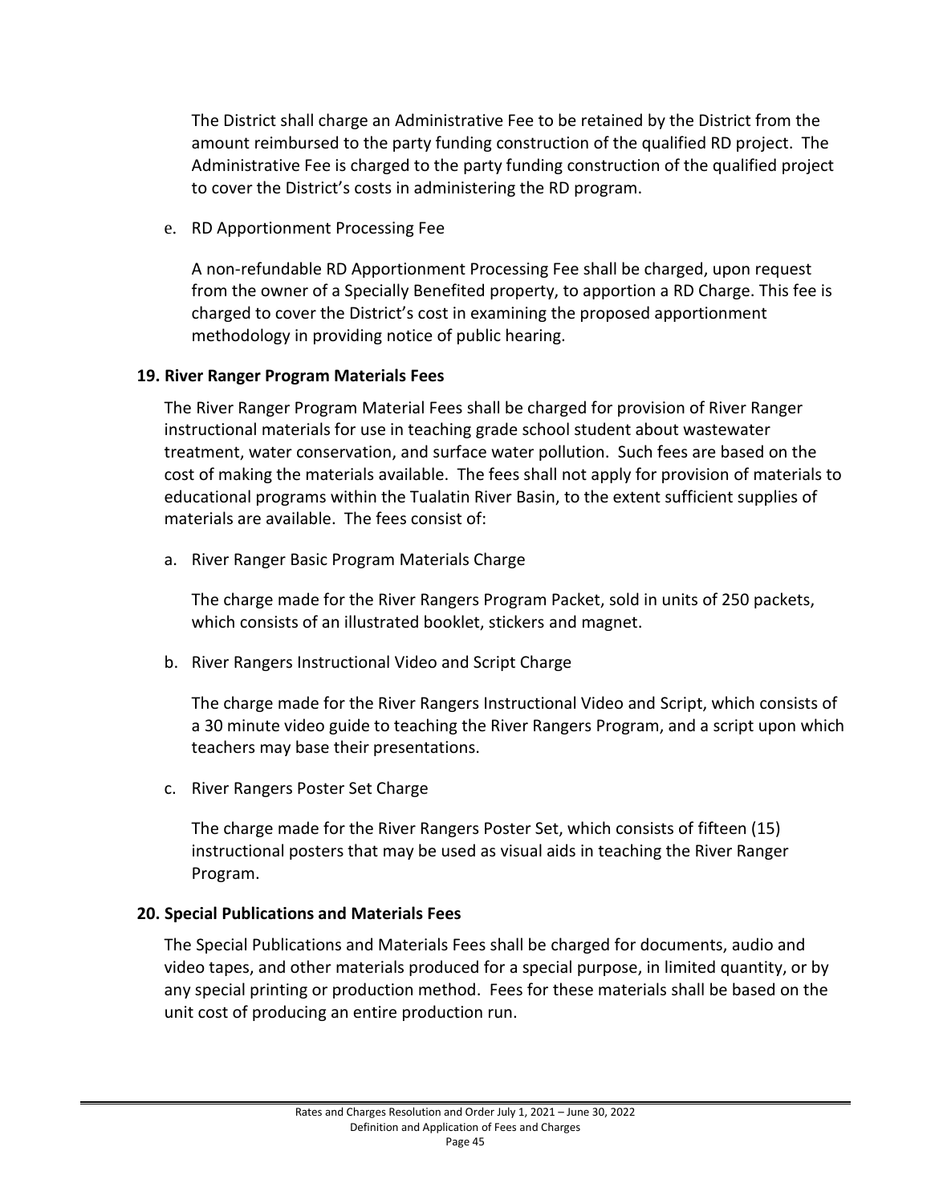The District shall charge an Administrative Fee to be retained by the District from the amount reimbursed to the party funding construction of the qualified RD project. The Administrative Fee is charged to the party funding construction of the qualified project to cover the District's costs in administering the RD program.

e. RD Apportionment Processing Fee

A non-refundable RD Apportionment Processing Fee shall be charged, upon request from the owner of a Specially Benefited property, to apportion a RD Charge. This fee is charged to cover the District's cost in examining the proposed apportionment methodology in providing notice of public hearing.

**19. River Ranger Program Materials Fees**

The River Ranger Program Material Fees shall be charged for provision of River Ranger instructional materials for use in teaching grade school student about wastewater treatment, water conservation, and surface water pollution. Such fees are based on the cost of making the materials available. The fees shall not apply for provision of materials to educational programs within the Tualatin River Basin, to the extent sufficient supplies of materials are available. The fees consist of:

a. River Ranger Basic Program Materials Charge

The charge made for the River Rangers Program Packet, sold in units of 250 packets, which consists of an illustrated booklet, stickers and magnet.

b. River Rangers Instructional Video and Script Charge

The charge made for the River Rangers Instructional Video and Script, which consists of a 30 minute video guide to teaching the River Rangers Program, and a script upon which teachers may base their presentations.

c. River Rangers Poster Set Charge

The charge made for the River Rangers Poster Set, which consists of fifteen (15) instructional posters that may be used as visual aids in teaching the River Ranger Program.

**20. Special Publications and Materials Fees**

The Special Publications and Materials Fees shall be charged for documents, audio and video tapes, and other materials produced for a special purpose, in limited quantity, or by any special printing or production method. Fees for these materials shall be based on the unit cost of producing an entire production run.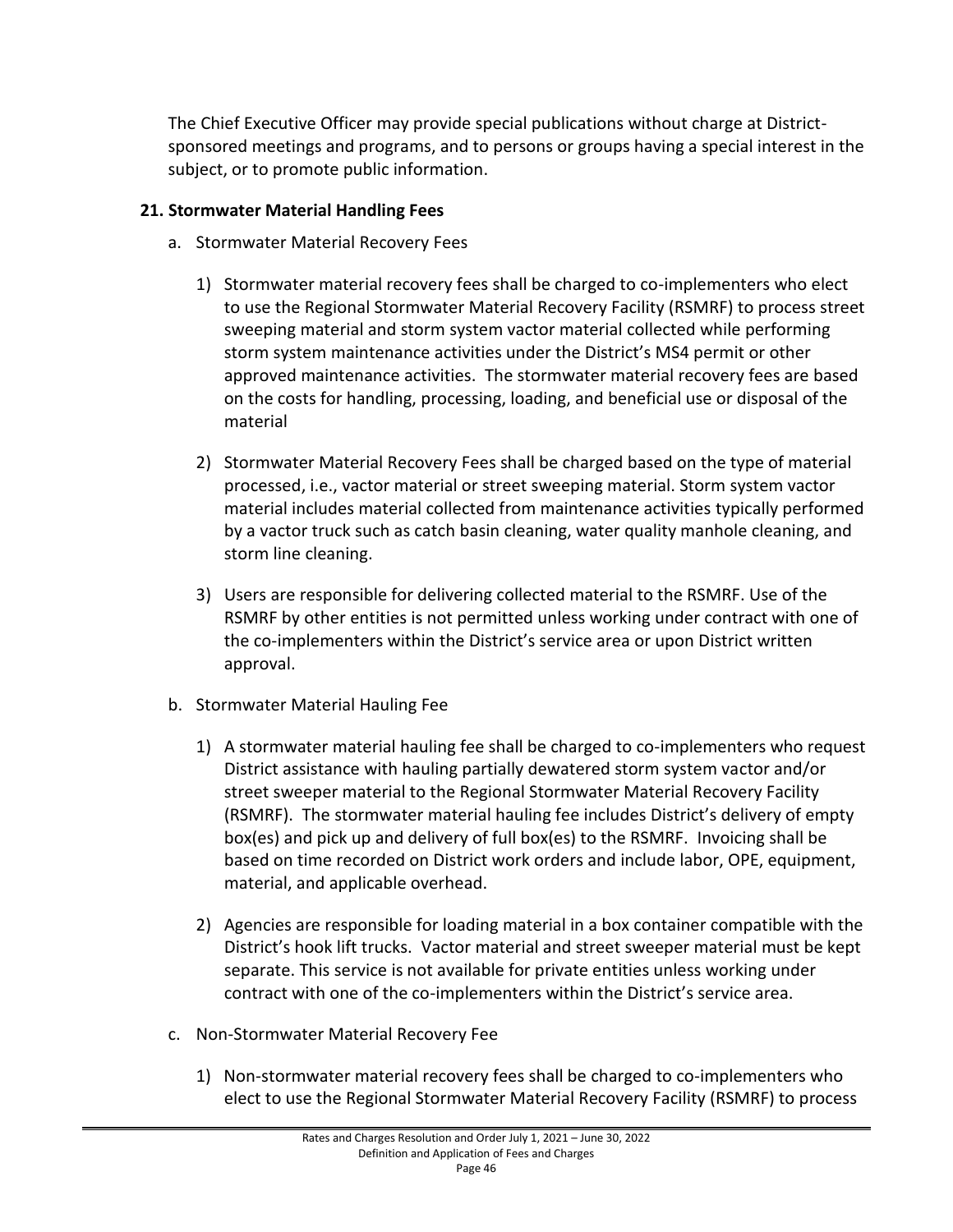The Chief Executive Officer may provide special publications without charge at District-sponsored meetings and programs, and to persons or groups having a special interest in the subject, or to promote public information.

### 21. Stormwater Material Handling Fees

a. Stormwater Material Recovery Fees

1) Stormwater material recovery fees shall be charged to co-implementers who elect to use the Regional Stormwater Material Recovery Facility (RSMRF) to process street sweeping material and storm system vactor material collected while performing storm system maintenance activities under the District's MS4 permit or other approved maintenance activities. The stormwater material recovery fees are based on the costs for handling, processing, loading, and beneficial use or disposal of the material

2) Stormwater Material Recovery Fees shall be charged based on the type of material processed, i.e., vactor material or street sweeping material. Storm system vactor material includes material collected from maintenance activities typically performed by a vactor truck such as catch basin cleaning, water quality manhole cleaning, and storm line cleaning.

3) Users are responsible for delivering collected material to the RSMRF. Use of the RSMRF by other entities is not permitted unless working under contract with one of the co-implementers within the District's service area or upon District written approval.

b. Stormwater Material Hauling Fee

1) A stormwater material hauling fee shall be charged to co-implementers who request District assistance with hauling partially dewatered storm system vactor and/or street sweeper material to the Regional Stormwater Material Recovery Facility (RSMRF). The stormwater material hauling fee includes District's delivery of empty box(es) and pick up and delivery of full box(es) to the RSMRF. Invoicing shall be based on time recorded on District work orders and include labor, OPE, equipment, material, and applicable overhead.

2) Agencies are responsible for loading material in a box container compatible with the District's hook lift trucks. Vactor material and street sweeper material must be kept separate. This service is not available for private entities unless working under contract with one of the co-implementers within the District's service area.

c. Non-Stormwater Material Recovery Fee

1) Non-stormwater material recovery fees shall be charged to co-implementers who elect to use the Regional Stormwater Material Recovery Facility (RSMRF) to process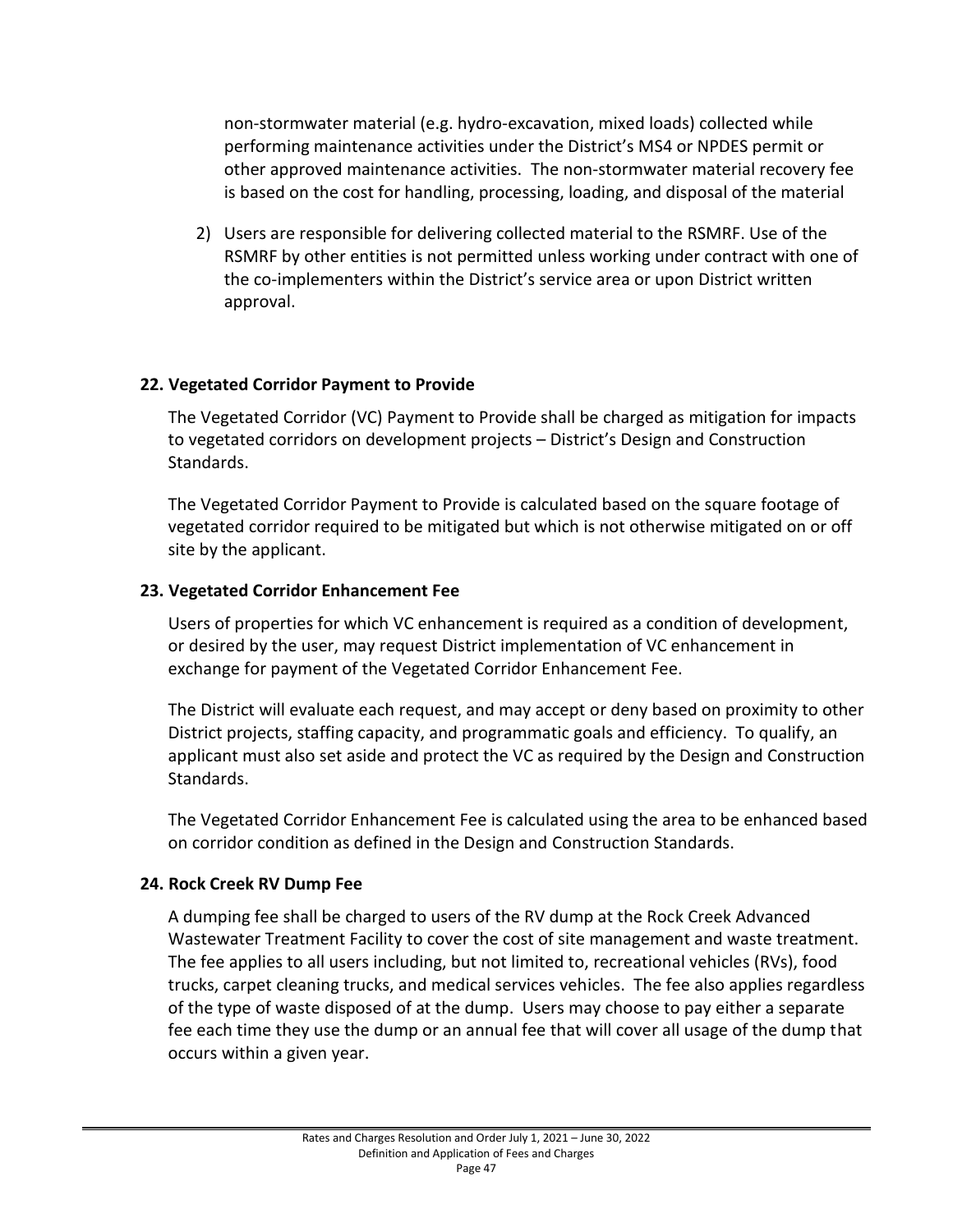non-stormwater material (e.g. hydro-excavation, mixed loads) collected while performing maintenance activities under the District's MS4 or NPDES permit or other approved maintenance activities. The non-stormwater material recovery fee is based on the cost for handling, processing, loading, and disposal of the material

2) Users are responsible for delivering collected material to the RSMRF. Use of the RSMRF by other entities is not permitted unless working under contract with one of the co-implementers within the District's service area or upon District written approval.

## 22. Vegetated Corridor Payment to Provide

The Vegetated Corridor (VC) Payment to Provide shall be charged as mitigation for impacts to vegetated corridors on development projects – District's Design and Construction Standards.

The Vegetated Corridor Payment to Provide is calculated based on the square footage of vegetated corridor required to be mitigated but which is not otherwise mitigated on or off site by the applicant.

## 23. Vegetated Corridor Enhancement Fee

Users of properties for which VC enhancement is required as a condition of development, or desired by the user, may request District implementation of VC enhancement in exchange for payment of the Vegetated Corridor Enhancement Fee.

The District will evaluate each request, and may accept or deny based on proximity to other District projects, staffing capacity, and programmatic goals and efficiency. To qualify, an applicant must also set aside and protect the VC as required by the Design and Construction Standards.

The Vegetated Corridor Enhancement Fee is calculated using the area to be enhanced based on corridor condition as defined in the Design and Construction Standards.

## 24. Rock Creek RV Dump Fee

A dumping fee shall be charged to users of the RV dump at the Rock Creek Advanced Wastewater Treatment Facility to cover the cost of site management and waste treatment. The fee applies to all users including, but not limited to, recreational vehicles (RVs), food trucks, carpet cleaning trucks, and medical services vehicles. The fee also applies regardless of the type of waste disposed of at the dump. Users may choose to pay either a separate fee each time they use the dump or an annual fee that will cover all usage of the dump that occurs within a given year.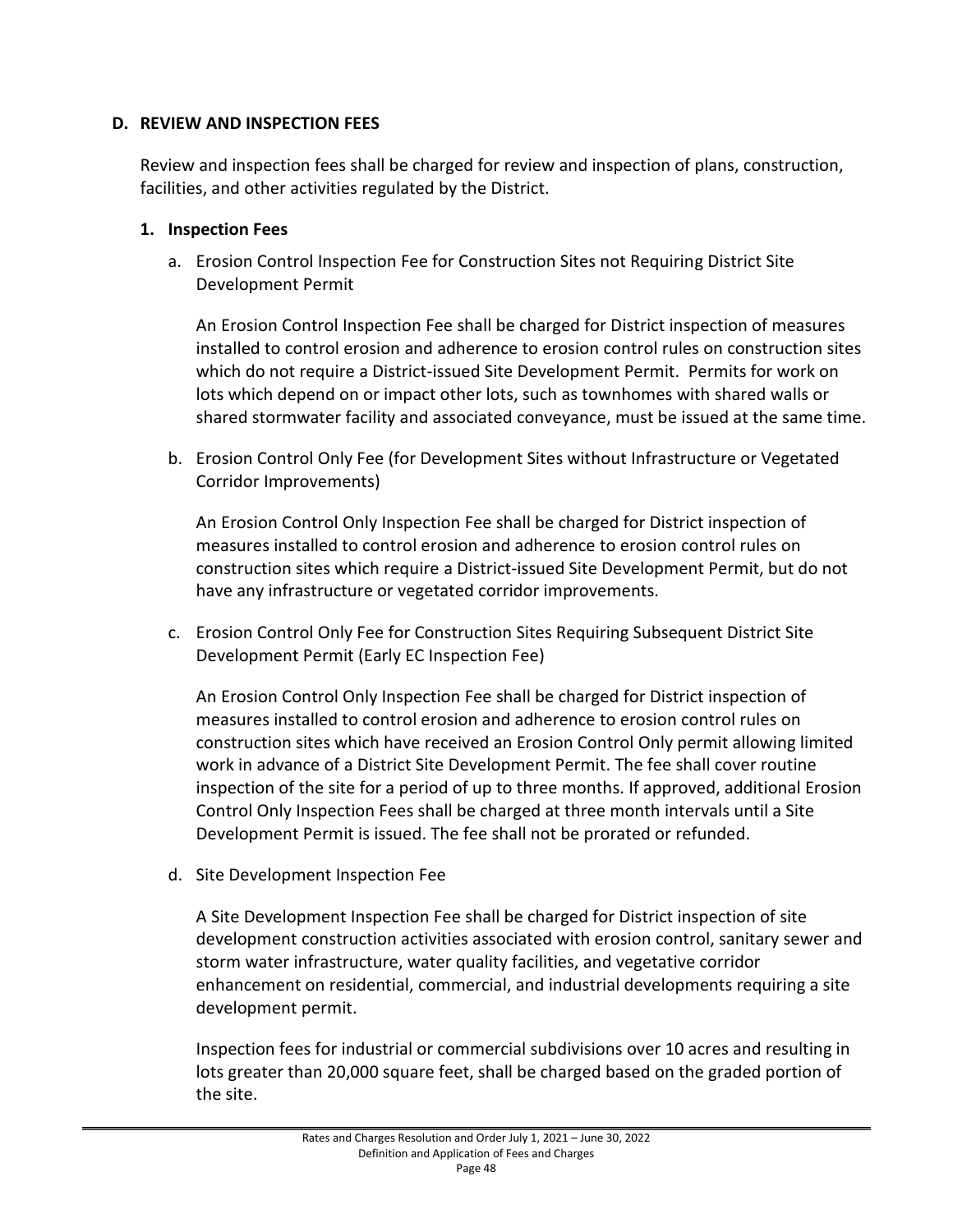## D. REVIEW AND INSPECTION FEES

Review and inspection fees shall be charged for review and inspection of plans, construction, facilities, and other activities regulated by the District.

### 1. Inspection Fees

a. Erosion Control Inspection Fee for Construction Sites not Requiring District Site Development Permit

An Erosion Control Inspection Fee shall be charged for District inspection of measures installed to control erosion and adherence to erosion control rules on construction sites which do not require a District-issued Site Development Permit. Permits for work on lots which depend on or impact other lots, such as townhomes with shared walls or shared stormwater facility and associated conveyance, must be issued at the same time.

b. Erosion Control Only Fee (for Development Sites without Infrastructure or Vegetated Corridor Improvements)

An Erosion Control Only Inspection Fee shall be charged for District inspection of measures installed to control erosion and adherence to erosion control rules on construction sites which require a District-issued Site Development Permit, but do not have any infrastructure or vegetated corridor improvements.

c. Erosion Control Only Fee for Construction Sites Requiring Subsequent District Site Development Permit (Early EC Inspection Fee)

An Erosion Control Only Inspection Fee shall be charged for District inspection of measures installed to control erosion and adherence to erosion control rules on construction sites which have received an Erosion Control Only permit allowing limited work in advance of a District Site Development Permit. The fee shall cover routine inspection of the site for a period of up to three months. If approved, additional Erosion Control Only Inspection Fees shall be charged at three month intervals until a Site Development Permit is issued. The fee shall not be prorated or refunded.

d. Site Development Inspection Fee

A Site Development Inspection Fee shall be charged for District inspection of site development construction activities associated with erosion control, sanitary sewer and storm water infrastructure, water quality facilities, and vegetative corridor enhancement on residential, commercial, and industrial developments requiring a site development permit.

Inspection fees for industrial or commercial subdivisions over 10 acres and resulting in lots greater than 20,000 square feet, shall be charged based on the graded portion of the site.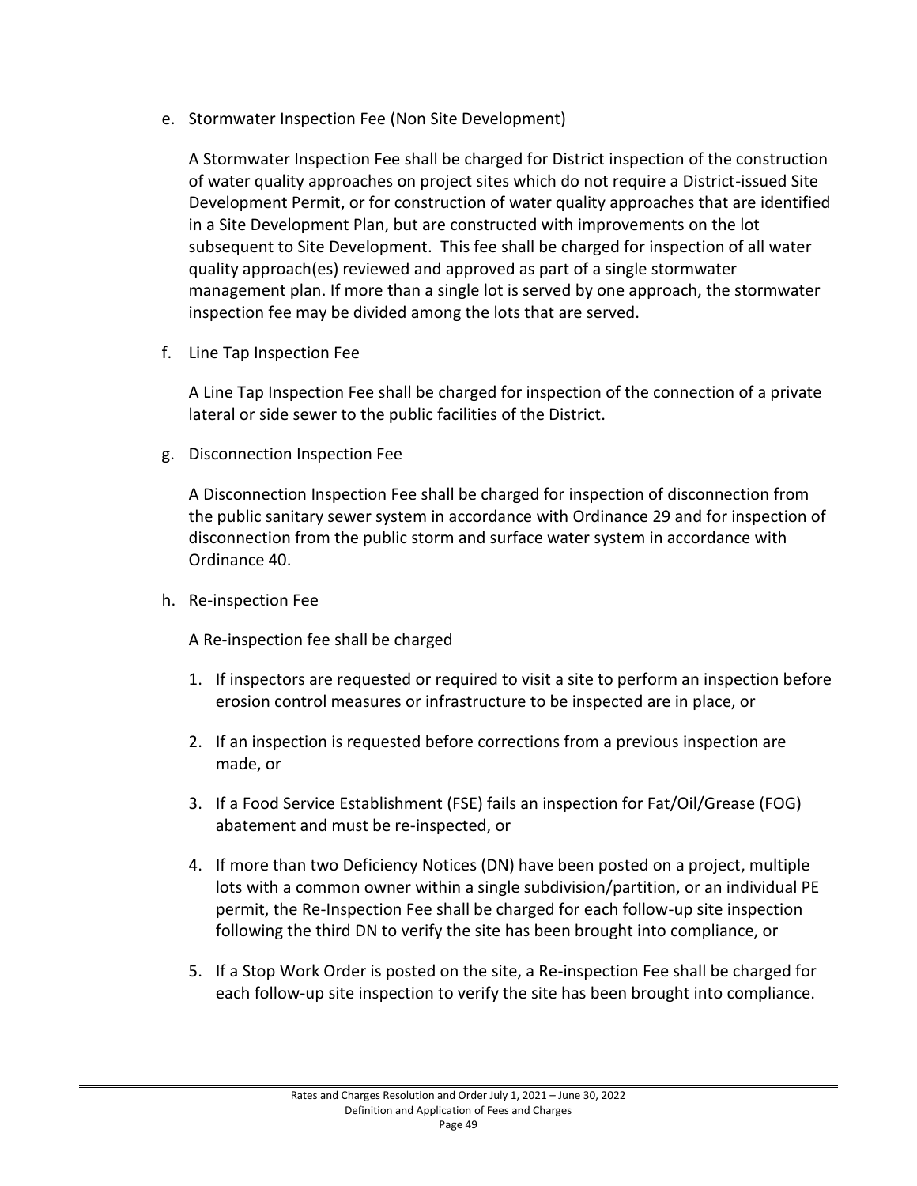e. Stormwater Inspection Fee (Non Site Development)

   A Stormwater Inspection Fee shall be charged for District inspection of the construction of water quality approaches on project sites which do not require a District-issued Site Development Permit, or for construction of water quality approaches that are identified in a Site Development Plan, but are constructed with improvements on the lot subsequent to Site Development. This fee shall be charged for inspection of all water quality approach(es) reviewed and approved as part of a single stormwater management plan. If more than a single lot is served by one approach, the stormwater inspection fee may be divided among the lots that are served.

f. Line Tap Inspection Fee

   A Line Tap Inspection Fee shall be charged for inspection of the connection of a private lateral or side sewer to the public facilities of the District.

g. Disconnection Inspection Fee

   A Disconnection Inspection Fee shall be charged for inspection of disconnection from the public sanitary sewer system in accordance with Ordinance 29 and for inspection of disconnection from the public storm and surface water system in accordance with Ordinance 40.

h. Re-inspection Fee

   A Re-inspection fee shall be charged

   1. If inspectors are requested or required to visit a site to perform an inspection before erosion control measures or infrastructure to be inspected are in place, or

   2. If an inspection is requested before corrections from a previous inspection are made, or

   3. If a Food Service Establishment (FSE) fails an inspection for Fat/Oil/Grease (FOG) abatement and must be re-inspected, or

   4. If more than two Deficiency Notices (DN) have been posted on a project, multiple lots with a common owner within a single subdivision/partition, or an individual PE permit, the Re-Inspection Fee shall be charged for each follow-up site inspection following the third DN to verify the site has been brought into compliance, or

   5. If a Stop Work Order is posted on the site, a Re-inspection Fee shall be charged for each follow-up site inspection to verify the site has been brought into compliance.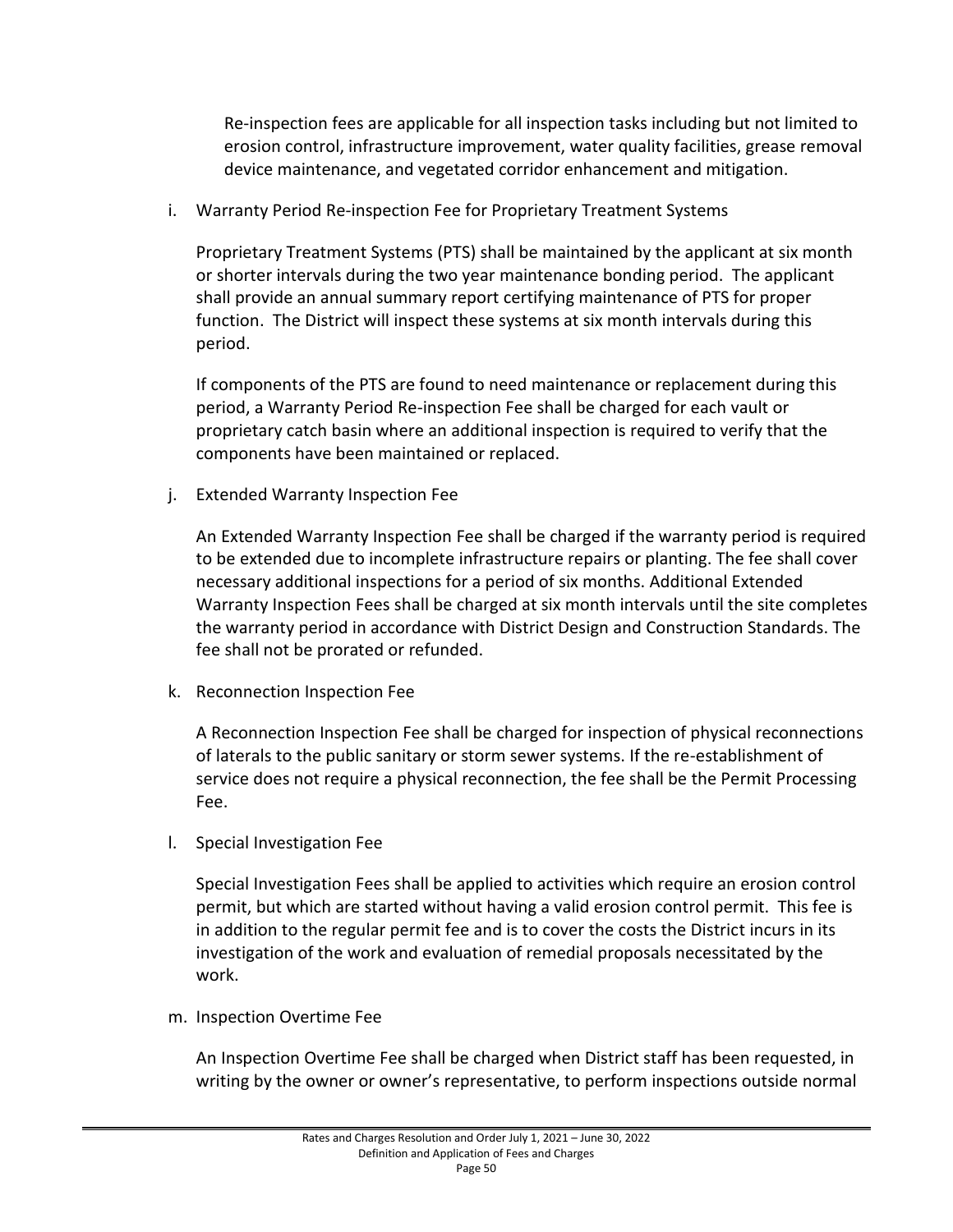Re-inspection fees are applicable for all inspection tasks including but not limited to erosion control, infrastructure improvement, water quality facilities, grease removal device maintenance, and vegetated corridor enhancement and mitigation.

i. Warranty Period Re-inspection Fee for Proprietary Treatment Systems

   Proprietary Treatment Systems (PTS) shall be maintained by the applicant at six month or shorter intervals during the two year maintenance bonding period. The applicant shall provide an annual summary report certifying maintenance of PTS for proper function. The District will inspect these systems at six month intervals during this period.

   If components of the PTS are found to need maintenance or replacement during this period, a Warranty Period Re-inspection Fee shall be charged for each vault or proprietary catch basin where an additional inspection is required to verify that the components have been maintained or replaced.

j. Extended Warranty Inspection Fee

   An Extended Warranty Inspection Fee shall be charged if the warranty period is required to be extended due to incomplete infrastructure repairs or planting. The fee shall cover necessary additional inspections for a period of six months. Additional Extended Warranty Inspection Fees shall be charged at six month intervals until the site completes the warranty period in accordance with District Design and Construction Standards. The fee shall not be prorated or refunded.

k. Reconnection Inspection Fee

   A Reconnection Inspection Fee shall be charged for inspection of physical reconnections of laterals to the public sanitary or storm sewer systems. If the re-establishment of service does not require a physical reconnection, the fee shall be the Permit Processing Fee.

l. Special Investigation Fee

   Special Investigation Fees shall be applied to activities which require an erosion control permit, but which are started without having a valid erosion control permit. This fee is in addition to the regular permit fee and is to cover the costs the District incurs in its investigation of the work and evaluation of remedial proposals necessitated by the work.

m. Inspection Overtime Fee

   An Inspection Overtime Fee shall be charged when District staff has been requested, in writing by the owner or owner's representative, to perform inspections outside normal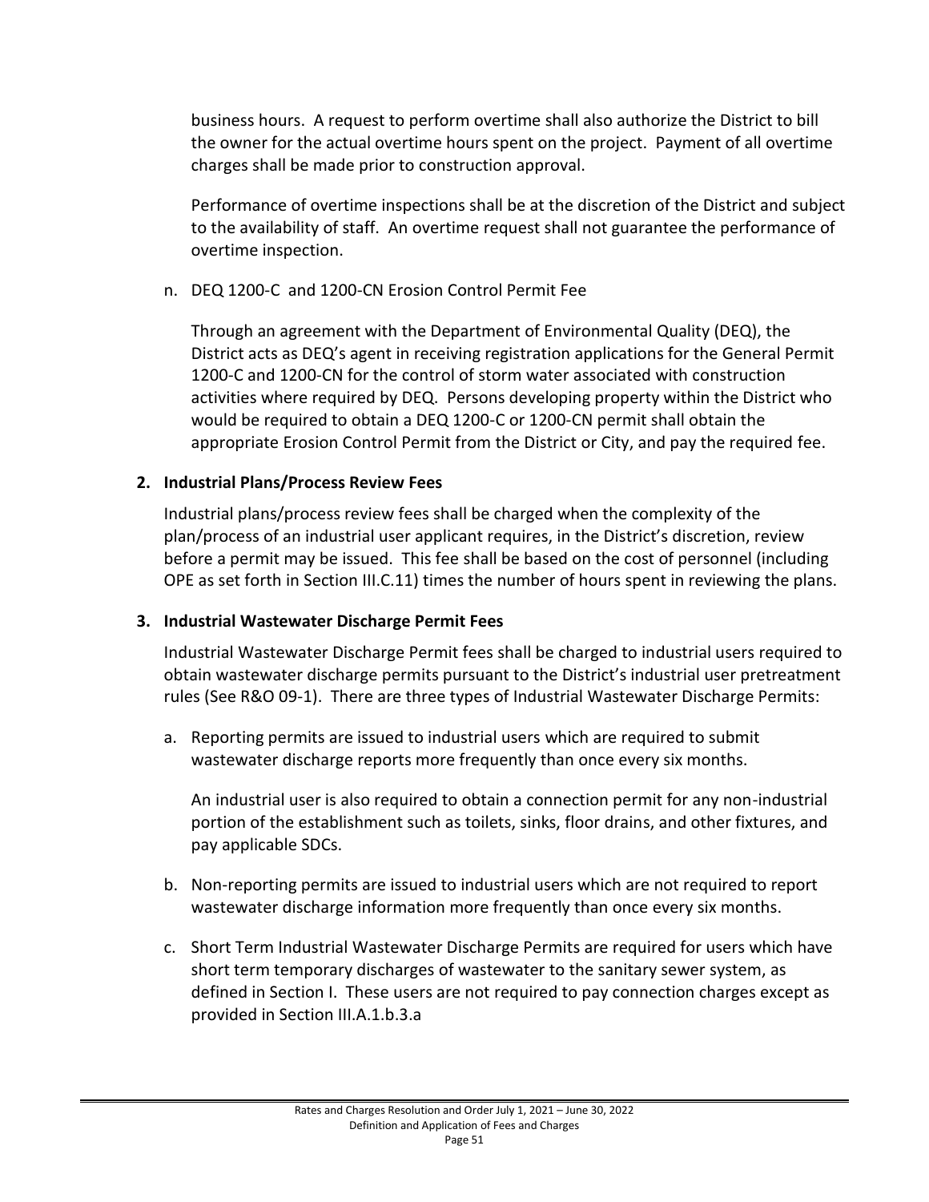business hours. A request to perform overtime shall also authorize the District to bill the owner for the actual overtime hours spent on the project. Payment of all overtime charges shall be made prior to construction approval.

Performance of overtime inspections shall be at the discretion of the District and subject to the availability of staff. An overtime request shall not guarantee the performance of overtime inspection.

n. DEQ 1200-C and 1200-CN Erosion Control Permit Fee

Through an agreement with the Department of Environmental Quality (DEQ), the District acts as DEQ's agent in receiving registration applications for the General Permit 1200-C and 1200-CN for the control of storm water associated with construction activities where required by DEQ. Persons developing property within the District who would be required to obtain a DEQ 1200-C or 1200-CN permit shall obtain the appropriate Erosion Control Permit from the District or City, and pay the required fee.

**2. Industrial Plans/Process Review Fees**

Industrial plans/process review fees shall be charged when the complexity of the plan/process of an industrial user applicant requires, in the District's discretion, review before a permit may be issued. This fee shall be based on the cost of personnel (including OPE as set forth in Section III.C.11) times the number of hours spent in reviewing the plans.

**3. Industrial Wastewater Discharge Permit Fees**

Industrial Wastewater Discharge Permit fees shall be charged to industrial users required to obtain wastewater discharge permits pursuant to the District's industrial user pretreatment rules (See R&O 09-1). There are three types of Industrial Wastewater Discharge Permits:

a. Reporting permits are issued to industrial users which are required to submit wastewater discharge reports more frequently than once every six months.

   An industrial user is also required to obtain a connection permit for any non-industrial portion of the establishment such as toilets, sinks, floor drains, and other fixtures, and pay applicable SDCs.

b. Non-reporting permits are issued to industrial users which are not required to report wastewater discharge information more frequently than once every six months.

c. Short Term Industrial Wastewater Discharge Permits are required for users which have short term temporary discharges of wastewater to the sanitary sewer system, as defined in Section I. These users are not required to pay connection charges except as provided in Section III.A.1.b.3.a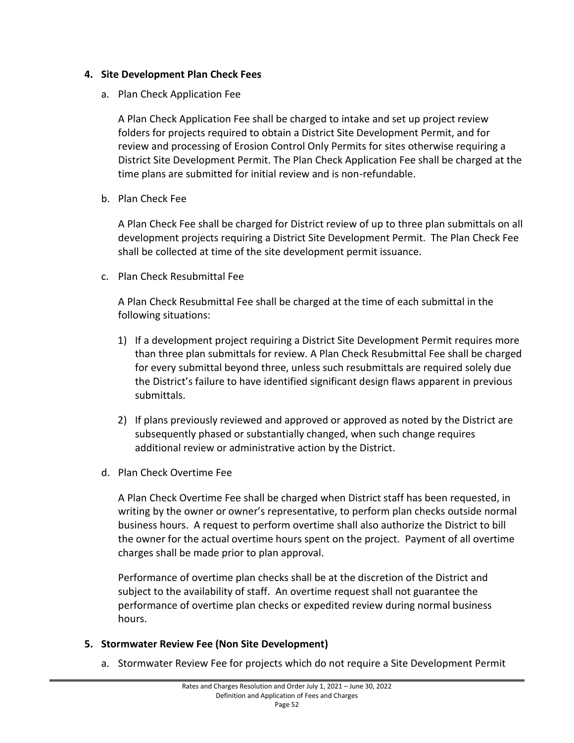## 4. Site Development Plan Check Fees

a. Plan Check Application Fee

A Plan Check Application Fee shall be charged to intake and set up project review folders for projects required to obtain a District Site Development Permit, and for review and processing of Erosion Control Only Permits for sites otherwise requiring a District Site Development Permit. The Plan Check Application Fee shall be charged at the time plans are submitted for initial review and is non-refundable.

b. Plan Check Fee

A Plan Check Fee shall be charged for District review of up to three plan submittals on all development projects requiring a District Site Development Permit. The Plan Check Fee shall be collected at time of the site development permit issuance.

c. Plan Check Resubmittal Fee

A Plan Check Resubmittal Fee shall be charged at the time of each submittal in the following situations:

1) If a development project requiring a District Site Development Permit requires more than three plan submittals for review. A Plan Check Resubmittal Fee shall be charged for every submittal beyond three, unless such resubmittals are required solely due the District's failure to have identified significant design flaws apparent in previous submittals.

2) If plans previously reviewed and approved or approved as noted by the District are subsequently phased or substantially changed, when such change requires additional review or administrative action by the District.

d. Plan Check Overtime Fee

A Plan Check Overtime Fee shall be charged when District staff has been requested, in writing by the owner or owner's representative, to perform plan checks outside normal business hours. A request to perform overtime shall also authorize the District to bill the owner for the actual overtime hours spent on the project. Payment of all overtime charges shall be made prior to plan approval.

Performance of overtime plan checks shall be at the discretion of the District and subject to the availability of staff. An overtime request shall not guarantee the performance of overtime plan checks or expedited review during normal business hours.

## 5. Stormwater Review Fee (Non Site Development)

a. Stormwater Review Fee for projects which do not require a Site Development Permit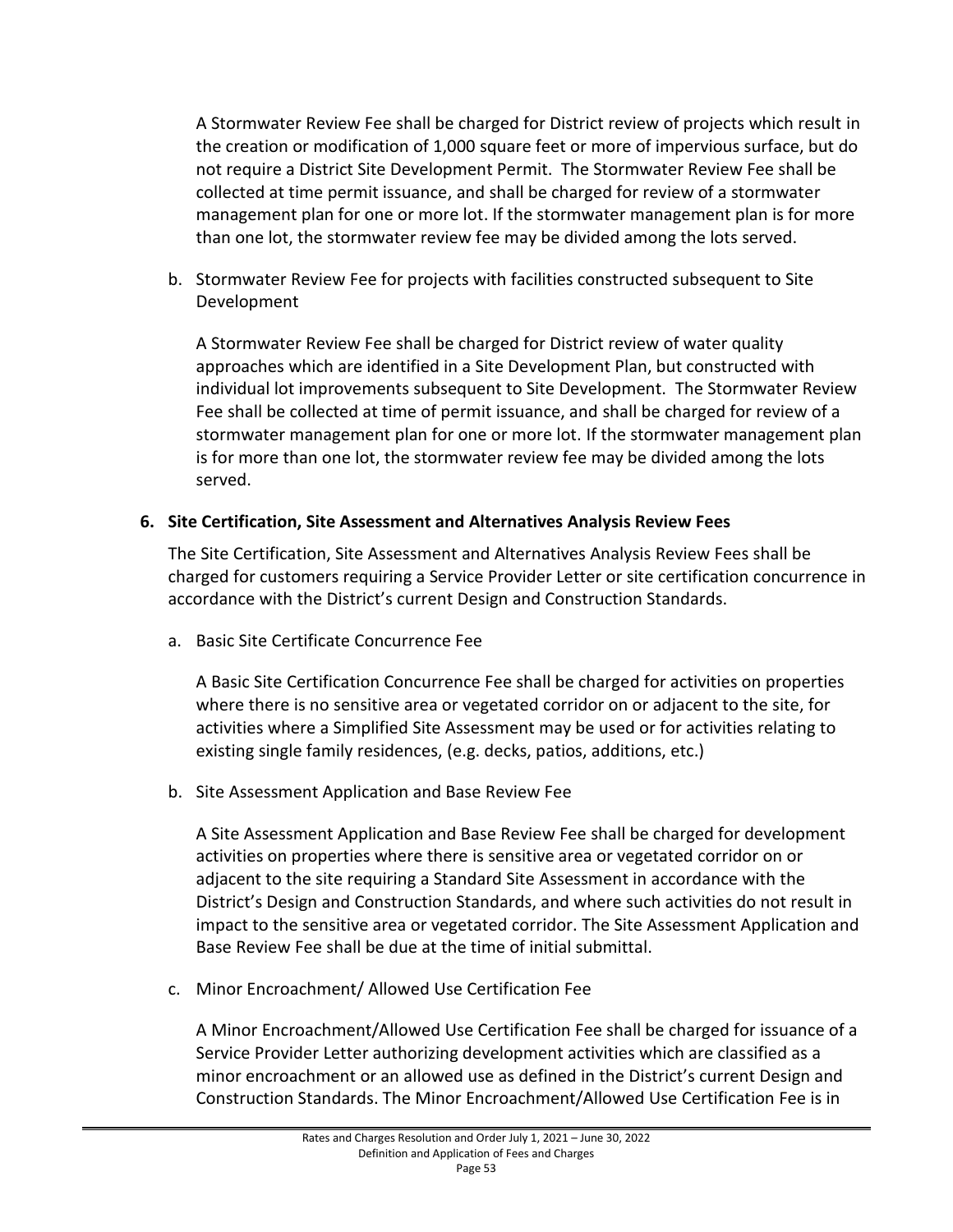A Stormwater Review Fee shall be charged for District review of projects which result in the creation or modification of 1,000 square feet or more of impervious surface, but do not require a District Site Development Permit. The Stormwater Review Fee shall be collected at time permit issuance, and shall be charged for review of a stormwater management plan for one or more lot. If the stormwater management plan is for more than one lot, the stormwater review fee may be divided among the lots served.

b. Stormwater Review Fee for projects with facilities constructed subsequent to Site Development

   A Stormwater Review Fee shall be charged for District review of water quality approaches which are identified in a Site Development Plan, but constructed with individual lot improvements subsequent to Site Development. The Stormwater Review Fee shall be collected at time of permit issuance, and shall be charged for review of a stormwater management plan for one or more lot. If the stormwater management plan is for more than one lot, the stormwater review fee may be divided among the lots served.

**6. Site Certification, Site Assessment and Alternatives Analysis Review Fees**

The Site Certification, Site Assessment and Alternatives Analysis Review Fees shall be charged for customers requiring a Service Provider Letter or site certification concurrence in accordance with the District's current Design and Construction Standards.

a. Basic Site Certificate Concurrence Fee

   A Basic Site Certification Concurrence Fee shall be charged for activities on properties where there is no sensitive area or vegetated corridor on or adjacent to the site, for activities where a Simplified Site Assessment may be used or for activities relating to existing single family residences, (e.g. decks, patios, additions, etc.)

b. Site Assessment Application and Base Review Fee

   A Site Assessment Application and Base Review Fee shall be charged for development activities on properties where there is sensitive area or vegetated corridor on or adjacent to the site requiring a Standard Site Assessment in accordance with the District's Design and Construction Standards, and where such activities do not result in impact to the sensitive area or vegetated corridor. The Site Assessment Application and Base Review Fee shall be due at the time of initial submittal.

c. Minor Encroachment/ Allowed Use Certification Fee

   A Minor Encroachment/Allowed Use Certification Fee shall be charged for issuance of a Service Provider Letter authorizing development activities which are classified as a minor encroachment or an allowed use as defined in the District's current Design and Construction Standards. The Minor Encroachment/Allowed Use Certification Fee is in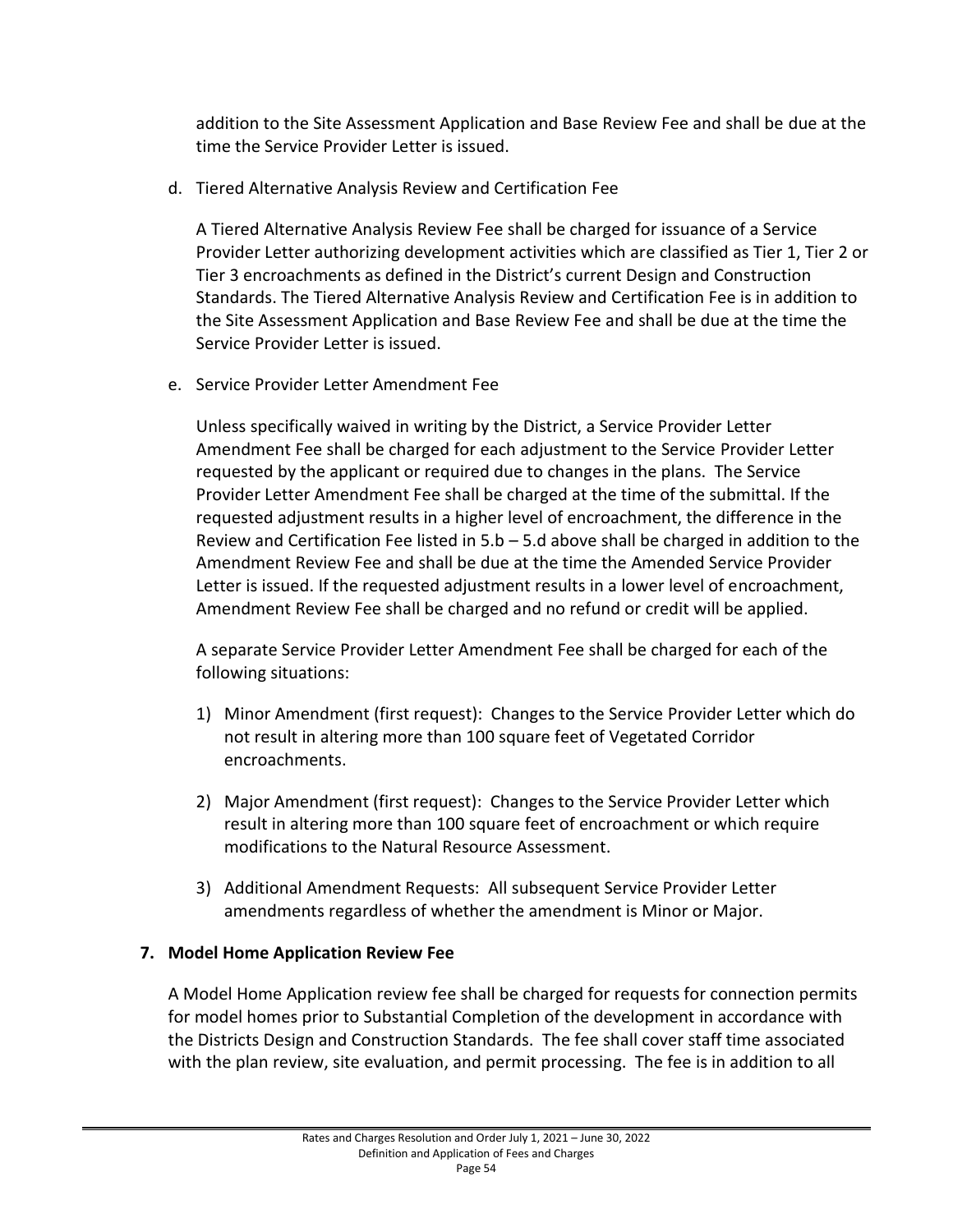addition to the Site Assessment Application and Base Review Fee and shall be due at the time the Service Provider Letter is issued.

d. Tiered Alternative Analysis Review and Certification Fee

   A Tiered Alternative Analysis Review Fee shall be charged for issuance of a Service Provider Letter authorizing development activities which are classified as Tier 1, Tier 2 or Tier 3 encroachments as defined in the District's current Design and Construction Standards. The Tiered Alternative Analysis Review and Certification Fee is in addition to the Site Assessment Application and Base Review Fee and shall be due at the time the Service Provider Letter is issued.

e. Service Provider Letter Amendment Fee

   Unless specifically waived in writing by the District, a Service Provider Letter Amendment Fee shall be charged for each adjustment to the Service Provider Letter requested by the applicant or required due to changes in the plans. The Service Provider Letter Amendment Fee shall be charged at the time of the submittal. If the requested adjustment results in a higher level of encroachment, the difference in the Review and Certification Fee listed in 5.b – 5.d above shall be charged in addition to the Amendment Review Fee and shall be due at the time the Amended Service Provider Letter is issued. If the requested adjustment results in a lower level of encroachment, Amendment Review Fee shall be charged and no refund or credit will be applied.

   A separate Service Provider Letter Amendment Fee shall be charged for each of the following situations:

   1) Minor Amendment (first request): Changes to the Service Provider Letter which do not result in altering more than 100 square feet of Vegetated Corridor encroachments.

   2) Major Amendment (first request): Changes to the Service Provider Letter which result in altering more than 100 square feet of encroachment or which require modifications to the Natural Resource Assessment.

   3) Additional Amendment Requests: All subsequent Service Provider Letter amendments regardless of whether the amendment is Minor or Major.

**7. Model Home Application Review Fee**

A Model Home Application review fee shall be charged for requests for connection permits for model homes prior to Substantial Completion of the development in accordance with the Districts Design and Construction Standards. The fee shall cover staff time associated with the plan review, site evaluation, and permit processing. The fee is in addition to all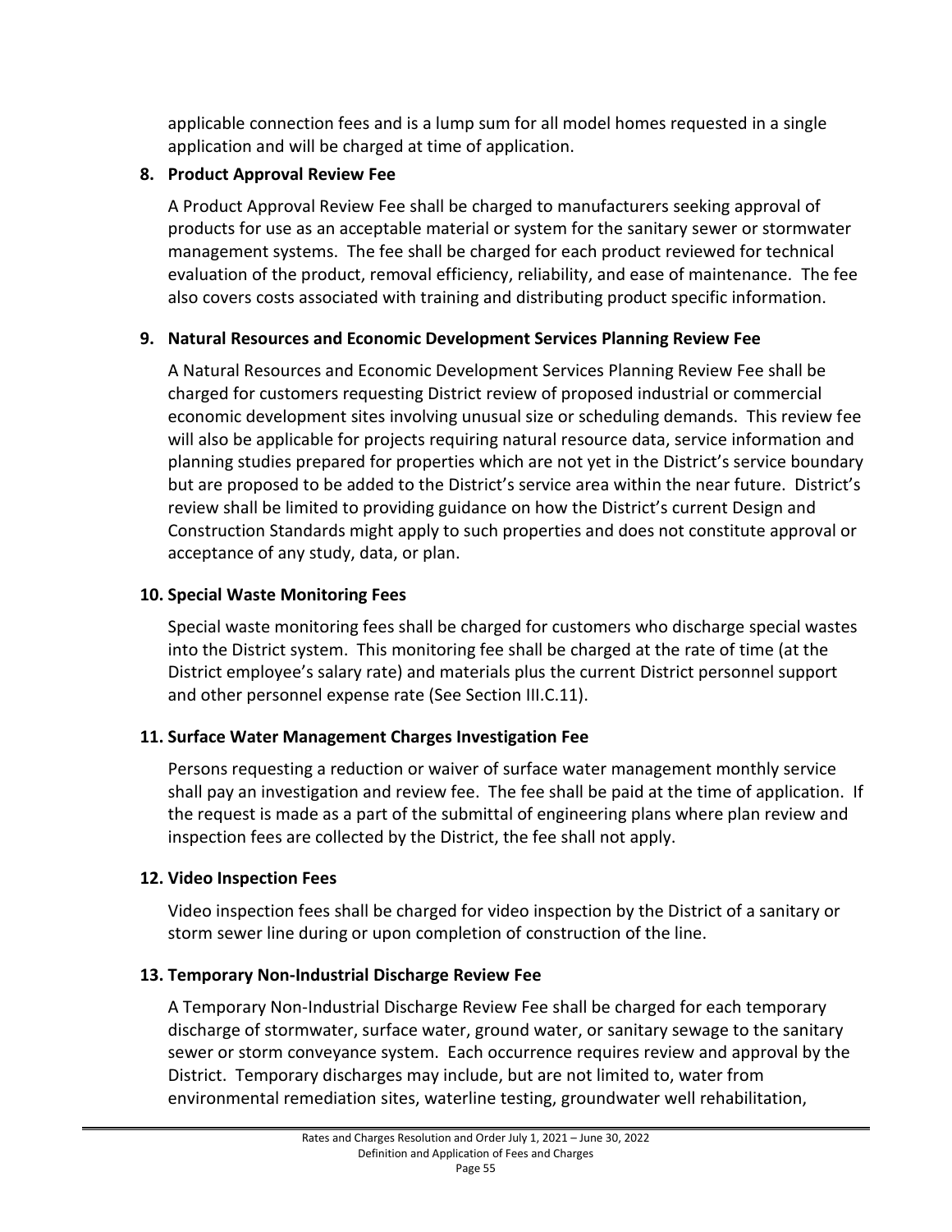applicable connection fees and is a lump sum for all model homes requested in a single application and will be charged at time of application.

**8. Product Approval Review Fee**

A Product Approval Review Fee shall be charged to manufacturers seeking approval of products for use as an acceptable material or system for the sanitary sewer or stormwater management systems. The fee shall be charged for each product reviewed for technical evaluation of the product, removal efficiency, reliability, and ease of maintenance. The fee also covers costs associated with training and distributing product specific information.

**9. Natural Resources and Economic Development Services Planning Review Fee**

A Natural Resources and Economic Development Services Planning Review Fee shall be charged for customers requesting District review of proposed industrial or commercial economic development sites involving unusual size or scheduling demands. This review fee will also be applicable for projects requiring natural resource data, service information and planning studies prepared for properties which are not yet in the District's service boundary but are proposed to be added to the District's service area within the near future. District's review shall be limited to providing guidance on how the District's current Design and Construction Standards might apply to such properties and does not constitute approval or acceptance of any study, data, or plan.

**10. Special Waste Monitoring Fees**

Special waste monitoring fees shall be charged for customers who discharge special wastes into the District system. This monitoring fee shall be charged at the rate of time (at the District employee's salary rate) and materials plus the current District personnel support and other personnel expense rate (See Section III.C.11).

**11. Surface Water Management Charges Investigation Fee**

Persons requesting a reduction or waiver of surface water management monthly service shall pay an investigation and review fee. The fee shall be paid at the time of application. If the request is made as a part of the submittal of engineering plans where plan review and inspection fees are collected by the District, the fee shall not apply.

**12. Video Inspection Fees**

Video inspection fees shall be charged for video inspection by the District of a sanitary or storm sewer line during or upon completion of construction of the line.

**13. Temporary Non-Industrial Discharge Review Fee**

A Temporary Non-Industrial Discharge Review Fee shall be charged for each temporary discharge of stormwater, surface water, ground water, or sanitary sewage to the sanitary sewer or storm conveyance system. Each occurrence requires review and approval by the District. Temporary discharges may include, but are not limited to, water from environmental remediation sites, waterline testing, groundwater well rehabilitation,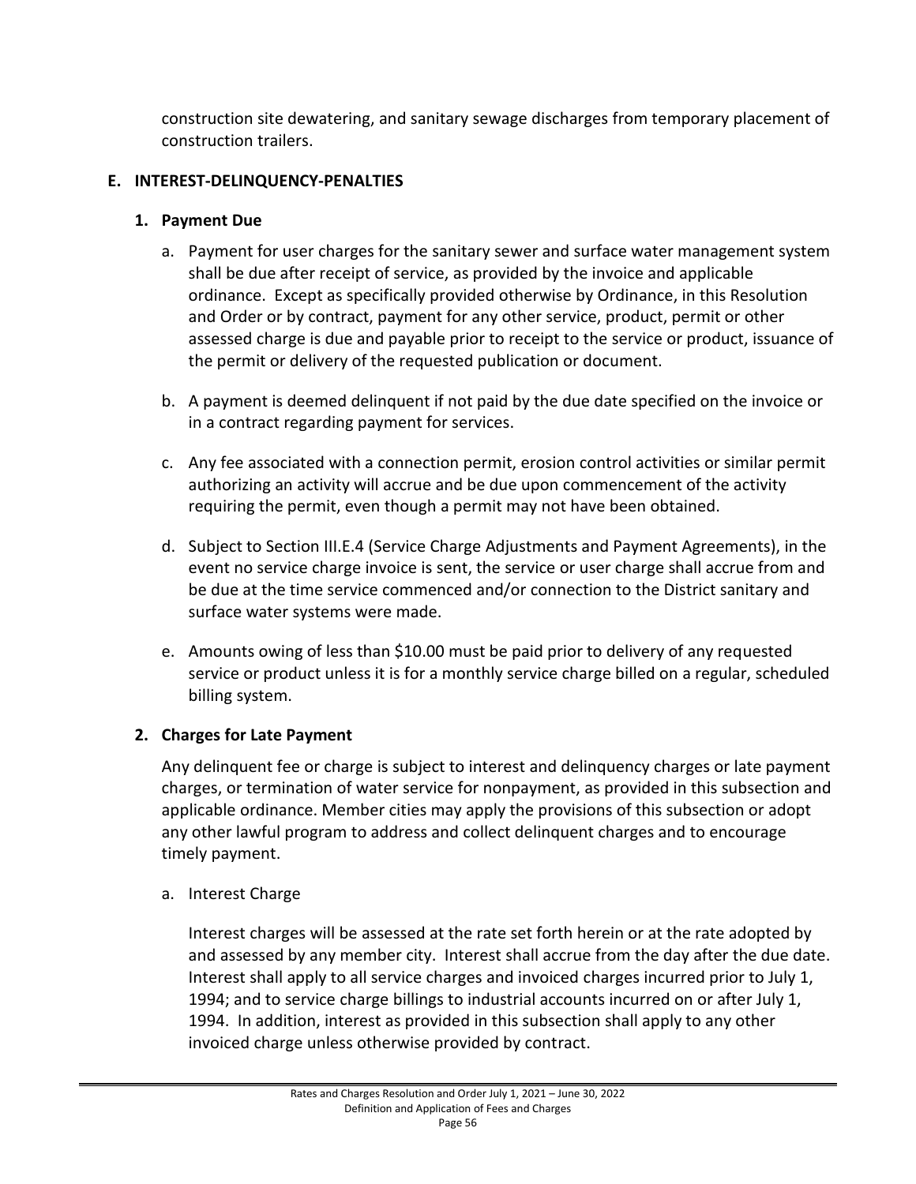construction site dewatering, and sanitary sewage discharges from temporary placement of construction trailers.

## E. INTEREST-DELINQUENCY-PENALTIES

### 1. Payment Due

a. Payment for user charges for the sanitary sewer and surface water management system shall be due after receipt of service, as provided by the invoice and applicable ordinance. Except as specifically provided otherwise by Ordinance, in this Resolution and Order or by contract, payment for any other service, product, permit or other assessed charge is due and payable prior to receipt to the service or product, issuance of the permit or delivery of the requested publication or document.

b. A payment is deemed delinquent if not paid by the due date specified on the invoice or in a contract regarding payment for services.

c. Any fee associated with a connection permit, erosion control activities or similar permit authorizing an activity will accrue and be due upon commencement of the activity requiring the permit, even though a permit may not have been obtained.

d. Subject to Section III.E.4 (Service Charge Adjustments and Payment Agreements), in the event no service charge invoice is sent, the service or user charge shall accrue from and be due at the time service commenced and/or connection to the District sanitary and surface water systems were made.

e. Amounts owing of less than $10.00 must be paid prior to delivery of any requested service or product unless it is for a monthly service charge billed on a regular, scheduled billing system.

### 2. Charges for Late Payment

Any delinquent fee or charge is subject to interest and delinquency charges or late payment charges, or termination of water service for nonpayment, as provided in this subsection and applicable ordinance. Member cities may apply the provisions of this subsection or adopt any other lawful program to address and collect delinquent charges and to encourage timely payment.

a. Interest Charge

Interest charges will be assessed at the rate set forth herein or at the rate adopted by and assessed by any member city. Interest shall accrue from the day after the due date. Interest shall apply to all service charges and invoiced charges incurred prior to July 1, 1994; and to service charge billings to industrial accounts incurred on or after July 1, 1994. In addition, interest as provided in this subsection shall apply to any other invoiced charge unless otherwise provided by contract.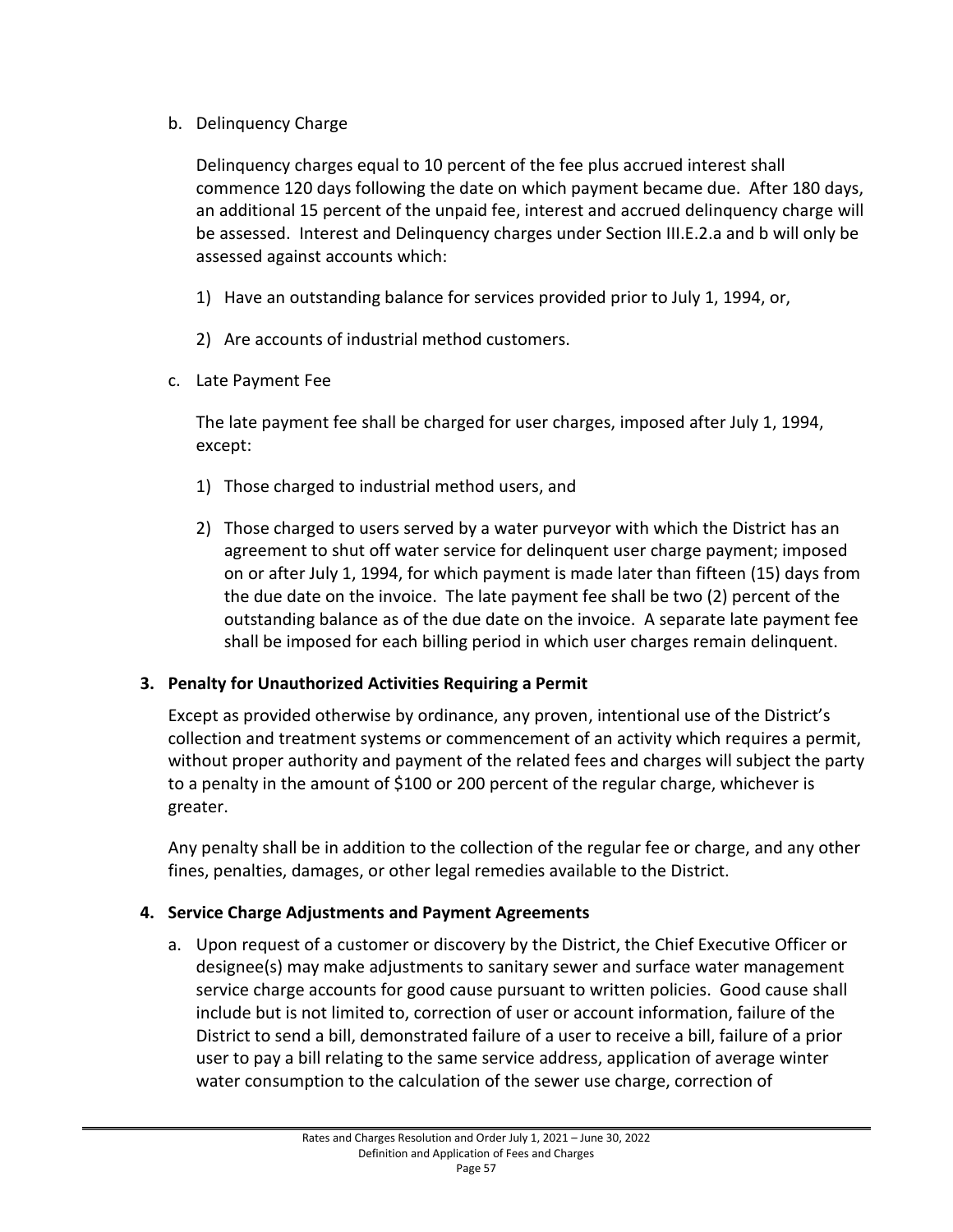b. Delinquency Charge

   Delinquency charges equal to 10 percent of the fee plus accrued interest shall commence 120 days following the date on which payment became due. After 180 days, an additional 15 percent of the unpaid fee, interest and accrued delinquency charge will be assessed. Interest and Delinquency charges under Section III.E.2.a and b will only be assessed against accounts which:

   1) Have an outstanding balance for services provided prior to July 1, 1994, or,

   2) Are accounts of industrial method customers.

c. Late Payment Fee

   The late payment fee shall be charged for user charges, imposed after July 1, 1994, except:

   1) Those charged to industrial method users, and

   2) Those charged to users served by a water purveyor with which the District has an agreement to shut off water service for delinquent user charge payment; imposed on or after July 1, 1994, for which payment is made later than fifteen (15) days from the due date on the invoice. The late payment fee shall be two (2) percent of the outstanding balance as of the due date on the invoice. A separate late payment fee shall be imposed for each billing period in which user charges remain delinquent.

### 3. Penalty for Unauthorized Activities Requiring a Permit

Except as provided otherwise by ordinance, any proven, intentional use of the District's collection and treatment systems or commencement of an activity which requires a permit, without proper authority and payment of the related fees and charges will subject the party to a penalty in the amount of $100 or 200 percent of the regular charge, whichever is greater.

Any penalty shall be in addition to the collection of the regular fee or charge, and any other fines, penalties, damages, or other legal remedies available to the District.

### 4. Service Charge Adjustments and Payment Agreements

a. Upon request of a customer or discovery by the District, the Chief Executive Officer or designee(s) may make adjustments to sanitary sewer and surface water management service charge accounts for good cause pursuant to written policies. Good cause shall include but is not limited to, correction of user or account information, failure of the District to send a bill, demonstrated failure of a user to receive a bill, failure of a prior user to pay a bill relating to the same service address, application of average winter water consumption to the calculation of the sewer use charge, correction of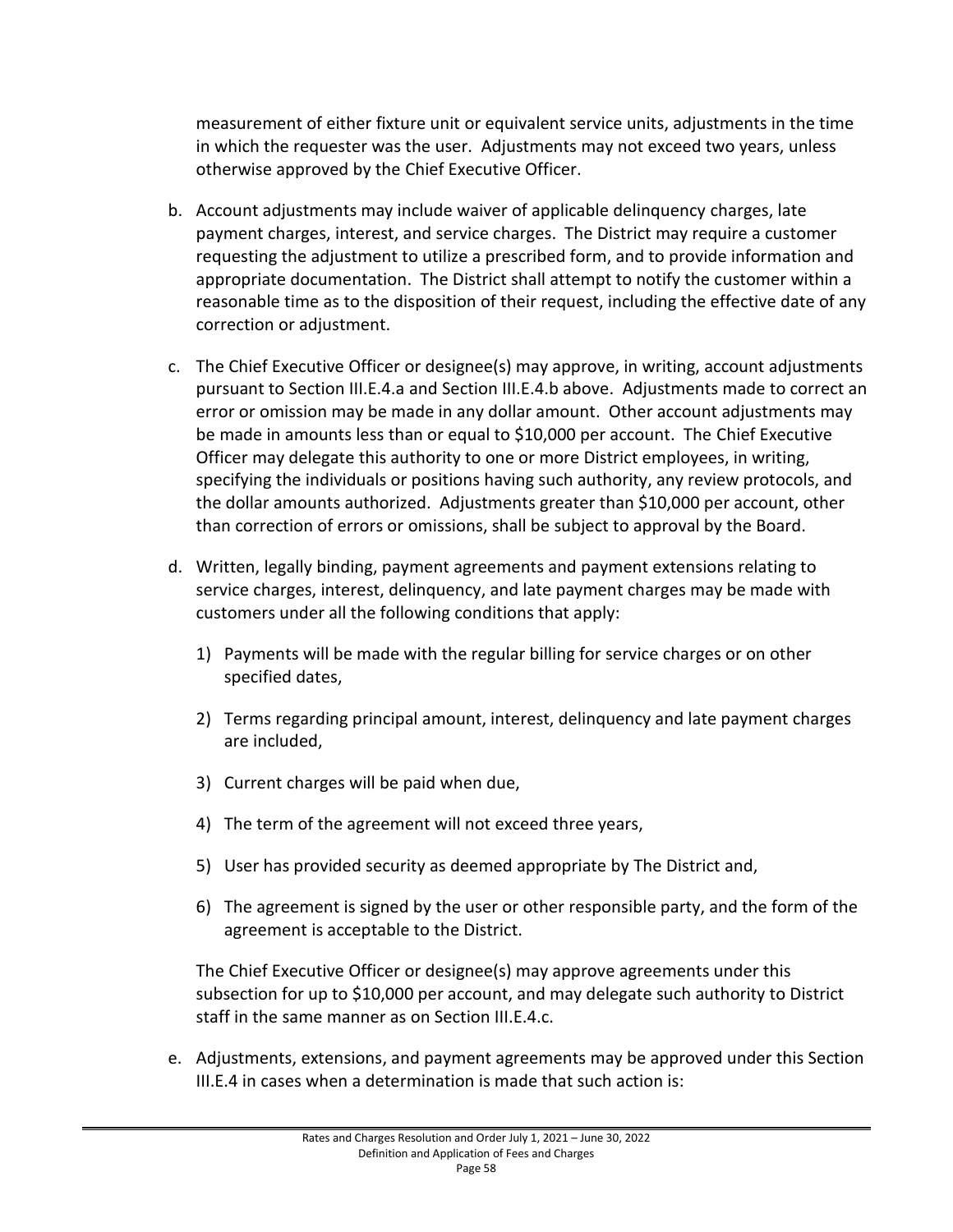measurement of either fixture unit or equivalent service units, adjustments in the time in which the requester was the user. Adjustments may not exceed two years, unless otherwise approved by the Chief Executive Officer.

b. Account adjustments may include waiver of applicable delinquency charges, late payment charges, interest, and service charges. The District may require a customer requesting the adjustment to utilize a prescribed form, and to provide information and appropriate documentation. The District shall attempt to notify the customer within a reasonable time as to the disposition of their request, including the effective date of any correction or adjustment.

c. The Chief Executive Officer or designee(s) may approve, in writing, account adjustments pursuant to Section III.E.4.a and Section III.E.4.b above. Adjustments made to correct an error or omission may be made in any dollar amount. Other account adjustments may be made in amounts less than or equal to $10,000 per account. The Chief Executive Officer may delegate this authority to one or more District employees, in writing, specifying the individuals or positions having such authority, any review protocols, and the dollar amounts authorized. Adjustments greater than $10,000 per account, other than correction of errors or omissions, shall be subject to approval by the Board.

d. Written, legally binding, payment agreements and payment extensions relating to service charges, interest, delinquency, and late payment charges may be made with customers under all the following conditions that apply:

   1) Payments will be made with the regular billing for service charges or on other specified dates,

   2) Terms regarding principal amount, interest, delinquency and late payment charges are included,

   3) Current charges will be paid when due,

   4) The term of the agreement will not exceed three years,

   5) User has provided security as deemed appropriate by The District and,

   6) The agreement is signed by the user or other responsible party, and the form of the agreement is acceptable to the District.

   The Chief Executive Officer or designee(s) may approve agreements under this subsection for up to $10,000 per account, and may delegate such authority to District staff in the same manner as on Section III.E.4.c.

e. Adjustments, extensions, and payment agreements may be approved under this Section III.E.4 in cases when a determination is made that such action is: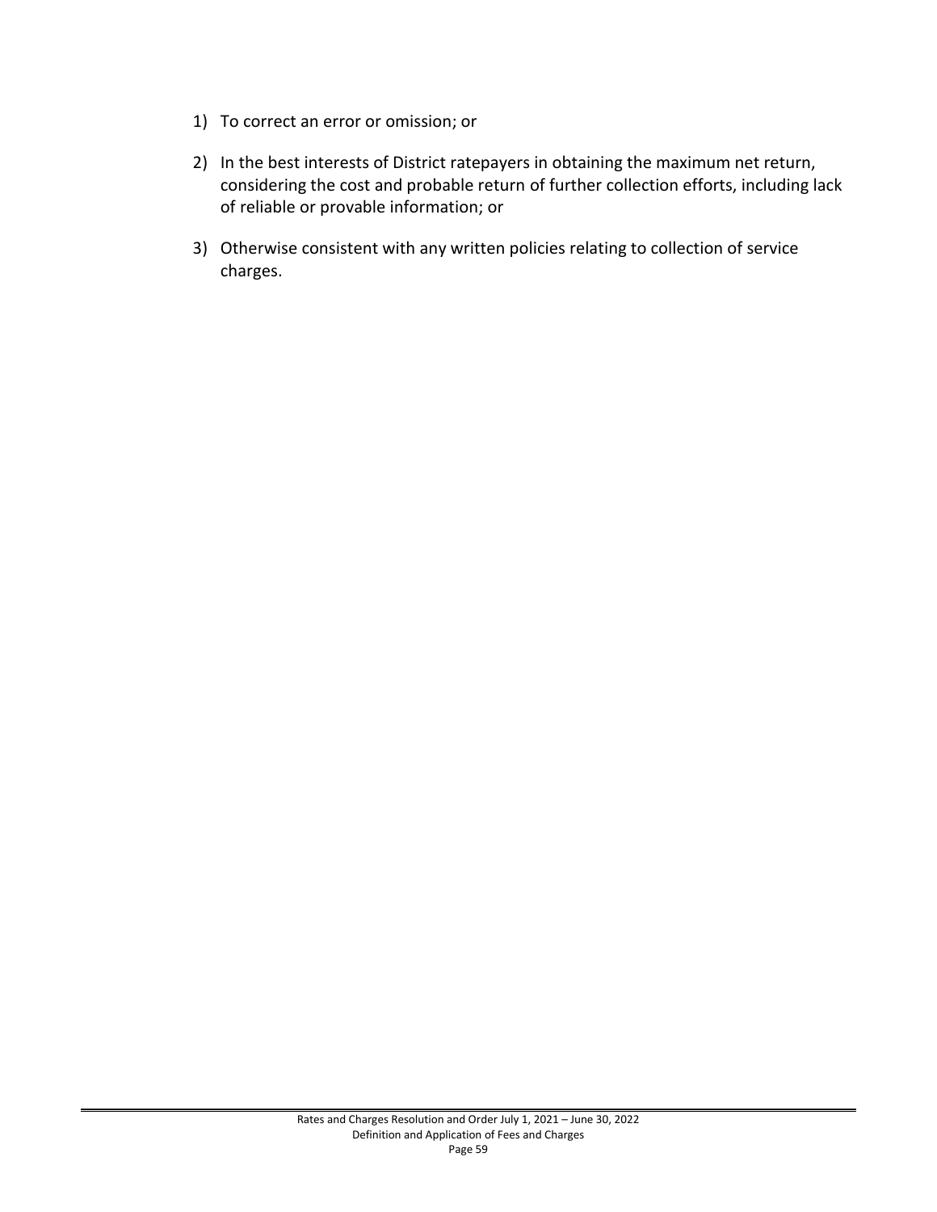1) To correct an error or omission; or
2) In the best interests of District ratepayers in obtaining the maximum net return, considering the cost and probable return of further collection efforts, including lack of reliable or provable information; or
3) Otherwise consistent with any written policies relating to collection of service charges.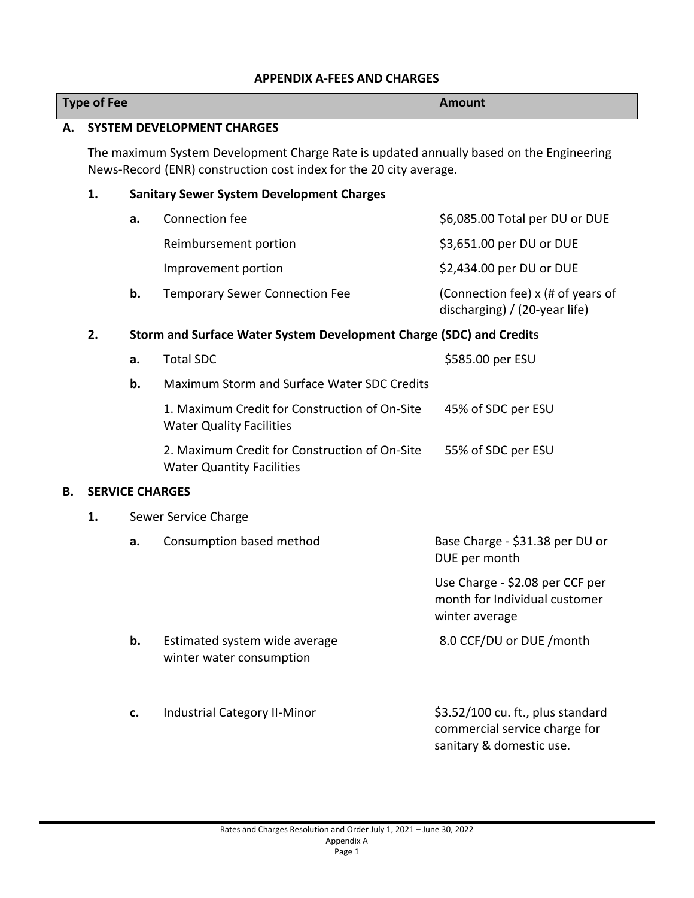## APPENDIX A-FEES AND CHARGES

| Type of Fee | | | | Amount |
|---|---|---|---|---|
| **A.** | **SYSTEM DEVELOPMENT CHARGES** | | | |
| | The maximum System Development Charge Rate is updated annually based on the Engineering News-Record (ENR) construction cost index for the 20 city average. | | | |
| | **1.** | **Sanitary Sewer System Development Charges** | | |
| | | **a.** | Connection fee | $6,085.00 Total per DU or DUE |
| | | | Reimbursement portion | $3,651.00 per DU or DUE |
| | | | Improvement portion | $2,434.00 per DU or DUE |
| | | **b.** | Temporary Sewer Connection Fee | (Connection fee) x (# of years of discharging) / (20-year life) |
| | **2.** | **Storm and Surface Water System Development Charge (SDC) and Credits** | | |
| | | **a.** | Total SDC | $585.00 per ESU |
| | | **b.** | Maximum Storm and Surface Water SDC Credits | |
| | | | 1. Maximum Credit for Construction of On-Site Water Quality Facilities | 45% of SDC per ESU |
| | | | 2. Maximum Credit for Construction of On-Site Water Quantity Facilities | 55% of SDC per ESU |
| **B.** | **SERVICE CHARGES** | | | |
| | **1.** | Sewer Service Charge | | |
| | | **a.** | Consumption based method | Base Charge - $31.38 per DU or DUE per month |
| | | | | Use Charge - $2.08 per CCF per month for Individual customer winter average |
| | | **b.** | Estimated system wide average winter water consumption | 8.0 CCF/DU or DUE /month |
| | | **c.** | Industrial Category II-Minor | $3.52/100 cu. ft., plus standard commercial service charge for sanitary & domestic use. |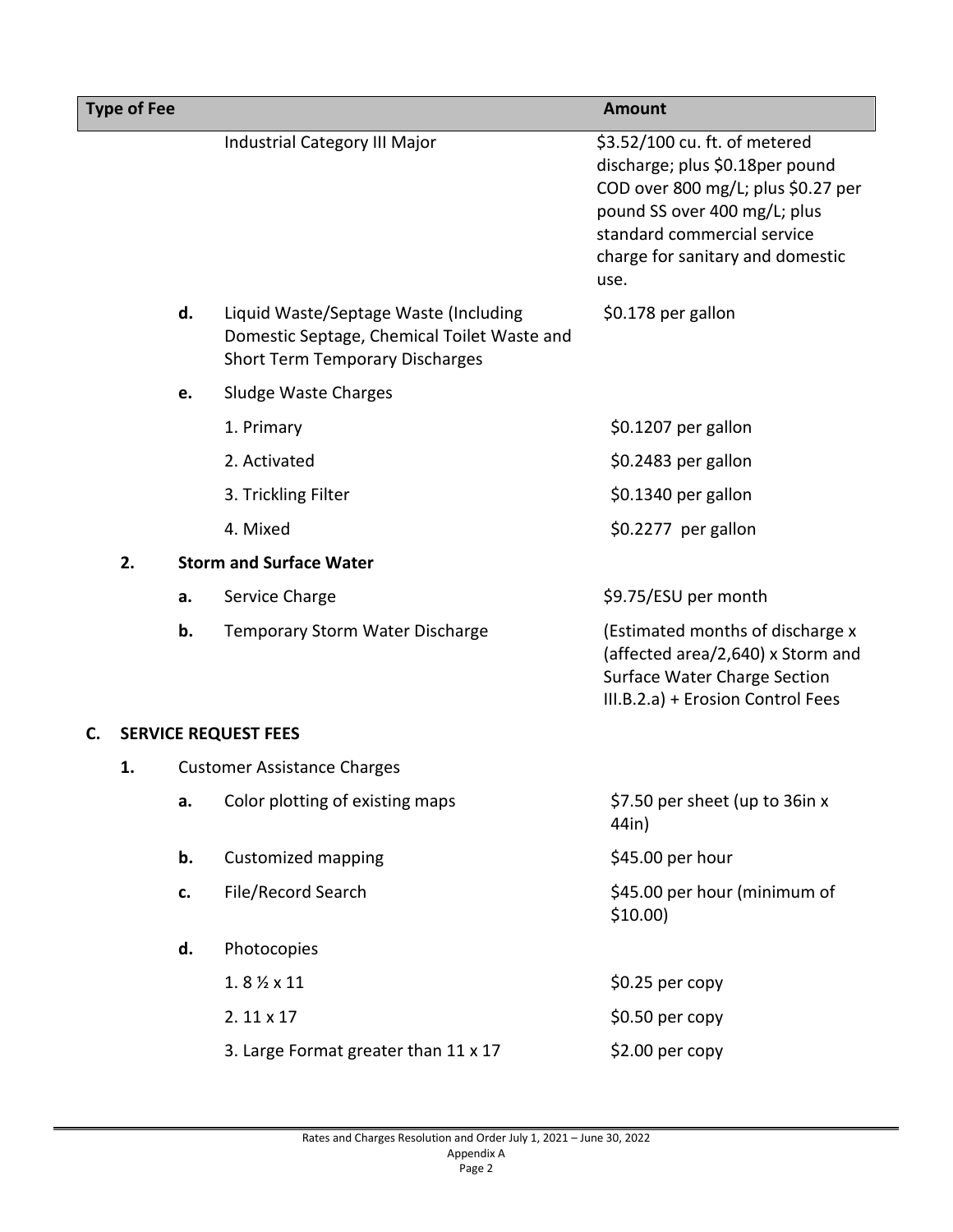| Type of Fee | | | Amount |
|---|---|---|---|
| | | Industrial Category III Major | \$3.52/100 cu. ft. of metered discharge; plus \$0.18per pound COD over 800 mg/L; plus \$0.27 per pound SS over 400 mg/L; plus standard commercial service charge for sanitary and domestic use. |
| | **d.** | Liquid Waste/Septage Waste (Including Domestic Septage, Chemical Toilet Waste and Short Term Temporary Discharges | \$0.178 per gallon |
| | **e.** | Sludge Waste Charges | |
| | | 1. Primary | \$0.1207 per gallon |
| | | 2. Activated | \$0.2483 per gallon |
| | | 3. Trickling Filter | \$0.1340 per gallon |
| | | 4. Mixed | \$0.2277 per gallon |
| | **2.** | **Storm and Surface Water** | |
| | **a.** | Service Charge | \$9.75/ESU per month |
| | **b.** | Temporary Storm Water Discharge | (Estimated months of discharge x (affected area/2,640) x Storm and Surface Water Charge Section III.B.2.a) + Erosion Control Fees |
| **C.** | **SERVICE REQUEST FEES** | | |
| | **1.** | Customer Assistance Charges | |
| | **a.** | Color plotting of existing maps | \$7.50 per sheet (up to 36in x 44in) |
| | **b.** | Customized mapping | \$45.00 per hour |
| | **c.** | File/Record Search | \$45.00 per hour (minimum of \$10.00) |
| | **d.** | Photocopies | |
| | | 1. 8 ½ x 11 | \$0.25 per copy |
| | | 2. 11 x 17 | \$0.50 per copy |
| | | 3. Large Format greater than 11 x 17 | \$2.00 per copy |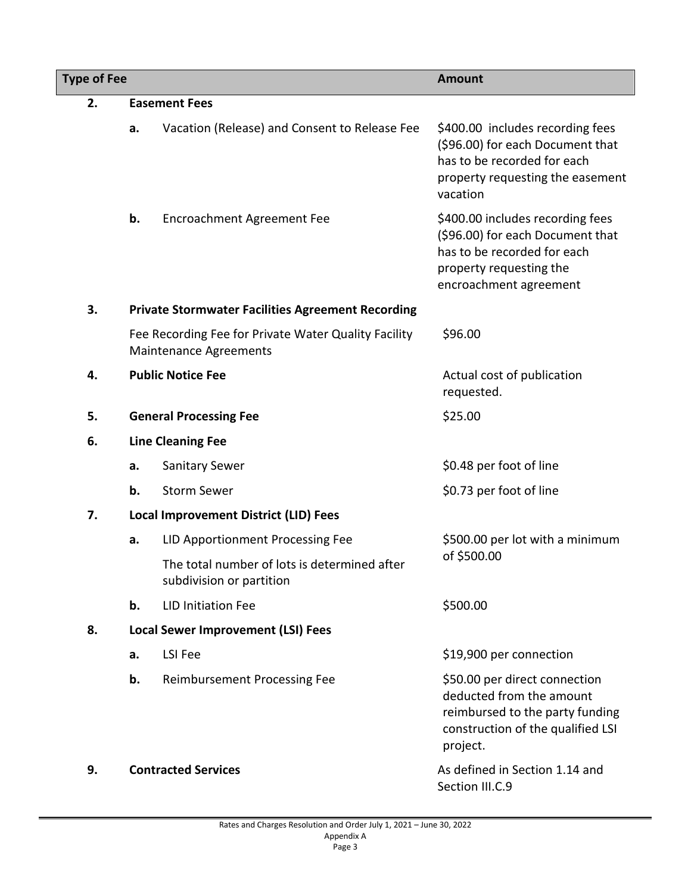| Type of Fee | | | Amount |
|---|---|---|---|
| **2.** | **Easement Fees** | | |
| | **a.** | Vacation (Release) and Consent to Release Fee | $400.00 includes recording fees ($96.00) for each Document that has to be recorded for each property requesting the easement vacation |
| | **b.** | Encroachment Agreement Fee | $400.00 includes recording fees ($96.00) for each Document that has to be recorded for each property requesting the encroachment agreement |
| **3.** | **Private Stormwater Facilities Agreement Recording** | | |
| | Fee Recording Fee for Private Water Quality Facility Maintenance Agreements | | $96.00 |
| **4.** | **Public Notice Fee** | | Actual cost of publication requested. |
| **5.** | **General Processing Fee** | | $25.00 |
| **6.** | **Line Cleaning Fee** | | |
| | **a.** | Sanitary Sewer | $0.48 per foot of line |
| | **b.** | Storm Sewer | $0.73 per foot of line |
| **7.** | **Local Improvement District (LID) Fees** | | |
| | **a.** | LID Apportionment Processing Fee<br>The total number of lots is determined after subdivision or partition | $500.00 per lot with a minimum of $500.00 |
| | **b.** | LID Initiation Fee | $500.00 |
| **8.** | **Local Sewer Improvement (LSI) Fees** | | |
| | **a.** | LSI Fee | $19,900 per connection |
| | **b.** | Reimbursement Processing Fee | $50.00 per direct connection deducted from the amount reimbursed to the party funding construction of the qualified LSI project. |
| **9.** | **Contracted Services** | | As defined in Section 1.14 and Section III.C.9 |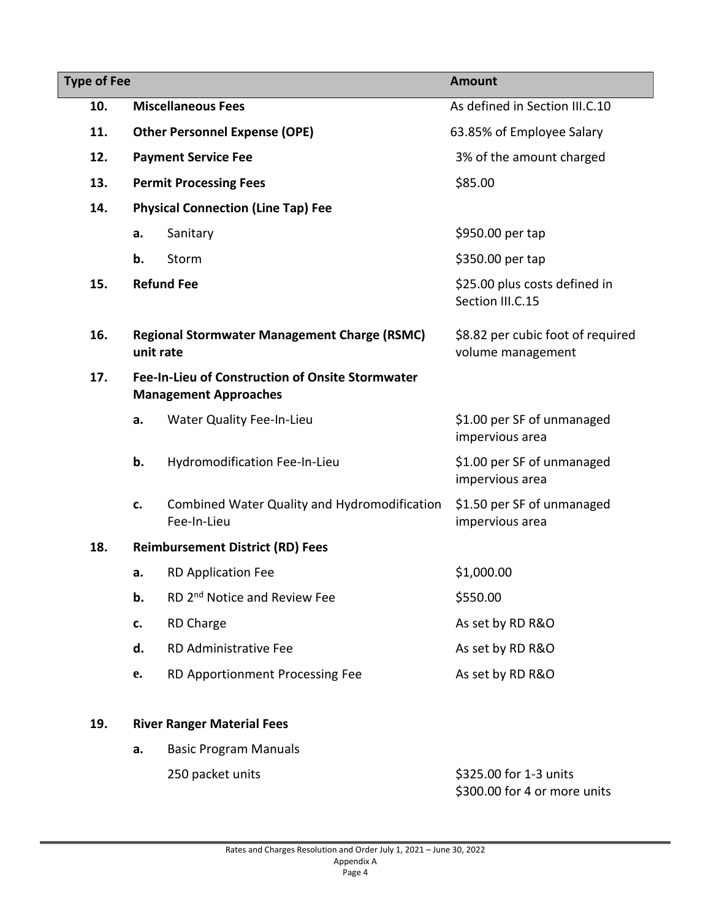| Type of Fee | | | Amount |
|---|---|---|---|
| 10. | **Miscellaneous Fees** | | As defined in Section III.C.10 |
| 11. | **Other Personnel Expense (OPE)** | | 63.85% of Employee Salary |
| 12. | **Payment Service Fee** | | 3% of the amount charged |
| 13. | **Permit Processing Fees** | | \$85.00 |
| 14. | **Physical Connection (Line Tap) Fee** | | |
| | **a.** | Sanitary | \$950.00 per tap |
| | **b.** | Storm | \$350.00 per tap |
| 15. | **Refund Fee** | | \$25.00 plus costs defined in Section III.C.15 |
| 16. | **Regional Stormwater Management Charge (RSMC) unit rate** | | \$8.82 per cubic foot of required volume management |
| 17. | **Fee-In-Lieu of Construction of Onsite Stormwater Management Approaches** | | |
| | **a.** | Water Quality Fee-In-Lieu | \$1.00 per SF of unmanaged impervious area |
| | **b.** | Hydromodification Fee-In-Lieu | \$1.00 per SF of unmanaged impervious area |
| | **c.** | Combined Water Quality and Hydromodification Fee-In-Lieu | \$1.50 per SF of unmanaged impervious area |
| 18. | **Reimbursement District (RD) Fees** | | |
| | **a.** | RD Application Fee | \$1,000.00 |
| | **b.** | RD 2nd Notice and Review Fee | \$550.00 |
| | **c.** | RD Charge | As set by RD R&O |
| | **d.** | RD Administrative Fee | As set by RD R&O |
| | **e.** | RD Apportionment Processing Fee | As set by RD R&O |
| 19. | **River Ranger Material Fees** | | |
| | **a.** | Basic Program Manuals | |
| | | 250 packet units | \$325.00 for 1-3 units<br>\$300.00 for 4 or more units |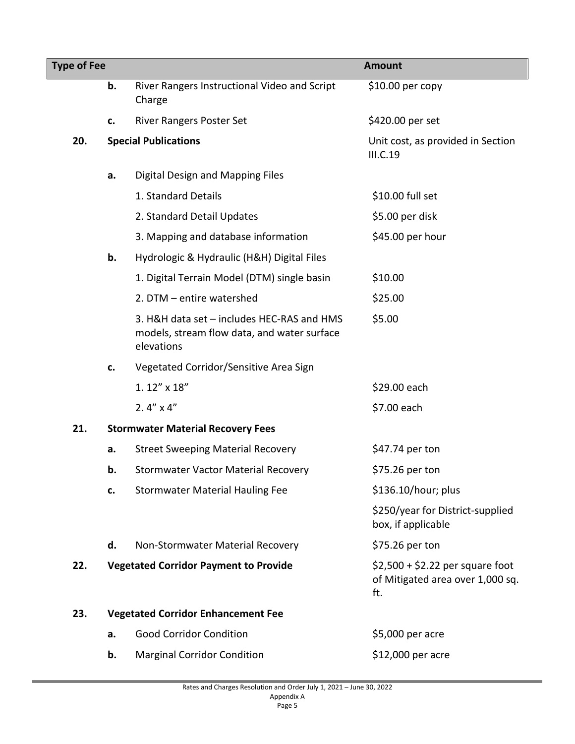| Type of Fee | | | Amount |
|---|---|---|---|
| | **b.** | River Rangers Instructional Video and Script Charge | $10.00 per copy |
| | **c.** | River Rangers Poster Set | $420.00 per set |
| **20.** | **Special Publications** | | Unit cost, as provided in Section III.C.19 |
| | **a.** | Digital Design and Mapping Files | |
| | | 1. Standard Details | $10.00 full set |
| | | 2. Standard Detail Updates | $5.00 per disk |
| | | 3. Mapping and database information | $45.00 per hour |
| | **b.** | Hydrologic & Hydraulic (H&H) Digital Files | |
| | | 1. Digital Terrain Model (DTM) single basin | $10.00 |
| | | 2. DTM – entire watershed | $25.00 |
| | | 3. H&H data set – includes HEC-RAS and HMS models, stream flow data, and water surface elevations | $5.00 |
| | **c.** | Vegetated Corridor/Sensitive Area Sign | |
| | | 1. 12" x 18" | $29.00 each |
| | | 2. 4" x 4" | $7.00 each |
| **21.** | **Stormwater Material Recovery Fees** | | |
| | **a.** | Street Sweeping Material Recovery | $47.74 per ton |
| | **b.** | Stormwater Vactor Material Recovery | $75.26 per ton |
| | **c.** | Stormwater Material Hauling Fee | $136.10/hour; plus |
| | | | $250/year for District-supplied box, if applicable |
| | **d.** | Non-Stormwater Material Recovery | $75.26 per ton |
| **22.** | **Vegetated Corridor Payment to Provide** | | $2,500 + $2.22 per square foot of Mitigated area over 1,000 sq. ft. |
| **23.** | **Vegetated Corridor Enhancement Fee** | | |
| | **a.** | Good Corridor Condition | $5,000 per acre |
| | **b.** | Marginal Corridor Condition | $12,000 per acre |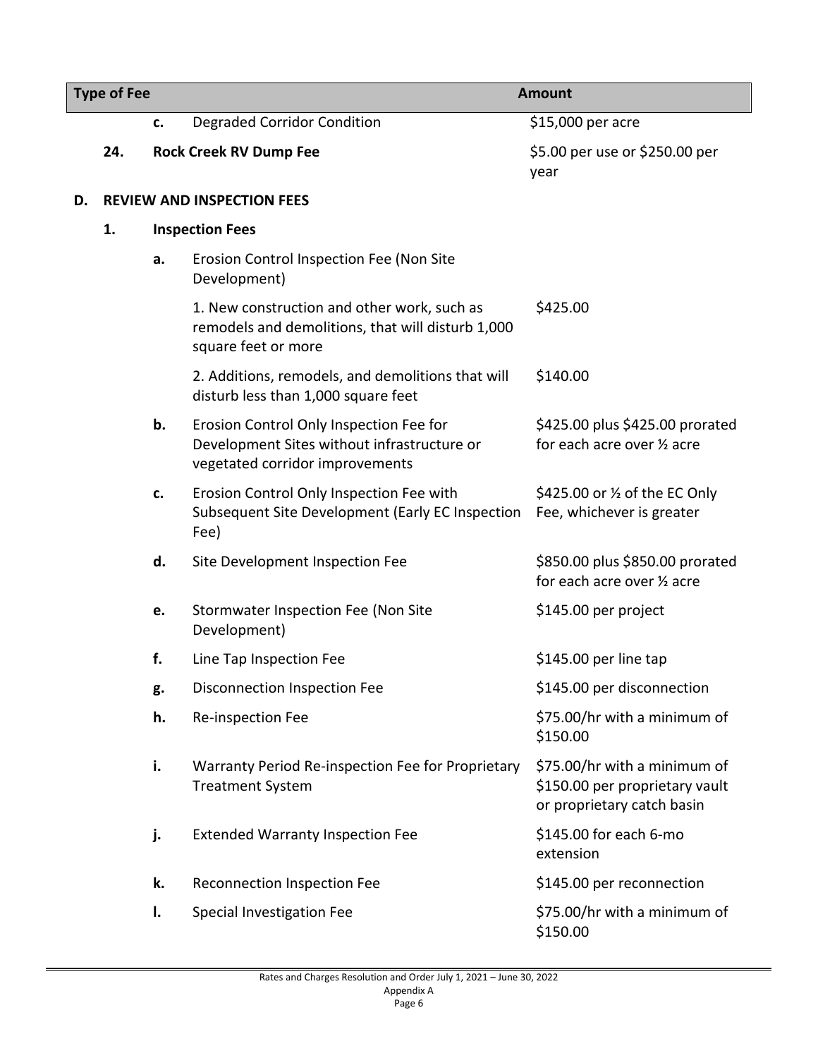| Type of Fee | | | Amount |
|---|---|---|---|
| | c. | Degraded Corridor Condition | $15,000 per acre |
| 24. | | **Rock Creek RV Dump Fee** | $5.00 per use or $250.00 per year |
| **D.** | | **REVIEW AND INSPECTION FEES** | |
| 1. | | **Inspection Fees** | |
| | a. | Erosion Control Inspection Fee (Non Site Development) | |
| | | 1. New construction and other work, such as remodels and demolitions, that will disturb 1,000 square feet or more | $425.00 |
| | | 2. Additions, remodels, and demolitions that will disturb less than 1,000 square feet | $140.00 |
| | b. | Erosion Control Only Inspection Fee for Development Sites without infrastructure or vegetated corridor improvements | $425.00 plus $425.00 prorated for each acre over ½ acre |
| | c. | Erosion Control Only Inspection Fee with Subsequent Site Development (Early EC Inspection Fee) | $425.00 or ½ of the EC Only Fee, whichever is greater |
| | d. | Site Development Inspection Fee | $850.00 plus $850.00 prorated for each acre over ½ acre |
| | e. | Stormwater Inspection Fee (Non Site Development) | $145.00 per project |
| | f. | Line Tap Inspection Fee | $145.00 per line tap |
| | g. | Disconnection Inspection Fee | $145.00 per disconnection |
| | h. | Re-inspection Fee | $75.00/hr with a minimum of $150.00 |
| | i. | Warranty Period Re-inspection Fee for Proprietary Treatment System | $75.00/hr with a minimum of $150.00 per proprietary vault or proprietary catch basin |
| | j. | Extended Warranty Inspection Fee | $145.00 for each 6-mo extension |
| | k. | Reconnection Inspection Fee | $145.00 per reconnection |
| | l. | Special Investigation Fee | $75.00/hr with a minimum of $150.00 |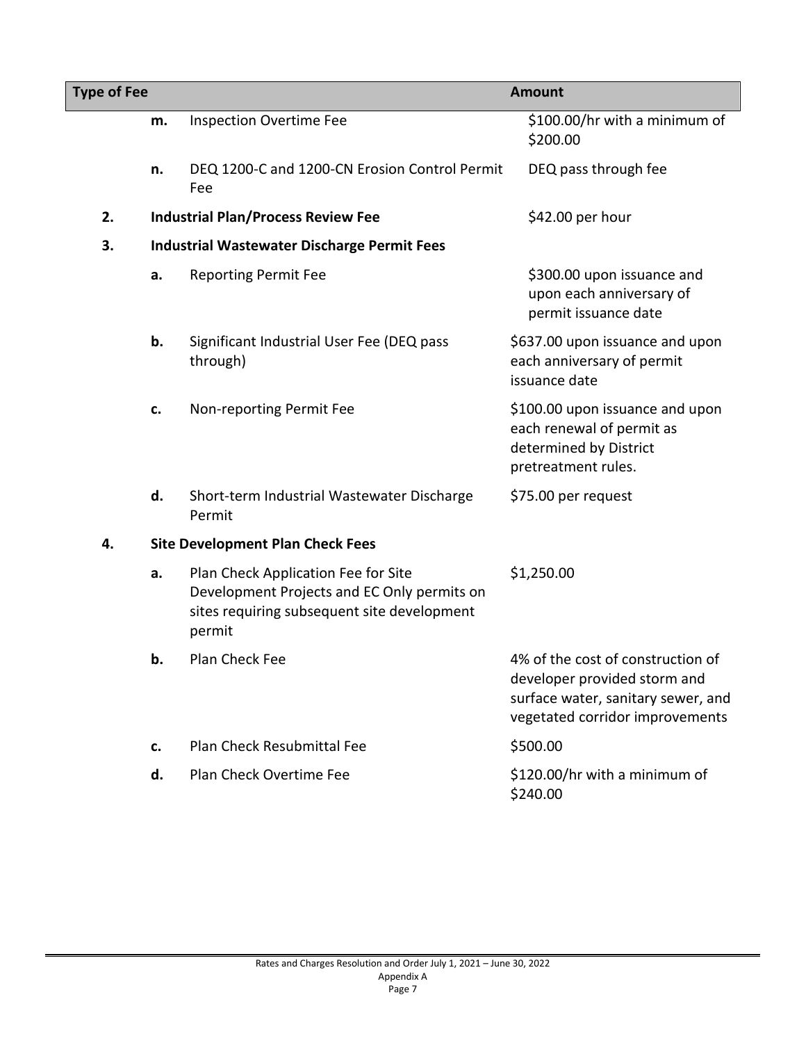| Type of Fee | | | Amount |
|---|---|---|---|
| | **m.** | Inspection Overtime Fee | $100.00/hr with a minimum of $200.00 |
| | **n.** | DEQ 1200-C and 1200-CN Erosion Control Permit Fee | DEQ pass through fee |
| **2.** | **Industrial Plan/Process Review Fee** | | $42.00 per hour |
| **3.** | **Industrial Wastewater Discharge Permit Fees** | | |
| | **a.** | Reporting Permit Fee | $300.00 upon issuance and upon each anniversary of permit issuance date |
| | **b.** | Significant Industrial User Fee (DEQ pass through) | $637.00 upon issuance and upon each anniversary of permit issuance date |
| | **c.** | Non-reporting Permit Fee | $100.00 upon issuance and upon each renewal of permit as determined by District pretreatment rules. |
| | **d.** | Short-term Industrial Wastewater Discharge Permit | $75.00 per request |
| **4.** | **Site Development Plan Check Fees** | | |
| | **a.** | Plan Check Application Fee for Site Development Projects and EC Only permits on sites requiring subsequent site development permit | $1,250.00 |
| | **b.** | Plan Check Fee | 4% of the cost of construction of developer provided storm and surface water, sanitary sewer, and vegetated corridor improvements |
| | **c.** | Plan Check Resubmittal Fee | $500.00 |
| | **d.** | Plan Check Overtime Fee | $120.00/hr with a minimum of $240.00 |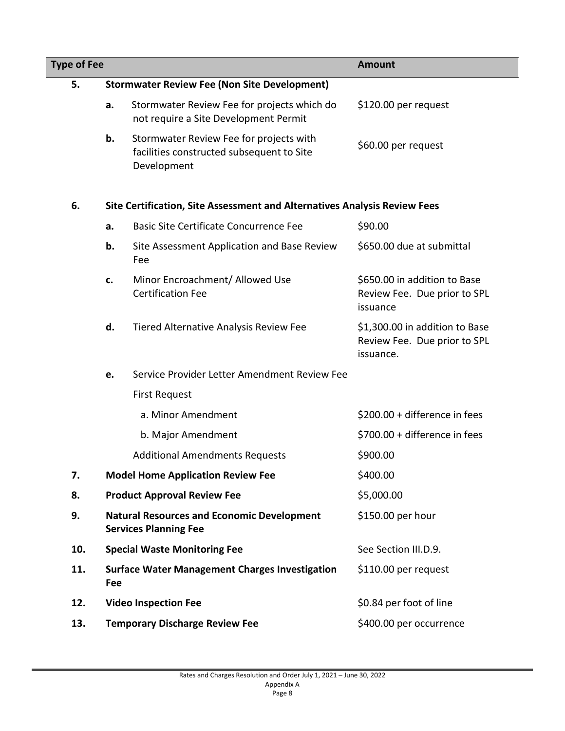| Type of Fee | | | Amount |
|---|---|---|---|
| **5.** | **Stormwater Review Fee (Non Site Development)** | | |
| | **a.** | Stormwater Review Fee for projects which do not require a Site Development Permit | $120.00 per request |
| | **b.** | Stormwater Review Fee for projects with facilities constructed subsequent to Site Development | $60.00 per request |
| **6.** | **Site Certification, Site Assessment and Alternatives Analysis Review Fees** | | |
| | **a.** | Basic Site Certificate Concurrence Fee | $90.00 |
| | **b.** | Site Assessment Application and Base Review Fee | $650.00 due at submittal |
| | **c.** | Minor Encroachment/ Allowed Use Certification Fee | $650.00 in addition to Base Review Fee. Due prior to SPL issuance |
| | **d.** | Tiered Alternative Analysis Review Fee | $1,300.00 in addition to Base Review Fee. Due prior to SPL issuance. |
| | **e.** | Service Provider Letter Amendment Review Fee | |
| | | First Request | |
| | | a. Minor Amendment | $200.00 + difference in fees |
| | | b. Major Amendment | $700.00 + difference in fees |
| | | Additional Amendments Requests | $900.00 |
| **7.** | **Model Home Application Review Fee** | | $400.00 |
| **8.** | **Product Approval Review Fee** | | $5,000.00 |
| **9.** | **Natural Resources and Economic Development Services Planning Fee** | | $150.00 per hour |
| **10.** | **Special Waste Monitoring Fee** | | See Section III.D.9. |
| **11.** | **Surface Water Management Charges Investigation Fee** | | $110.00 per request |
| **12.** | **Video Inspection Fee** | | $0.84 per foot of line |
| **13.** | **Temporary Discharge Review Fee** | | $400.00 per occurrence |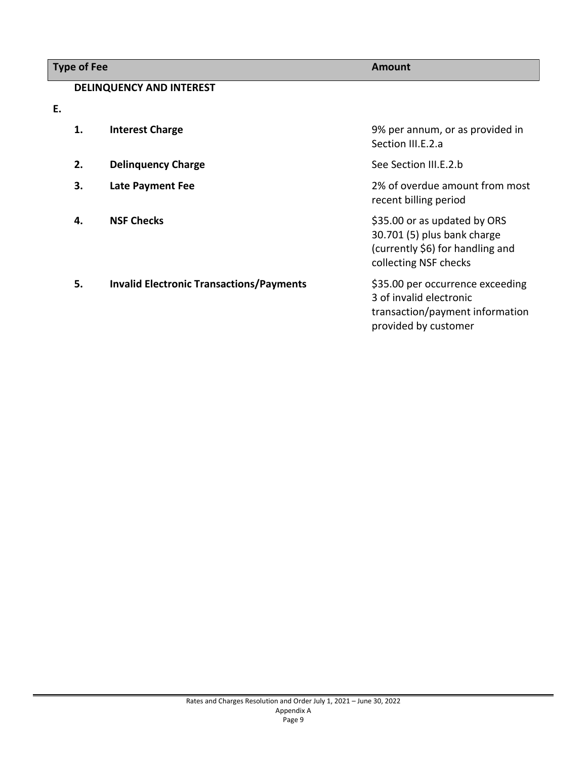| Type of Fee | | Amount |
|---|---|---|
| **E.** | **DELINQUENCY AND INTEREST** | |
| **1.** | **Interest Charge** | 9% per annum, or as provided in Section III.E.2.a |
| **2.** | **Delinquency Charge** | See Section III.E.2.b |
| **3.** | **Late Payment Fee** | 2% of overdue amount from most recent billing period |
| **4.** | **NSF Checks** | \$35.00 or as updated by ORS 30.701 (5) plus bank charge (currently \$6) for handling and collecting NSF checks |
| **5.** | **Invalid Electronic Transactions/Payments** | \$35.00 per occurrence exceeding 3 of invalid electronic transaction/payment information provided by customer |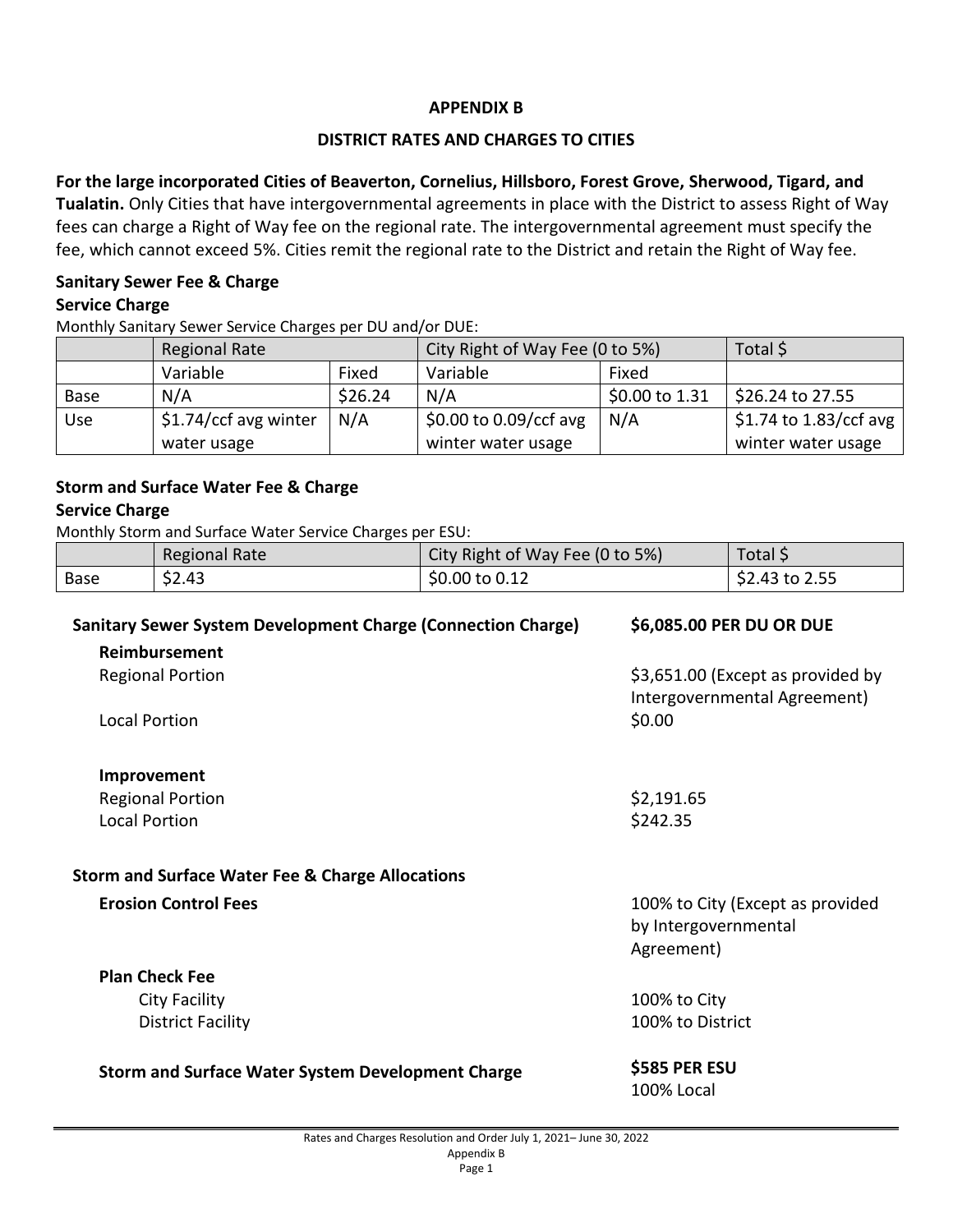## APPENDIX B

## DISTRICT RATES AND CHARGES TO CITIES

**For the large incorporated Cities of Beaverton, Cornelius, Hillsboro, Forest Grove, Sherwood, Tigard, and Tualatin.** Only Cities that have intergovernmental agreements in place with the District to assess Right of Way fees can charge a Right of Way fee on the regional rate. The intergovernmental agreement must specify the fee, which cannot exceed 5%. Cities remit the regional rate to the District and retain the Right of Way fee.

### Sanitary Sewer Fee & Charge

#### Service Charge

Monthly Sanitary Sewer Service Charges per DU and/or DUE:

| | Regional Rate | | City Right of Way Fee (0 to 5%) | | Total $ |
|---|---|---|---|---|---|
| | Variable | Fixed | Variable | Fixed | |
| Base | N/A | $26.24 | N/A | $0.00 to 1.31 | $26.24 to 27.55 |
| Use | $1.74/ccf avg winter water usage | N/A | $0.00 to 0.09/ccf avg winter water usage | N/A | $1.74 to 1.83/ccf avg winter water usage |

### Storm and Surface Water Fee & Charge

#### Service Charge

Monthly Storm and Surface Water Service Charges per ESU:

| | Regional Rate | City Right of Way Fee (0 to 5%) | Total $ |
|---|---|---|---|
| Base | $2.43 | $0.00 to 0.12 | $2.43 to 2.55 |

**Sanitary Sewer System Development Charge (Connection Charge)** — **$6,085.00 PER DU OR DUE**

**Reimbursement**

Regional Portion — $3,651.00 (Except as provided by Intergovernmental Agreement)

Local Portion — $0.00

**Improvement**

Regional Portion — $2,191.65

Local Portion — $242.35

**Storm and Surface Water Fee & Charge Allocations**

**Erosion Control Fees** — 100% to City (Except as provided by Intergovernmental Agreement)

**Plan Check Fee**

City Facility — 100% to City

District Facility — 100% to District

**Storm and Surface Water System Development Charge** — **$585 PER ESU**
100% Local